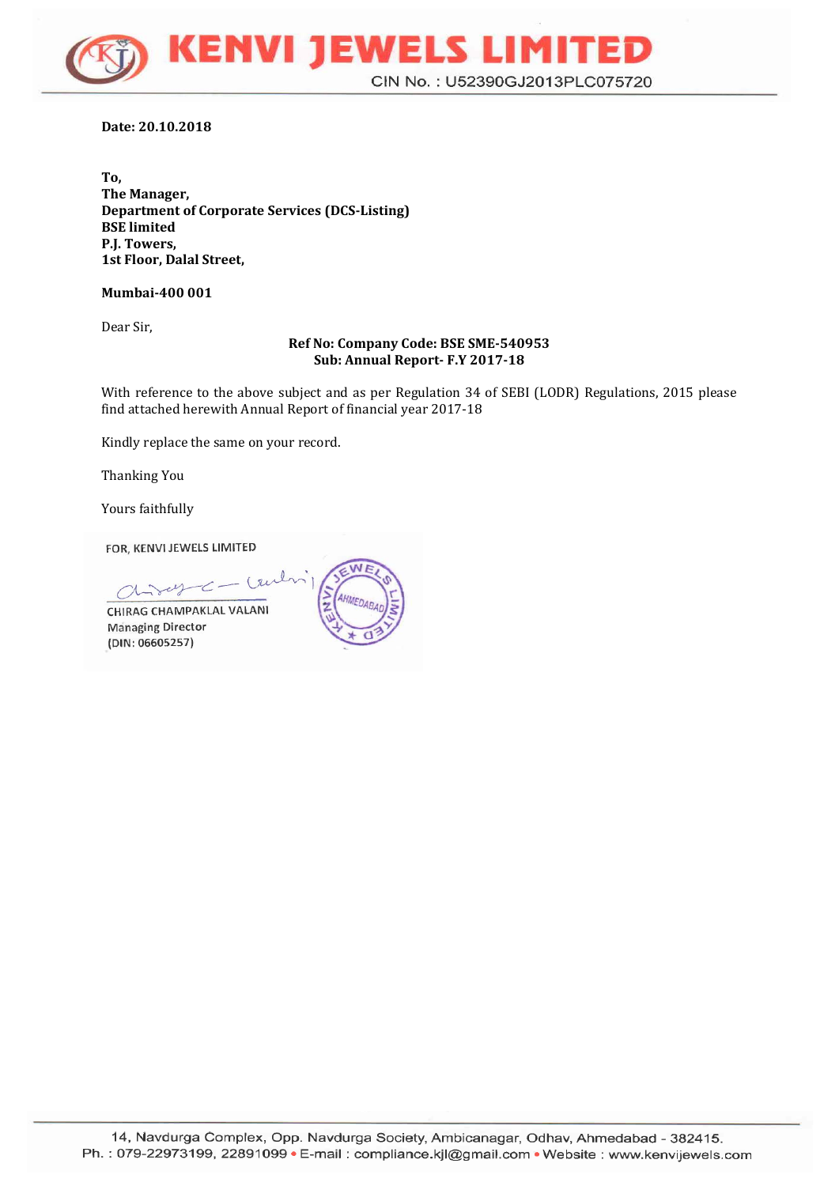# KENVI JEWELS LIMITED

CIN No. : U52390GJ2013PLC075720

**Date: 20.10.2018**

**To,**
**The Manager,**
**Department of Corporate Services (DCS-Listing)**
**BSE limited**
**P.J. Towers,**
**1st Floor, Dalal Street,**

**Mumbai-400 001**

Dear Sir,

**Ref No: Company Code: BSE SME-540953**
**Sub: Annual Report- F.Y 2017-18**

With reference to the above subject and as per Regulation 34 of SEBI (LODR) Regulations, 2015 please find attached herewith Annual Report of financial year 2017-18

Kindly replace the same on your record.

Thanking You

Yours faithfully

FOR, KENVI JEWELS LIMITED

CHIRAG CHAMPAKLAL VALANI
Managing Director
(DIN: 06605257)

14, Navdurga Complex, Opp. Navdurga Society, Ambicanagar, Odhav, Ahmedabad - 382415.
Ph. : 079-22973199, 22891099 • E-mail : compliance.kjl@gmail.com • Website : www.kenvijewels.com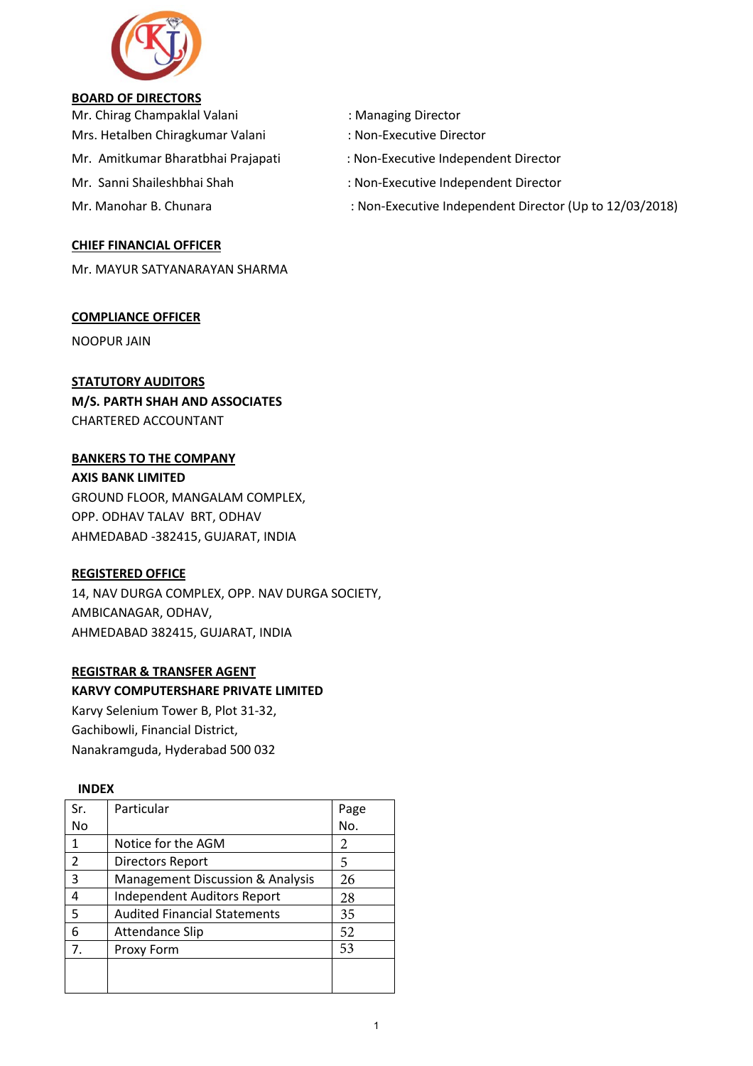## BOARD OF DIRECTORS

| | |
|---|---|
| Mr. Chirag Champaklal Valani | : Managing Director |
| Mrs. Hetalben Chiragkumar Valani | : Non-Executive Director |
| Mr. Amitkumar Bharatbhai Prajapati | : Non-Executive Independent Director |
| Mr. Sanni Shaileshbhai Shah | : Non-Executive Independent Director |
| Mr. Manohar B. Chunara | : Non-Executive Independent Director (Up to 12/03/2018) |

## CHIEF FINANCIAL OFFICER

Mr. MAYUR SATYANARAYAN SHARMA

## COMPLIANCE OFFICER

NOOPUR JAIN

## STATUTORY AUDITORS

**M/S. PARTH SHAH AND ASSOCIATES**
CHARTERED ACCOUNTANT

## BANKERS TO THE COMPANY

**AXIS BANK LIMITED**
GROUND FLOOR, MANGALAM COMPLEX,
OPP. ODHAV TALAV BRT, ODHAV
AHMEDABAD -382415, GUJARAT, INDIA

## REGISTERED OFFICE

14, NAV DURGA COMPLEX, OPP. NAV DURGA SOCIETY,
AMBICANAGAR, ODHAV,
AHMEDABAD 382415, GUJARAT, INDIA

## REGISTRAR & TRANSFER AGENT

**KARVY COMPUTERSHARE PRIVATE LIMITED**
Karvy Selenium Tower B, Plot 31-32,
Gachibowli, Financial District,
Nanakramguda, Hyderabad 500 032

## INDEX

| Sr. No | Particular | Page No. |
|---|---|---|
| 1 | Notice for the AGM | 2 |
| 2 | Directors Report | 5 |
| 3 | Management Discussion & Analysis | 26 |
| 4 | Independent Auditors Report | 28 |
| 5 | Audited Financial Statements | 35 |
| 6 | Attendance Slip | 52 |
| 7. | Proxy Form | 53 |
| | | |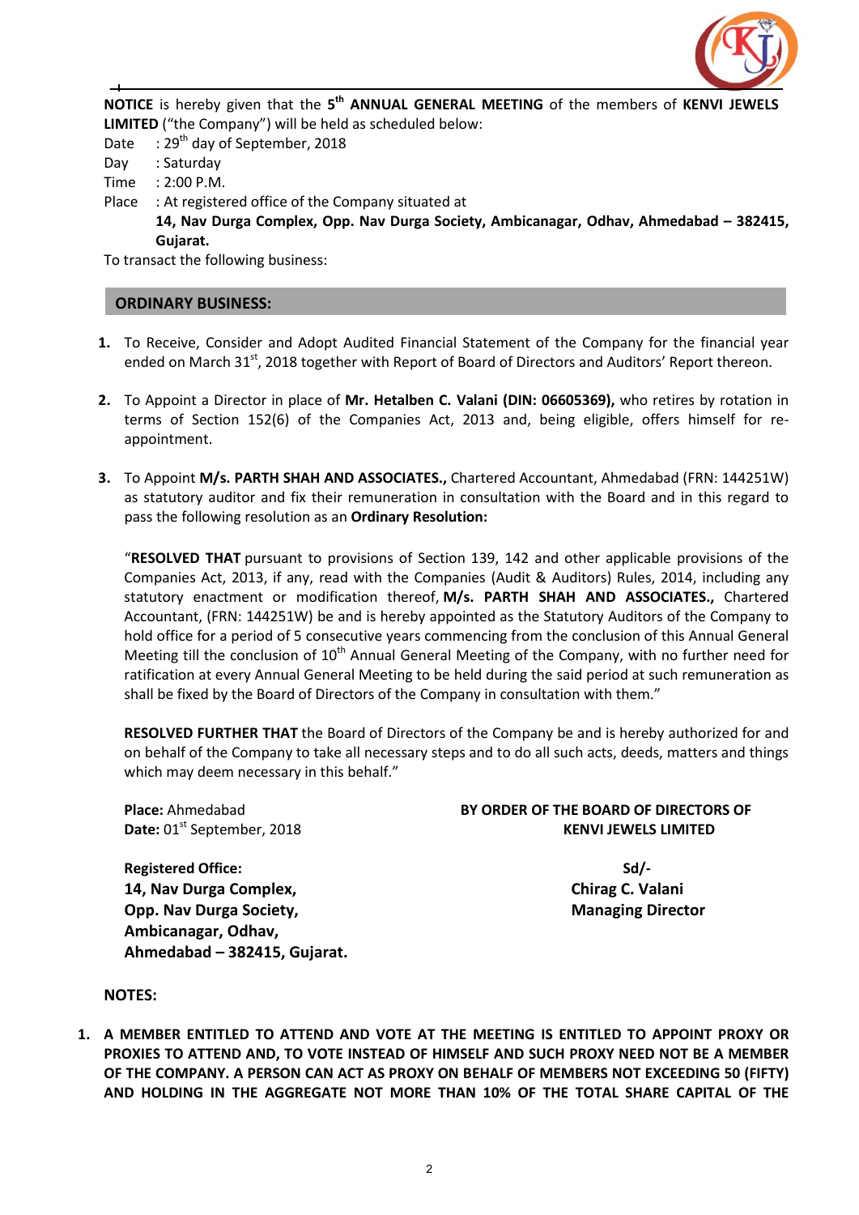**NOTICE** is hereby given that the **5th ANNUAL GENERAL MEETING** of the members of **KENVI JEWELS LIMITED** ("the Company") will be held as scheduled below:

Date : 29th day of September, 2018

Day : Saturday

Time : 2:00 P.M.

Place : At registered office of the Company situated at **14, Nav Durga Complex, Opp. Nav Durga Society, Ambicanagar, Odhav, Ahmedabad – 382415, Gujarat.**

To transact the following business:

## ORDINARY BUSINESS:

1. To Receive, Consider and Adopt Audited Financial Statement of the Company for the financial year ended on March 31st, 2018 together with Report of Board of Directors and Auditors' Report thereon.

2. To Appoint a Director in place of **Mr. Hetalben C. Valani (DIN: 06605369),** who retires by rotation in terms of Section 152(6) of the Companies Act, 2013 and, being eligible, offers himself for re-appointment.

3. To Appoint **M/s. PARTH SHAH AND ASSOCIATES.,** Chartered Accountant, Ahmedabad (FRN: 144251W) as statutory auditor and fix their remuneration in consultation with the Board and in this regard to pass the following resolution as an **Ordinary Resolution:**

   "**RESOLVED THAT** pursuant to provisions of Section 139, 142 and other applicable provisions of the Companies Act, 2013, if any, read with the Companies (Audit & Auditors) Rules, 2014, including any statutory enactment or modification thereof, **M/s. PARTH SHAH AND ASSOCIATES.,** Chartered Accountant, (FRN: 144251W) be and is hereby appointed as the Statutory Auditors of the Company to hold office for a period of 5 consecutive years commencing from the conclusion of this Annual General Meeting till the conclusion of 10th Annual General Meeting of the Company, with no further need for ratification at every Annual General Meeting to be held during the said period at such remuneration as shall be fixed by the Board of Directors of the Company in consultation with them."

   **RESOLVED FURTHER THAT** the Board of Directors of the Company be and is hereby authorized for and on behalf of the Company to take all necessary steps and to do all such acts, deeds, matters and things which may deem necessary in this behalf."

**Place:** Ahmedabad
**Date:** 01st September, 2018

**BY ORDER OF THE BOARD OF DIRECTORS OF KENVI JEWELS LIMITED**

**Registered Office:**
**14, Nav Durga Complex,**
**Opp. Nav Durga Society,**
**Ambicanagar, Odhav,**
**Ahmedabad – 382415, Gujarat.**

**Sd/-**
**Chirag C. Valani**
**Managing Director**

**NOTES:**

1. **A MEMBER ENTITLED TO ATTEND AND VOTE AT THE MEETING IS ENTITLED TO APPOINT PROXY OR PROXIES TO ATTEND AND, TO VOTE INSTEAD OF HIMSELF AND SUCH PROXY NEED NOT BE A MEMBER OF THE COMPANY. A PERSON CAN ACT AS PROXY ON BEHALF OF MEMBERS NOT EXCEEDING 50 (FIFTY) AND HOLDING IN THE AGGREGATE NOT MORE THAN 10% OF THE TOTAL SHARE CAPITAL OF THE**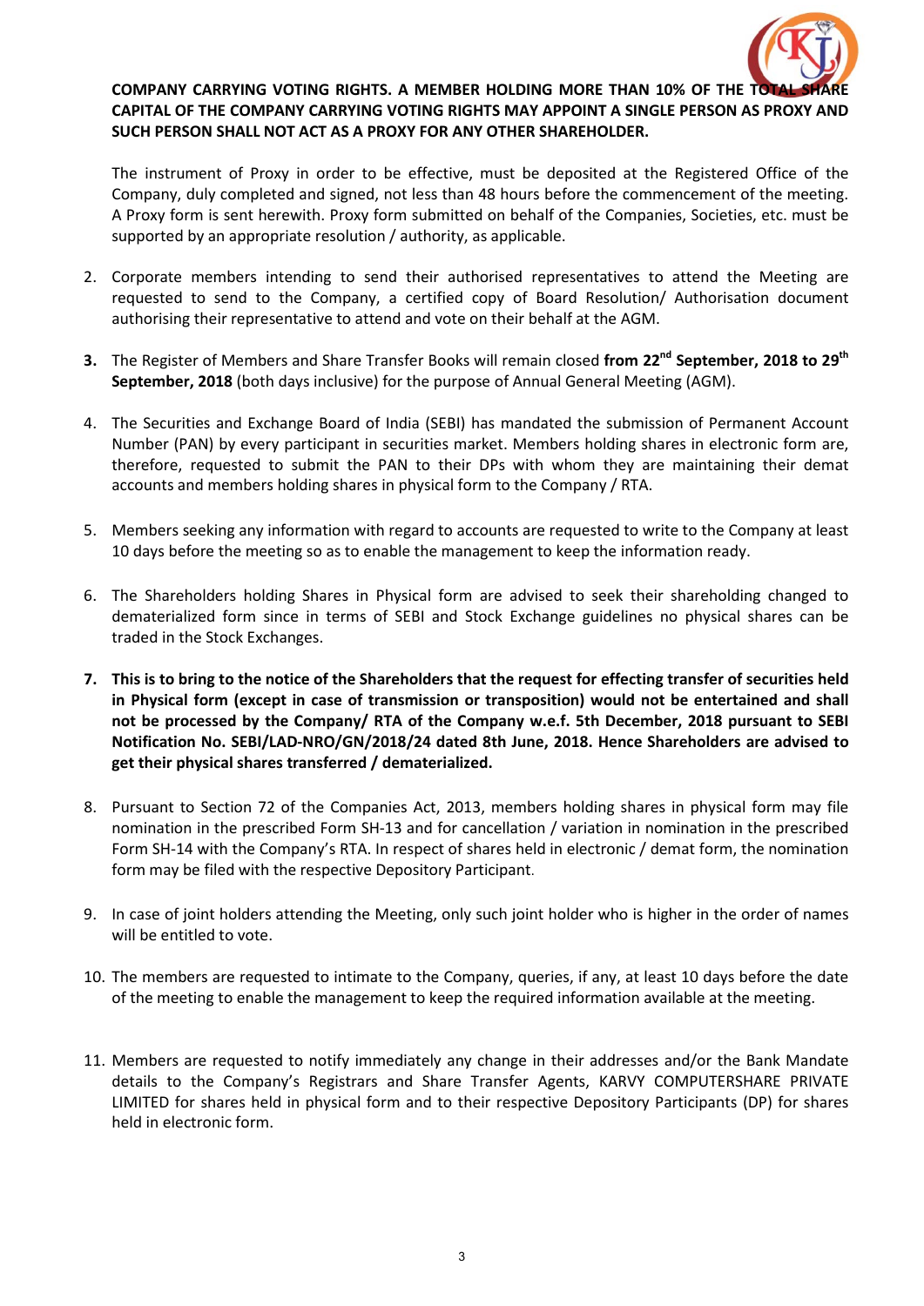**COMPANY CARRYING VOTING RIGHTS. A MEMBER HOLDING MORE THAN 10% OF THE TOTAL SHARE CAPITAL OF THE COMPANY CARRYING VOTING RIGHTS MAY APPOINT A SINGLE PERSON AS PROXY AND SUCH PERSON SHALL NOT ACT AS A PROXY FOR ANY OTHER SHAREHOLDER.**

The instrument of Proxy in order to be effective, must be deposited at the Registered Office of the Company, duly completed and signed, not less than 48 hours before the commencement of the meeting. A Proxy form is sent herewith. Proxy form submitted on behalf of the Companies, Societies, etc. must be supported by an appropriate resolution / authority, as applicable.

2. Corporate members intending to send their authorised representatives to attend the Meeting are requested to send to the Company, a certified copy of Board Resolution/ Authorisation document authorising their representative to attend and vote on their behalf at the AGM.

3. The Register of Members and Share Transfer Books will remain closed **from 22nd September, 2018 to 29th September, 2018** (both days inclusive) for the purpose of Annual General Meeting (AGM).

4. The Securities and Exchange Board of India (SEBI) has mandated the submission of Permanent Account Number (PAN) by every participant in securities market. Members holding shares in electronic form are, therefore, requested to submit the PAN to their DPs with whom they are maintaining their demat accounts and members holding shares in physical form to the Company / RTA.

5. Members seeking any information with regard to accounts are requested to write to the Company at least 10 days before the meeting so as to enable the management to keep the information ready.

6. The Shareholders holding Shares in Physical form are advised to seek their shareholding changed to dematerialized form since in terms of SEBI and Stock Exchange guidelines no physical shares can be traded in the Stock Exchanges.

7. **This is to bring to the notice of the Shareholders that the request for effecting transfer of securities held in Physical form (except in case of transmission or transposition) would not be entertained and shall not be processed by the Company/ RTA of the Company w.e.f. 5th December, 2018 pursuant to SEBI Notification No. SEBI/LAD-NRO/GN/2018/24 dated 8th June, 2018. Hence Shareholders are advised to get their physical shares transferred / dematerialized.**

8. Pursuant to Section 72 of the Companies Act, 2013, members holding shares in physical form may file nomination in the prescribed Form SH-13 and for cancellation / variation in nomination in the prescribed Form SH-14 with the Company's RTA. In respect of shares held in electronic / demat form, the nomination form may be filed with the respective Depository Participant.

9. In case of joint holders attending the Meeting, only such joint holder who is higher in the order of names will be entitled to vote.

10. The members are requested to intimate to the Company, queries, if any, at least 10 days before the date of the meeting to enable the management to keep the required information available at the meeting.

11. Members are requested to notify immediately any change in their addresses and/or the Bank Mandate details to the Company's Registrars and Share Transfer Agents, KARVY COMPUTERSHARE PRIVATE LIMITED for shares held in physical form and to their respective Depository Participants (DP) for shares held in electronic form.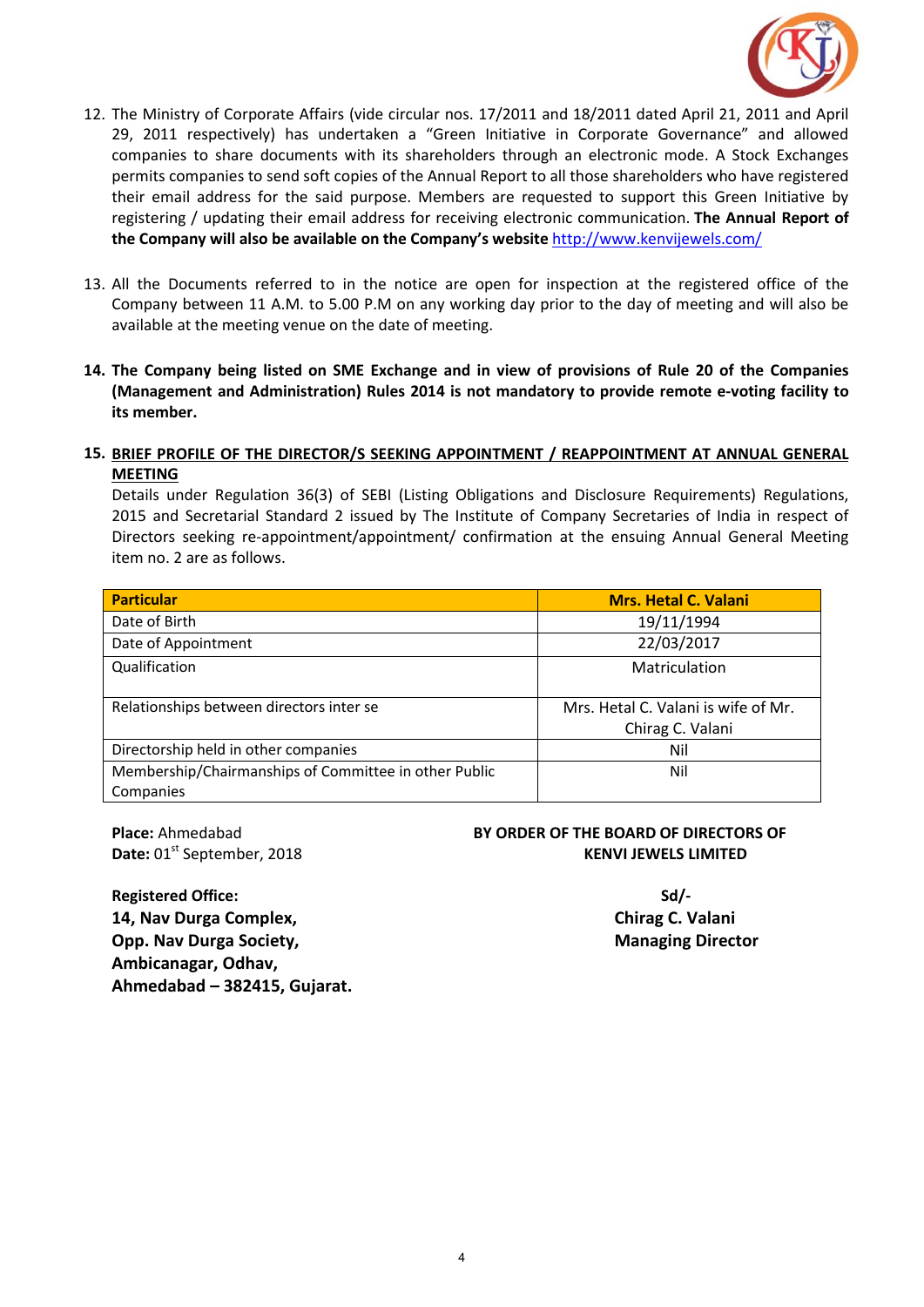12. The Ministry of Corporate Affairs (vide circular nos. 17/2011 and 18/2011 dated April 21, 2011 and April 29, 2011 respectively) has undertaken a "Green Initiative in Corporate Governance" and allowed companies to share documents with its shareholders through an electronic mode. A Stock Exchanges permits companies to send soft copies of the Annual Report to all those shareholders who have registered their email address for the said purpose. Members are requested to support this Green Initiative by registering / updating their email address for receiving electronic communication. **The Annual Report of the Company will also be available on the Company's website** http://www.kenvijewels.com/

13. All the Documents referred to in the notice are open for inspection at the registered office of the Company between 11 A.M. to 5.00 P.M on any working day prior to the day of meeting and will also be available at the meeting venue on the date of meeting.

14. **The Company being listed on SME Exchange and in view of provisions of Rule 20 of the Companies (Management and Administration) Rules 2014 is not mandatory to provide remote e-voting facility to its member.**

15. **BRIEF PROFILE OF THE DIRECTOR/S SEEKING APPOINTMENT / REAPPOINTMENT AT ANNUAL GENERAL MEETING**

Details under Regulation 36(3) of SEBI (Listing Obligations and Disclosure Requirements) Regulations, 2015 and Secretarial Standard 2 issued by The Institute of Company Secretaries of India in respect of Directors seeking re-appointment/appointment/ confirmation at the ensuing Annual General Meeting item no. 2 are as follows.

| Particular | Mrs. Hetal C. Valani |
|---|---|
| Date of Birth | 19/11/1994 |
| Date of Appointment | 22/03/2017 |
| Qualification | Matriculation |
| Relationships between directors inter se | Mrs. Hetal C. Valani is wife of Mr. Chirag C. Valani |
| Directorship held in other companies | Nil |
| Membership/Chairmanships of Committee in other Public Companies | Nil |

**Place:** Ahmedabad
**Date:** 01st September, 2018

**BY ORDER OF THE BOARD OF DIRECTORS OF KENVI JEWELS LIMITED**

**Registered Office:**
**14, Nav Durga Complex,**
**Opp. Nav Durga Society,**
**Ambicanagar, Odhav,**
**Ahmedabad – 382415, Gujarat.**

**Sd/-**
**Chirag C. Valani**
**Managing Director**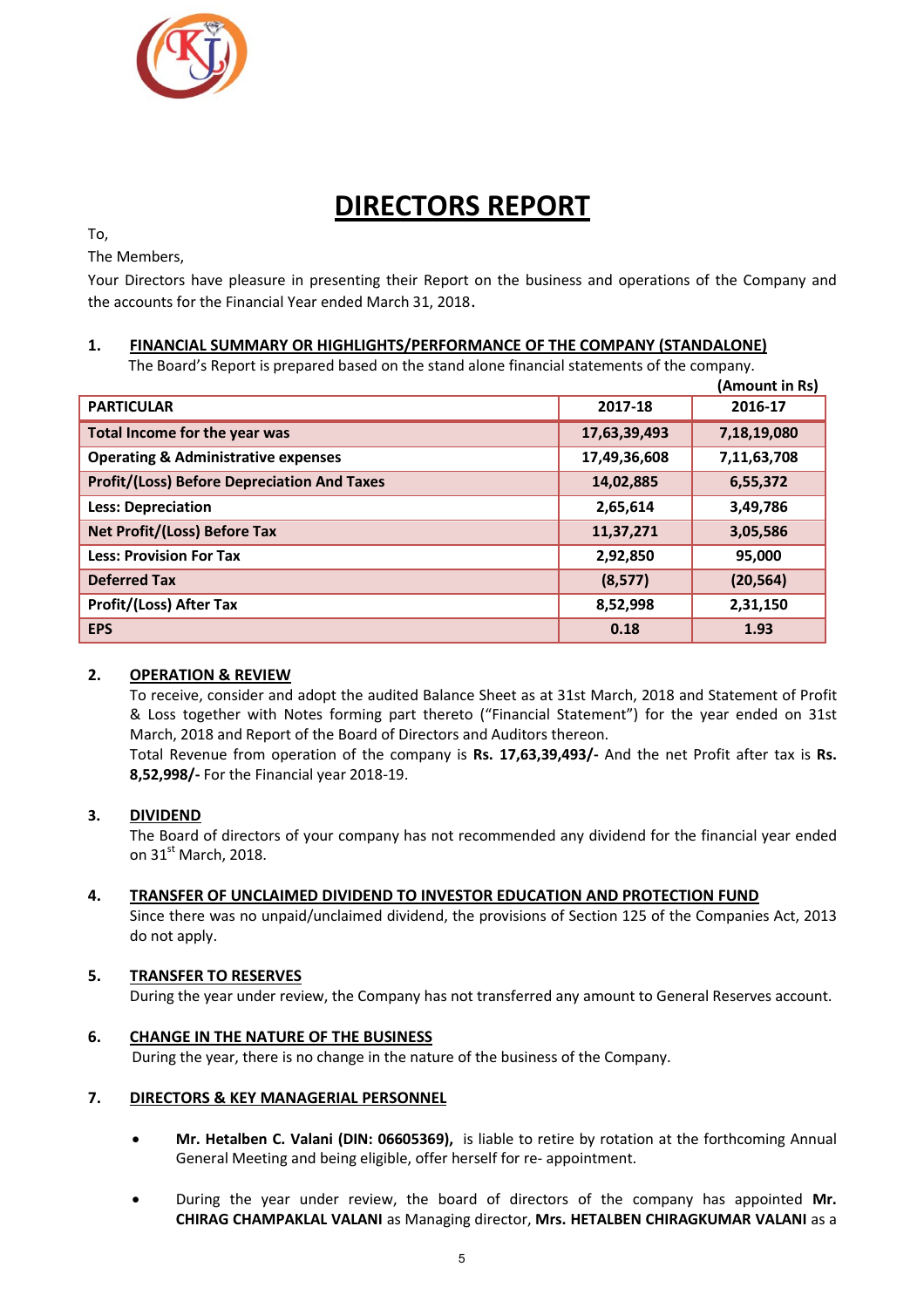# DIRECTORS REPORT

To,

The Members,

Your Directors have pleasure in presenting their Report on the business and operations of the Company and the accounts for the Financial Year ended March 31, 2018.

## 1. FINANCIAL SUMMARY OR HIGHLIGHTS/PERFORMANCE OF THE COMPANY (STANDALONE)

The Board's Report is prepared based on the stand alone financial statements of the company.

**(Amount in Rs)**

| PARTICULAR | 2017-18 | 2016-17 |
|---|---|---|
| Total Income for the year was | 17,63,39,493 | 7,18,19,080 |
| Operating & Administrative expenses | 17,49,36,608 | 7,11,63,708 |
| Profit/(Loss) Before Depreciation And Taxes | 14,02,885 | 6,55,372 |
| Less: Depreciation | 2,65,614 | 3,49,786 |
| Net Profit/(Loss) Before Tax | 11,37,271 | 3,05,586 |
| Less: Provision For Tax | 2,92,850 | 95,000 |
| Deferred Tax | (8,577) | (20,564) |
| Profit/(Loss) After Tax | 8,52,998 | 2,31,150 |
| EPS | 0.18 | 1.93 |

## 2. OPERATION & REVIEW

To receive, consider and adopt the audited Balance Sheet as at 31st March, 2018 and Statement of Profit & Loss together with Notes forming part thereto ("Financial Statement") for the year ended on 31st March, 2018 and Report of the Board of Directors and Auditors thereon.

Total Revenue from operation of the company is **Rs. 17,63,39,493/-** And the net Profit after tax is **Rs. 8,52,998/-** For the Financial year 2018-19.

## 3. DIVIDEND

The Board of directors of your company has not recommended any dividend for the financial year ended on 31st March, 2018.

## 4. TRANSFER OF UNCLAIMED DIVIDEND TO INVESTOR EDUCATION AND PROTECTION FUND

Since there was no unpaid/unclaimed dividend, the provisions of Section 125 of the Companies Act, 2013 do not apply.

## 5. TRANSFER TO RESERVES

During the year under review, the Company has not transferred any amount to General Reserves account.

## 6. CHANGE IN THE NATURE OF THE BUSINESS

During the year, there is no change in the nature of the business of the Company.

## 7. DIRECTORS & KEY MANAGERIAL PERSONNEL

- **Mr. Hetalben C. Valani (DIN: 06605369),** is liable to retire by rotation at the forthcoming Annual General Meeting and being eligible, offer herself for re- appointment.
- During the year under review, the board of directors of the company has appointed **Mr. CHIRAG CHAMPAKLAL VALANI** as Managing director, **Mrs. HETALBEN CHIRAGKUMAR VALANI** as a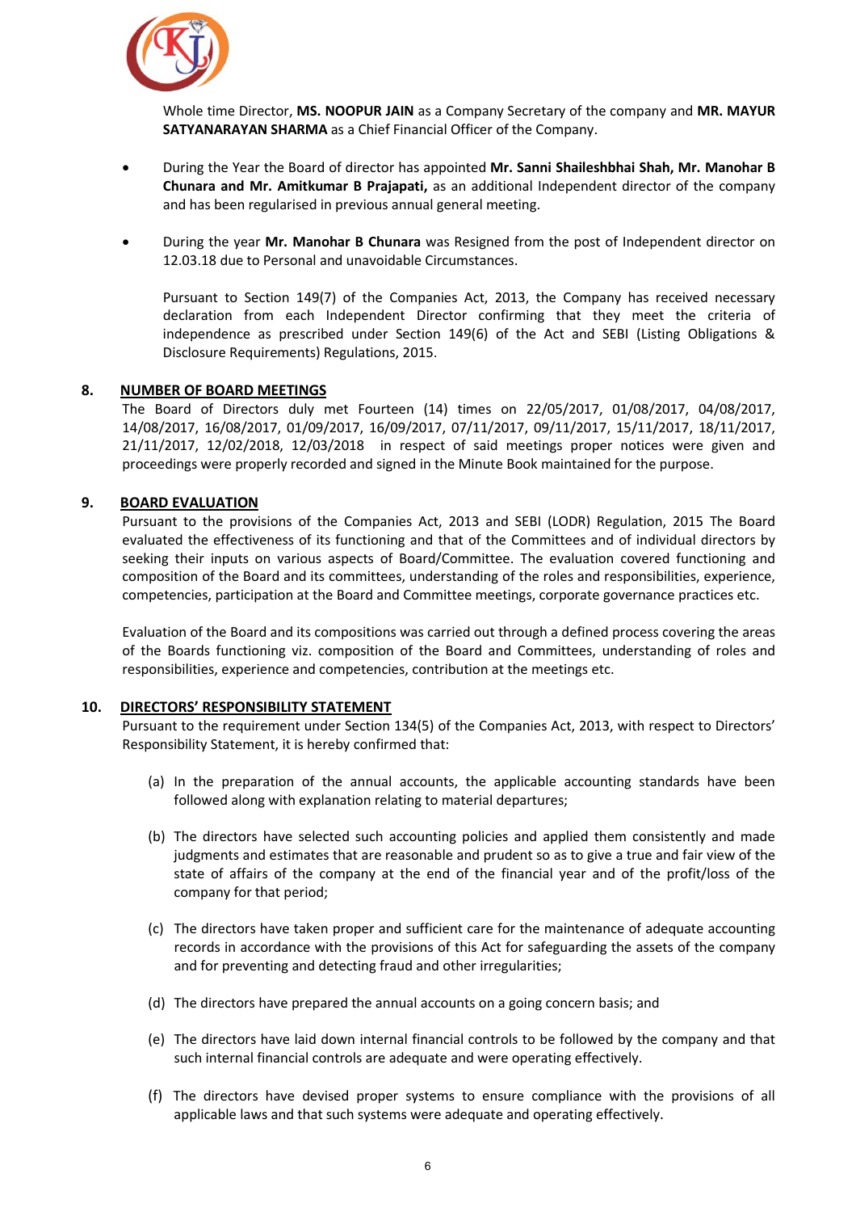Whole time Director, **MS. NOOPUR JAIN** as a Company Secretary of the company and **MR. MAYUR SATYANARAYAN SHARMA** as a Chief Financial Officer of the Company.

- During the Year the Board of director has appointed **Mr. Sanni Shaileshbhai Shah, Mr. Manohar B Chunara and Mr. Amitkumar B Prajapati,** as an additional Independent director of the company and has been regularised in previous annual general meeting.

- During the year **Mr. Manohar B Chunara** was Resigned from the post of Independent director on 12.03.18 due to Personal and unavoidable Circumstances.

  Pursuant to Section 149(7) of the Companies Act, 2013, the Company has received necessary declaration from each Independent Director confirming that they meet the criteria of independence as prescribed under Section 149(6) of the Act and SEBI (Listing Obligations & Disclosure Requirements) Regulations, 2015.

## 8. NUMBER OF BOARD MEETINGS

The Board of Directors duly met Fourteen (14) times on 22/05/2017, 01/08/2017, 04/08/2017, 14/08/2017, 16/08/2017, 01/09/2017, 16/09/2017, 07/11/2017, 09/11/2017, 15/11/2017, 18/11/2017, 21/11/2017, 12/02/2018, 12/03/2018 in respect of said meetings proper notices were given and proceedings were properly recorded and signed in the Minute Book maintained for the purpose.

## 9. BOARD EVALUATION

Pursuant to the provisions of the Companies Act, 2013 and SEBI (LODR) Regulation, 2015 The Board evaluated the effectiveness of its functioning and that of the Committees and of individual directors by seeking their inputs on various aspects of Board/Committee. The evaluation covered functioning and composition of the Board and its committees, understanding of the roles and responsibilities, experience, competencies, participation at the Board and Committee meetings, corporate governance practices etc.

Evaluation of the Board and its compositions was carried out through a defined process covering the areas of the Boards functioning viz. composition of the Board and Committees, understanding of roles and responsibilities, experience and competencies, contribution at the meetings etc.

## 10. DIRECTORS' RESPONSIBILITY STATEMENT

Pursuant to the requirement under Section 134(5) of the Companies Act, 2013, with respect to Directors' Responsibility Statement, it is hereby confirmed that:

(a) In the preparation of the annual accounts, the applicable accounting standards have been followed along with explanation relating to material departures;

(b) The directors have selected such accounting policies and applied them consistently and made judgments and estimates that are reasonable and prudent so as to give a true and fair view of the state of affairs of the company at the end of the financial year and of the profit/loss of the company for that period;

(c) The directors have taken proper and sufficient care for the maintenance of adequate accounting records in accordance with the provisions of this Act for safeguarding the assets of the company and for preventing and detecting fraud and other irregularities;

(d) The directors have prepared the annual accounts on a going concern basis; and

(e) The directors have laid down internal financial controls to be followed by the company and that such internal financial controls are adequate and were operating effectively.

(f) The directors have devised proper systems to ensure compliance with the provisions of all applicable laws and that such systems were adequate and operating effectively.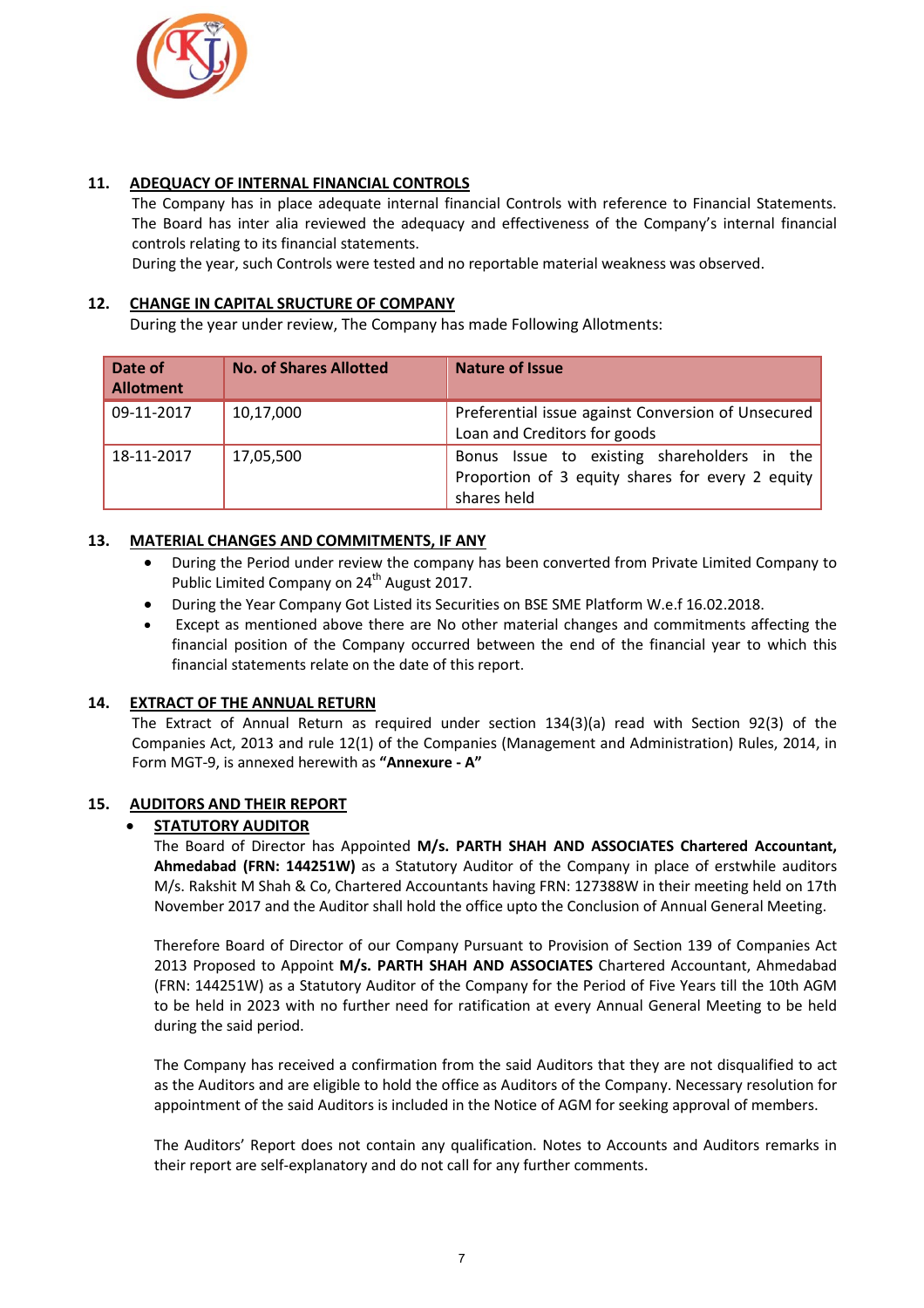## 11. ADEQUACY OF INTERNAL FINANCIAL CONTROLS

The Company has in place adequate internal financial Controls with reference to Financial Statements. The Board has inter alia reviewed the adequacy and effectiveness of the Company's internal financial controls relating to its financial statements.

During the year, such Controls were tested and no reportable material weakness was observed.

## 12. CHANGE IN CAPITAL SRUCTURE OF COMPANY

During the year under review, The Company has made Following Allotments:

| Date of Allotment | No. of Shares Allotted | Nature of Issue |
|---|---|---|
| 09-11-2017 | 10,17,000 | Preferential issue against Conversion of Unsecured Loan and Creditors for goods |
| 18-11-2017 | 17,05,500 | Bonus Issue to existing shareholders in the Proportion of 3 equity shares for every 2 equity shares held |

## 13. MATERIAL CHANGES AND COMMITMENTS, IF ANY

- During the Period under review the company has been converted from Private Limited Company to Public Limited Company on 24th August 2017.
- During the Year Company Got Listed its Securities on BSE SME Platform W.e.f 16.02.2018.
- Except as mentioned above there are No other material changes and commitments affecting the financial position of the Company occurred between the end of the financial year to which this financial statements relate on the date of this report.

## 14. EXTRACT OF THE ANNUAL RETURN

The Extract of Annual Return as required under section 134(3)(a) read with Section 92(3) of the Companies Act, 2013 and rule 12(1) of the Companies (Management and Administration) Rules, 2014, in Form MGT-9, is annexed herewith as **"Annexure - A"**

## 15. AUDITORS AND THEIR REPORT

- **STATUTORY AUDITOR**

The Board of Director has Appointed **M/s. PARTH SHAH AND ASSOCIATES Chartered Accountant, Ahmedabad (FRN: 144251W)** as a Statutory Auditor of the Company in place of erstwhile auditors M/s. Rakshit M Shah & Co, Chartered Accountants having FRN: 127388W in their meeting held on 17th November 2017 and the Auditor shall hold the office upto the Conclusion of Annual General Meeting.

Therefore Board of Director of our Company Pursuant to Provision of Section 139 of Companies Act 2013 Proposed to Appoint **M/s. PARTH SHAH AND ASSOCIATES** Chartered Accountant, Ahmedabad (FRN: 144251W) as a Statutory Auditor of the Company for the Period of Five Years till the 10th AGM to be held in 2023 with no further need for ratification at every Annual General Meeting to be held during the said period.

The Company has received a confirmation from the said Auditors that they are not disqualified to act as the Auditors and are eligible to hold the office as Auditors of the Company. Necessary resolution for appointment of the said Auditors is included in the Notice of AGM for seeking approval of members.

The Auditors' Report does not contain any qualification. Notes to Accounts and Auditors remarks in their report are self-explanatory and do not call for any further comments.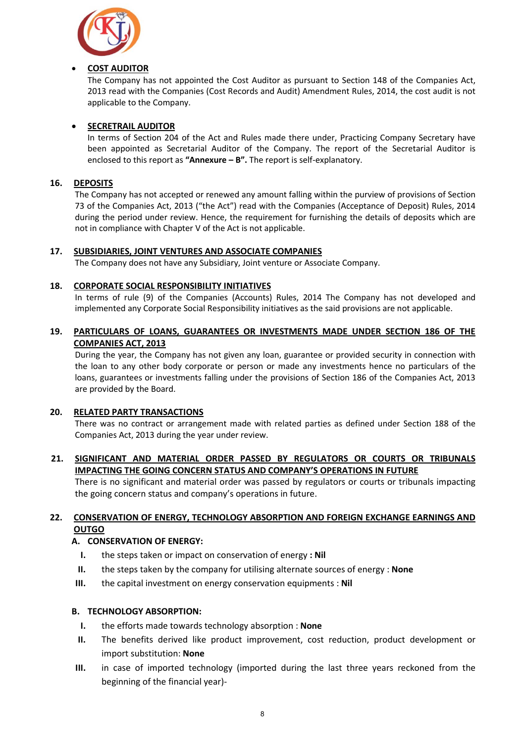- **COST AUDITOR**

  The Company has not appointed the Cost Auditor as pursuant to Section 148 of the Companies Act, 2013 read with the Companies (Cost Records and Audit) Amendment Rules, 2014, the cost audit is not applicable to the Company.

- **SECRETRAIL AUDITOR**

  In terms of Section 204 of the Act and Rules made there under, Practicing Company Secretary have been appointed as Secretarial Auditor of the Company. The report of the Secretarial Auditor is enclosed to this report as **"Annexure – B".** The report is self-explanatory.

## 16. DEPOSITS

The Company has not accepted or renewed any amount falling within the purview of provisions of Section 73 of the Companies Act, 2013 ("the Act") read with the Companies (Acceptance of Deposit) Rules, 2014 during the period under review. Hence, the requirement for furnishing the details of deposits which are not in compliance with Chapter V of the Act is not applicable.

## 17. SUBSIDIARIES, JOINT VENTURES AND ASSOCIATE COMPANIES

The Company does not have any Subsidiary, Joint venture or Associate Company.

## 18. CORPORATE SOCIAL RESPONSIBILITY INITIATIVES

In terms of rule (9) of the Companies (Accounts) Rules, 2014 The Company has not developed and implemented any Corporate Social Responsibility initiatives as the said provisions are not applicable.

## 19. PARTICULARS OF LOANS, GUARANTEES OR INVESTMENTS MADE UNDER SECTION 186 OF THE COMPANIES ACT, 2013

During the year, the Company has not given any loan, guarantee or provided security in connection with the loan to any other body corporate or person or made any investments hence no particulars of the loans, guarantees or investments falling under the provisions of Section 186 of the Companies Act, 2013 are provided by the Board.

## 20. RELATED PARTY TRANSACTIONS

There was no contract or arrangement made with related parties as defined under Section 188 of the Companies Act, 2013 during the year under review.

## 21. SIGNIFICANT AND MATERIAL ORDER PASSED BY REGULATORS OR COURTS OR TRIBUNALS IMPACTING THE GOING CONCERN STATUS AND COMPANY'S OPERATIONS IN FUTURE

There is no significant and material order was passed by regulators or courts or tribunals impacting the going concern status and company's operations in future.

## 22. CONSERVATION OF ENERGY, TECHNOLOGY ABSORPTION AND FOREIGN EXCHANGE EARNINGS AND OUTGO

### A. CONSERVATION OF ENERGY:

- I. the steps taken or impact on conservation of energy **: Nil**
- II. the steps taken by the company for utilising alternate sources of energy : **None**
- III. the capital investment on energy conservation equipments : **Nil**

### B. TECHNOLOGY ABSORPTION:

- I. the efforts made towards technology absorption : **None**
- II. The benefits derived like product improvement, cost reduction, product development or import substitution: **None**
- III. in case of imported technology (imported during the last three years reckoned from the beginning of the financial year)-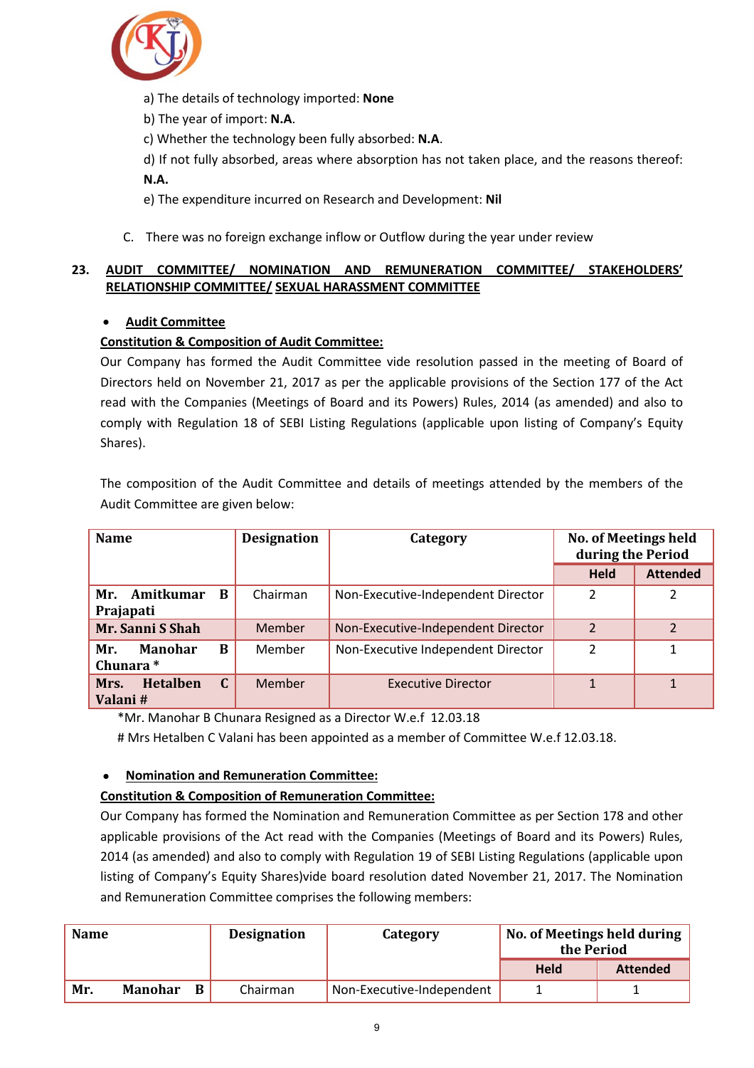a) The details of technology imported: **None**

b) The year of import: **N.A**.

c) Whether the technology been fully absorbed: **N.A**.

d) If not fully absorbed, areas where absorption has not taken place, and the reasons thereof: **N.A.**

e) The expenditure incurred on Research and Development: **Nil**

C. There was no foreign exchange inflow or Outflow during the year under review

## 23. AUDIT COMMITTEE/ NOMINATION AND REMUNERATION COMMITTEE/ STAKEHOLDERS' RELATIONSHIP COMMITTEE/ SEXUAL HARASSMENT COMMITTEE

- **Audit Committee**

**Constitution & Composition of Audit Committee:**

Our Company has formed the Audit Committee vide resolution passed in the meeting of Board of Directors held on November 21, 2017 as per the applicable provisions of the Section 177 of the Act read with the Companies (Meetings of Board and its Powers) Rules, 2014 (as amended) and also to comply with Regulation 18 of SEBI Listing Regulations (applicable upon listing of Company's Equity Shares).

The composition of the Audit Committee and details of meetings attended by the members of the Audit Committee are given below:

| Name | Designation | Category | No. of Meetings held during the Period | |
|---|---|---|---|---|
| | | | Held | Attended |
| Mr. Amitkumar B Prajapati | Chairman | Non-Executive-Independent Director | 2 | 2 |
| Mr. Sanni S Shah | Member | Non-Executive-Independent Director | 2 | 2 |
| Mr. Manohar B Chunara * | Member | Non-Executive Independent Director | 2 | 1 |
| Mrs. Hetalben C Valani # | Member | Executive Director | 1 | 1 |

*Mr. Manohar B Chunara Resigned as a Director W.e.f 12.03.18

# Mrs Hetalben C Valani has been appointed as a member of Committee W.e.f 12.03.18.

- **Nomination and Remuneration Committee:**

**Constitution & Composition of Remuneration Committee:**

Our Company has formed the Nomination and Remuneration Committee as per Section 178 and other applicable provisions of the Act read with the Companies (Meetings of Board and its Powers) Rules, 2014 (as amended) and also to comply with Regulation 19 of SEBI Listing Regulations (applicable upon listing of Company's Equity Shares)vide board resolution dated November 21, 2017. The Nomination and Remuneration Committee comprises the following members:

| Name | Designation | Category | No. of Meetings held during the Period | |
|---|---|---|---|---|
| | | | Held | Attended |
| Mr. Manohar B | Chairman | Non-Executive-Independent | 1 | 1 |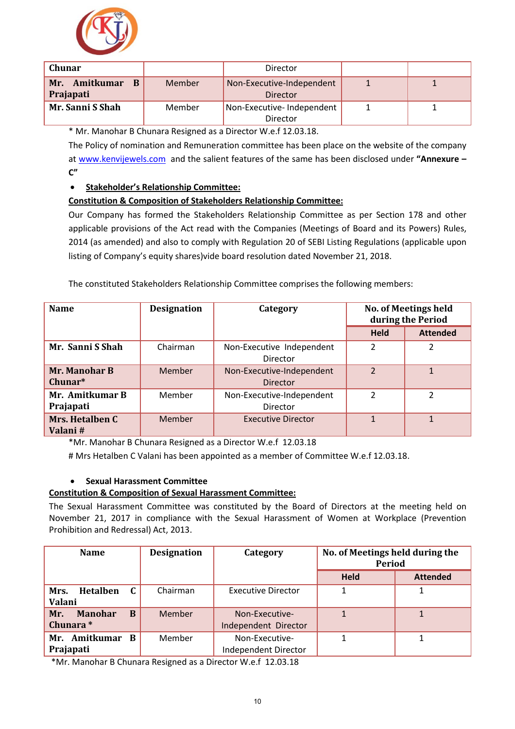| Chunar | | Director | | |
|---|---|---|---|---|
| **Mr. Amitkumar B Prajapati** | Member | Non-Executive-Independent Director | 1 | 1 |
| **Mr. Sanni S Shah** | Member | Non-Executive- Independent Director | 1 | 1 |

\* Mr. Manohar B Chunara Resigned as a Director W.e.f 12.03.18.

The Policy of nomination and Remuneration committee has been place on the website of the company at www.kenvijewels.com and the salient features of the same has been disclosed under **"Annexure – C"**

- **Stakeholder's Relationship Committee:**

**Constitution & Composition of Stakeholders Relationship Committee:**

Our Company has formed the Stakeholders Relationship Committee as per Section 178 and other applicable provisions of the Act read with the Companies (Meetings of Board and its Powers) Rules, 2014 (as amended) and also to comply with Regulation 20 of SEBI Listing Regulations (applicable upon listing of Company's equity shares)vide board resolution dated November 21, 2018.

The constituted Stakeholders Relationship Committee comprises the following members:

| Name | Designation | Category | No. of Meetings held during the Period | |
|---|---|---|---|---|
| | | | Held | Attended |
| **Mr. Sanni S Shah** | Chairman | Non-Executive Independent Director | 2 | 2 |
| **Mr. Manohar B Chunar*** | Member | Non-Executive-Independent Director | 2 | 1 |
| **Mr. Amitkumar B Prajapati** | Member | Non-Executive-Independent Director | 2 | 2 |
| **Mrs. Hetalben C Valani #** | Member | Executive Director | 1 | 1 |

\*Mr. Manohar B Chunara Resigned as a Director W.e.f 12.03.18

\# Mrs Hetalben C Valani has been appointed as a member of Committee W.e.f 12.03.18.

- **Sexual Harassment Committee**

**Constitution & Composition of Sexual Harassment Committee:**

The Sexual Harassment Committee was constituted by the Board of Directors at the meeting held on November 21, 2017 in compliance with the Sexual Harassment of Women at Workplace (Prevention Prohibition and Redressal) Act, 2013.

| Name | Designation | Category | No. of Meetings held during the Period | |
|---|---|---|---|---|
| | | | Held | Attended |
| **Mrs. Hetalben C Valani** | Chairman | Executive Director | 1 | 1 |
| **Mr. Manohar B Chunara \*** | Member | Non-Executive-Independent Director | 1 | 1 |
| **Mr. Amitkumar B Prajapati** | Member | Non-Executive-Independent Director | 1 | 1 |

\*Mr. Manohar B Chunara Resigned as a Director W.e.f 12.03.18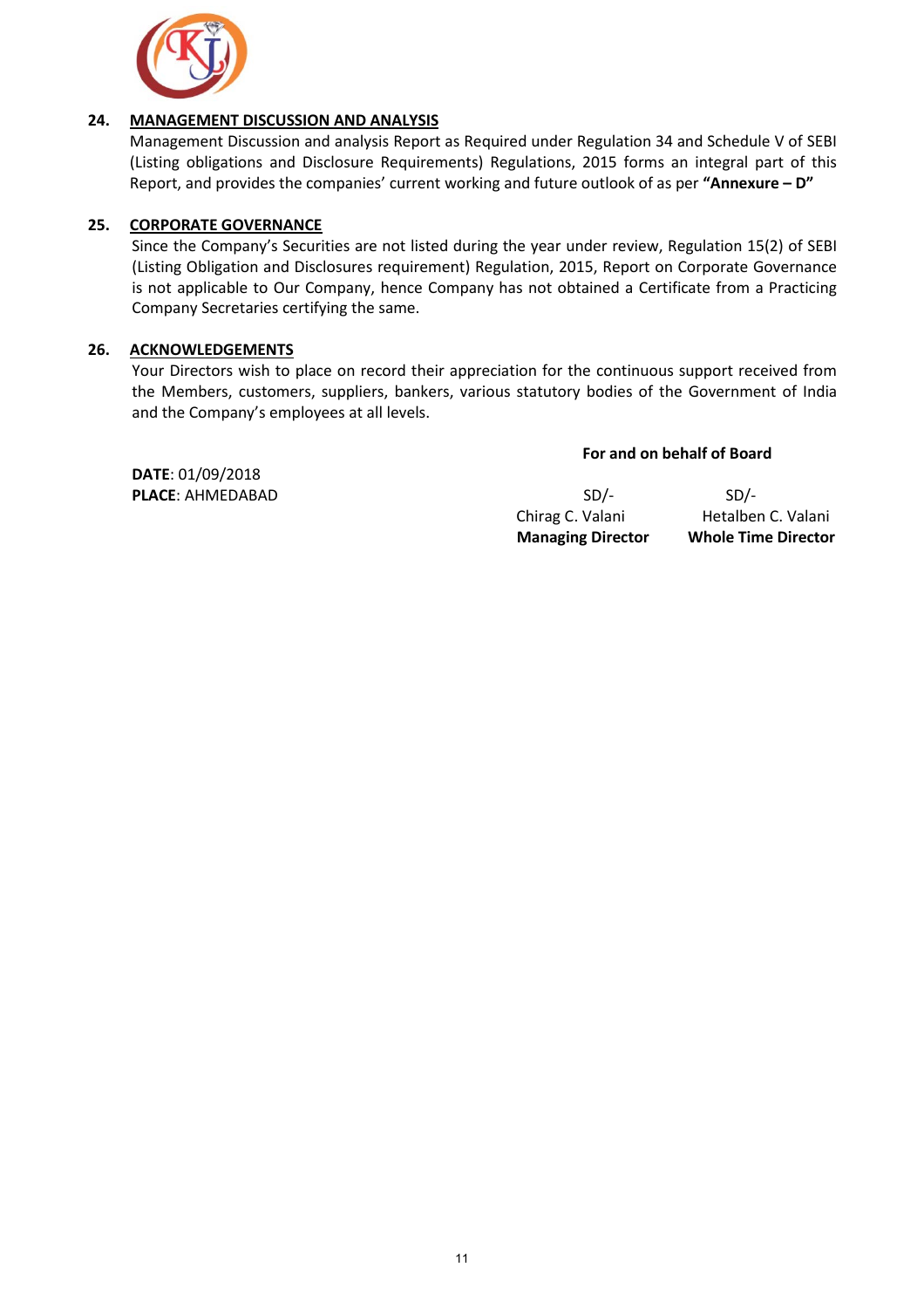**24. MANAGEMENT DISCUSSION AND ANALYSIS**

Management Discussion and analysis Report as Required under Regulation 34 and Schedule V of SEBI (Listing obligations and Disclosure Requirements) Regulations, 2015 forms an integral part of this Report, and provides the companies' current working and future outlook of as per **"Annexure – D"**

**25. CORPORATE GOVERNANCE**

Since the Company's Securities are not listed during the year under review, Regulation 15(2) of SEBI (Listing Obligation and Disclosures requirement) Regulation, 2015, Report on Corporate Governance is not applicable to Our Company, hence Company has not obtained a Certificate from a Practicing Company Secretaries certifying the same.

**26. ACKNOWLEDGEMENTS**

Your Directors wish to place on record their appreciation for the continuous support received from the Members, customers, suppliers, bankers, various statutory bodies of the Government of India and the Company's employees at all levels.

**For and on behalf of Board**

**DATE**: 01/09/2018
**PLACE**: AHMEDABAD

| SD/- | SD/- |
|---|---|
| Chirag C. Valani | Hetalben C. Valani |
| **Managing Director** | **Whole Time Director** |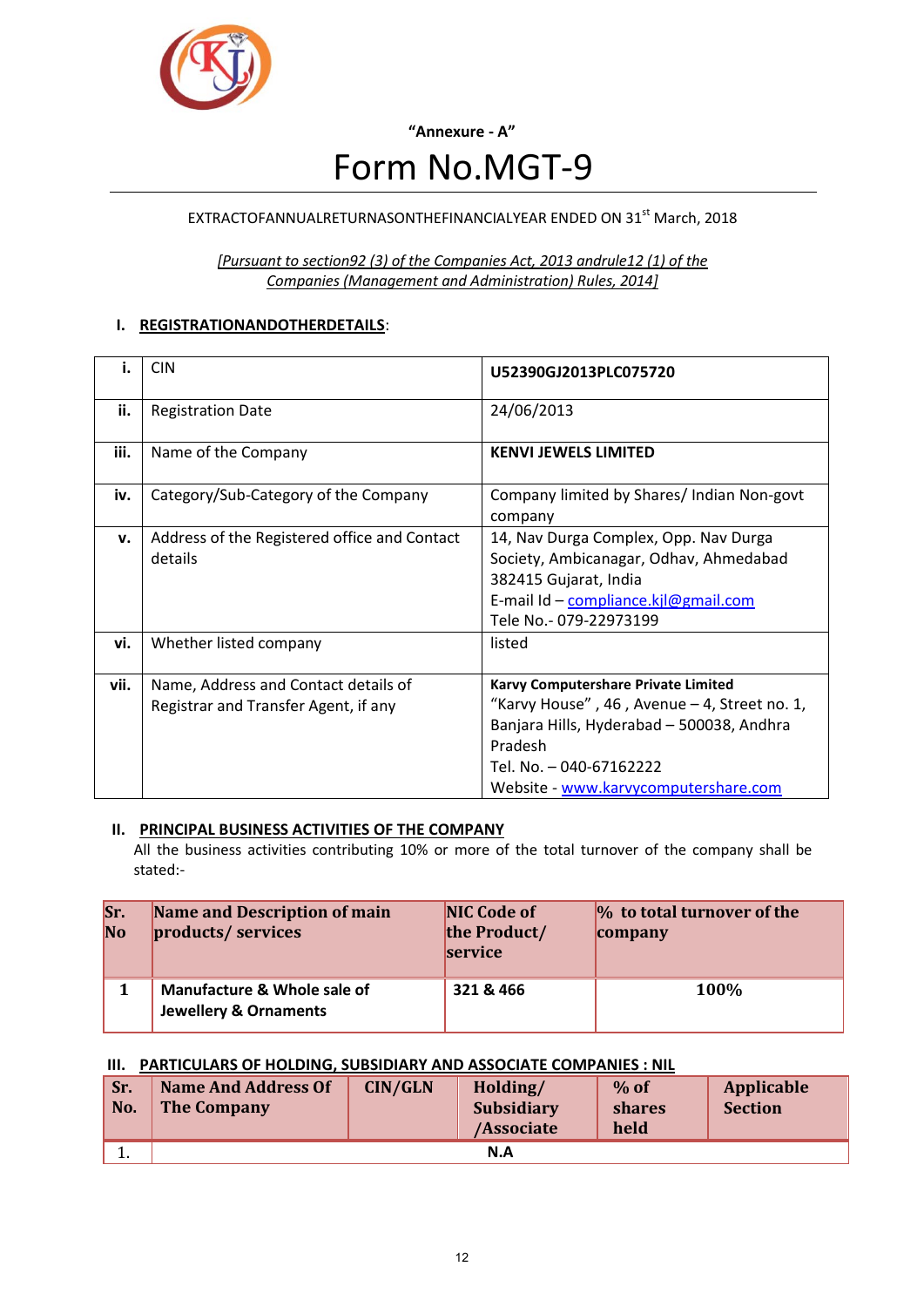"Annexure - A"

# Form No.MGT-9

EXTRACTOFANNUALRETURNASONTHEFINANCIALYEAR ENDED ON 31st March, 2018

*[Pursuant to section92 (3) of the Companies Act, 2013 andrule12 (1) of the Companies (Management and Administration) Rules, 2014]*

## I. REGISTRATIONANDOTHERDETAILS:

| | | |
|---|---|---|
| **i.** | CIN | **U52390GJ2013PLC075720** |
| **ii.** | Registration Date | 24/06/2013 |
| **iii.** | Name of the Company | **KENVI JEWELS LIMITED** |
| **iv.** | Category/Sub-Category of the Company | Company limited by Shares/ Indian Non-govt company |
| **v.** | Address of the Registered office and Contact details | 14, Nav Durga Complex, Opp. Nav Durga Society, Ambicanagar, Odhav, Ahmedabad 382415 Gujarat, India<br>E-mail Id – compliance.kjl@gmail.com<br>Tele No.- 079-22973199 |
| **vi.** | Whether listed company | listed |
| **vii.** | Name, Address and Contact details of Registrar and Transfer Agent, if any | **Karvy Computershare Private Limited**<br>"Karvy House" , 46 , Avenue – 4, Street no. 1, Banjara Hills, Hyderabad – 500038, Andhra Pradesh<br>Tel. No. – 040-67162222<br>Website - www.karvycomputershare.com |

## II. PRINCIPAL BUSINESS ACTIVITIES OF THE COMPANY

All the business activities contributing 10% or more of the total turnover of the company shall be stated:-

| Sr. No | Name and Description of main products/ services | NIC Code of the Product/ service | % to total turnover of the company |
|---|---|---|---|
| 1 | **Manufacture & Whole sale of Jewellery & Ornaments** | **321 & 466** | **100%** |

## III. PARTICULARS OF HOLDING, SUBSIDIARY AND ASSOCIATE COMPANIES : NIL

| Sr. No. | Name And Address Of The Company | CIN/GLN | Holding/ Subsidiary /Associate | % of shares held | Applicable Section |
|---|---|---|---|---|---|
| 1. | | | **N.A** | | |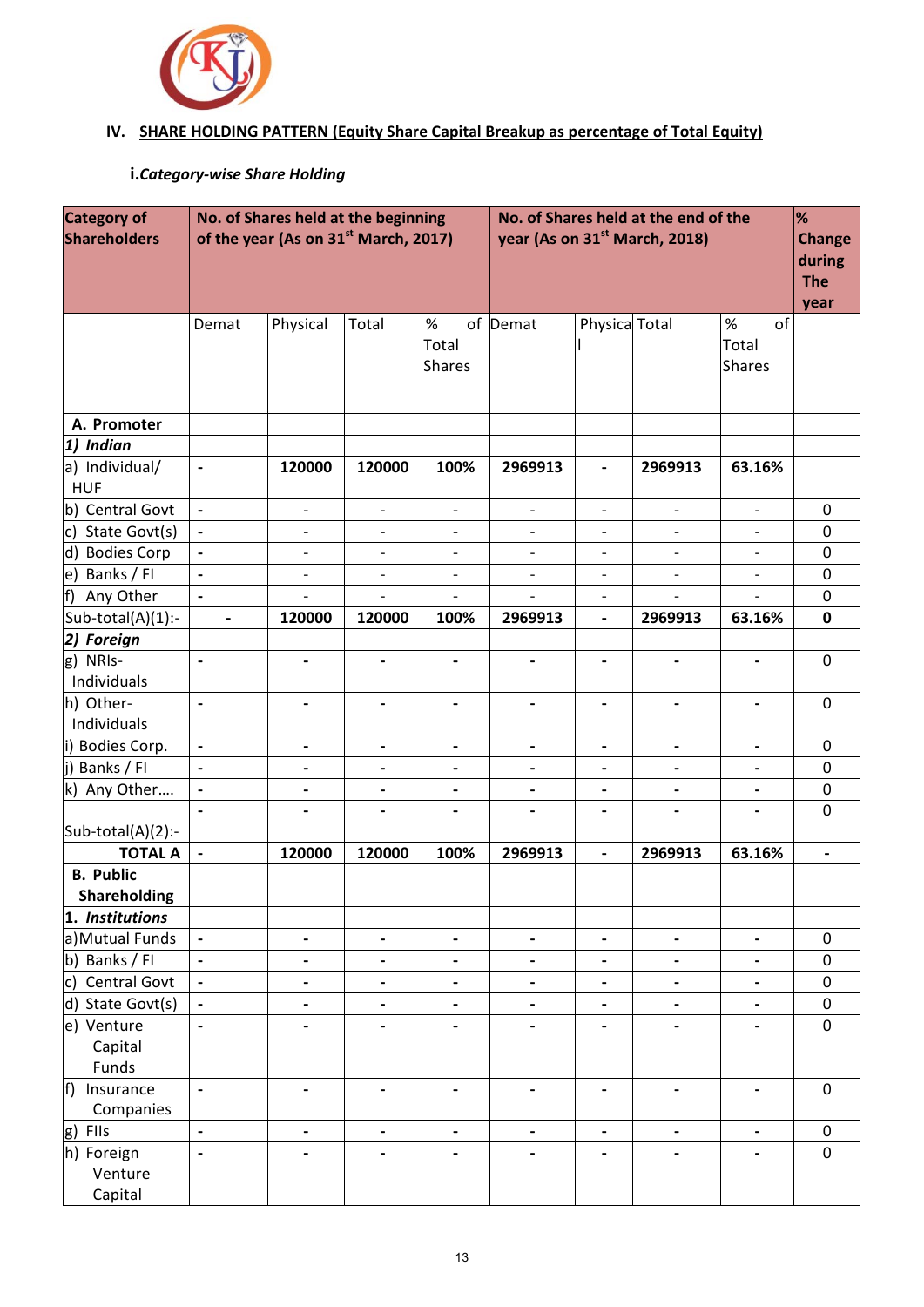## IV. SHARE HOLDING PATTERN (Equity Share Capital Breakup as percentage of Total Equity)

### i. *Category-wise Share Holding*

| Category of Shareholders | No. of Shares held at the beginning of the year (As on 31st March, 2017) | | | | No. of Shares held at the end of the year (As on 31st March, 2018) | | | | % Change during The year |
|---|---|---|---|---|---|---|---|---|---|
| | Demat | Physical | Total | % of Total Shares | Demat | Physical | Total | % of Total Shares | |
| **A. Promoter** | | | | | | | | | |
| ***1) Indian*** | | | | | | | | | |
| a) Individual/ HUF | - | **120000** | **120000** | **100%** | **2969913** | - | **2969913** | **63.16%** | |
| b) Central Govt | - | - | - | - | - | - | - | - | 0 |
| c) State Govt(s) | - | - | - | - | - | - | - | - | 0 |
| d) Bodies Corp | - | - | - | - | - | - | - | - | 0 |
| e) Banks / FI | - | - | - | - | - | - | - | - | 0 |
| f) Any Other | - | - | - | - | - | - | - | - | 0 |
| Sub-total(A)(1):- | - | **120000** | **120000** | **100%** | **2969913** | - | **2969913** | **63.16%** | **0** |
| ***2) Foreign*** | | | | | | | | | |
| g) NRIs-Individuals | - | - | - | - | - | - | - | - | 0 |
| h) Other-Individuals | - | - | - | - | - | - | - | - | 0 |
| i) Bodies Corp. | - | - | - | - | - | - | - | - | 0 |
| j) Banks / FI | - | - | - | - | - | - | - | - | 0 |
| k) Any Other…. | - | - | - | - | - | - | - | - | 0 |
| Sub-total(A)(2):- | - | - | - | - | - | - | - | - | 0 |
| **TOTAL A** | - | **120000** | **120000** | **100%** | **2969913** | - | **2969913** | **63.16%** | - |
| **B. Public Shareholding** | | | | | | | | | |
| **1. *Institutions*** | | | | | | | | | |
| a) Mutual Funds | - | - | - | - | - | - | - | - | 0 |
| b) Banks / FI | - | - | - | - | - | - | - | - | 0 |
| c) Central Govt | - | - | - | - | - | - | - | - | 0 |
| d) State Govt(s) | - | - | - | - | - | - | - | - | 0 |
| e) Venture Capital Funds | - | - | - | - | - | - | - | - | 0 |
| f) Insurance Companies | - | - | - | - | - | - | - | - | 0 |
| g) FIIs | - | - | - | - | - | - | - | - | 0 |
| h) Foreign Venture Capital | - | - | - | - | - | - | - | - | 0 |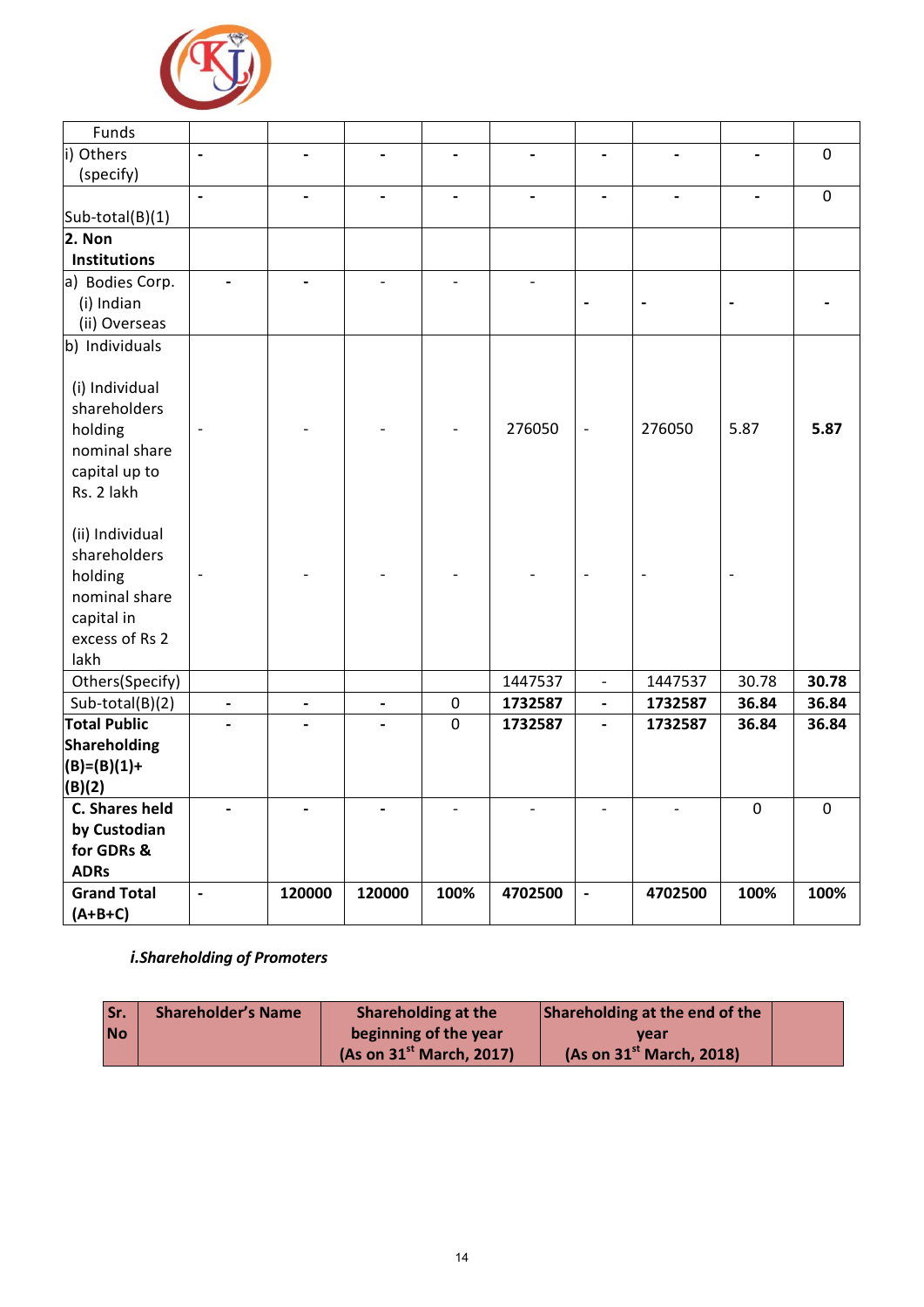| Funds | | | | | | | | | |
|---|---|---|---|---|---|---|---|---|---|
| i) Others (specify) | - | - | - | - | - | - | - | - | 0 |
| Sub-total(B)(1) | - | - | - | - | - | - | - | - | 0 |
| **2. Non Institutions** | | | | | | | | | |
| a) Bodies Corp. (i) Indian (ii) Overseas | - | - | - | - | - | - | - | - | - |
| b) Individuals<br><br>(i) Individual shareholders holding nominal share capital up to Rs. 2 lakh | - | - | - | - | 276050 | - | 276050 | 5.87 | **5.87** |
| (ii) Individual shareholders holding nominal share capital in excess of Rs 2 lakh | - | - | - | - | - | - | - | - | |
| Others(Specify) | | | | | 1447537 | - | 1447537 | 30.78 | **30.78** |
| Sub-total(B)(2) | - | - | - | 0 | **1732587** | - | **1732587** | **36.84** | **36.84** |
| **Total Public Shareholding (B)=(B)(1)+ (B)(2)** | - | - | - | 0 | **1732587** | - | **1732587** | **36.84** | **36.84** |
| **C. Shares held by Custodian for GDRs & ADRs** | - | - | - | - | - | - | - | 0 | 0 |
| **Grand Total (A+B+C)** | - | **120000** | **120000** | **100%** | **4702500** | - | **4702500** | **100%** | **100%** |

***i.Shareholding of Promoters***

| Sr. No | Shareholder's Name | Shareholding at the beginning of the year (As on 31[st] March, 2017) | Shareholding at the end of the year (As on 31[st] March, 2018) | |
|---|---|---|---|---|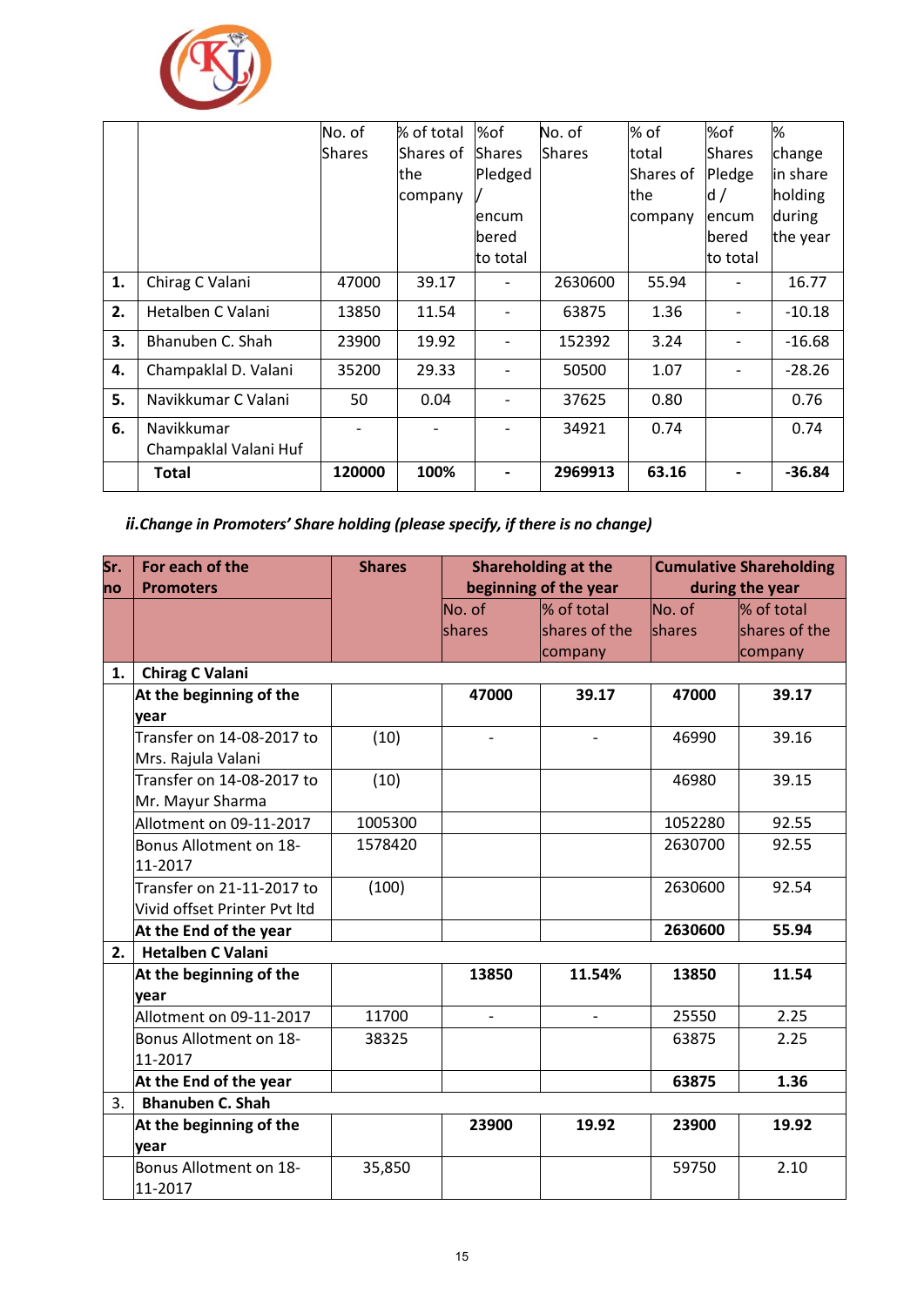|  |  | No. of Shares | % of total Shares of the company | %of Shares Pledged / encum bered to total | No. of Shares | % of total Shares of the company | %of Shares Pledge d / encum bered to total | % change in share holding during the year |
|---|---|---|---|---|---|---|---|---|
| **1.** | Chirag C Valani | 47000 | 39.17 | - | 2630600 | 55.94 | - | 16.77 |
| **2.** | Hetalben C Valani | 13850 | 11.54 | - | 63875 | 1.36 | - | -10.18 |
| **3.** | Bhanuben C. Shah | 23900 | 19.92 | - | 152392 | 3.24 | - | -16.68 |
| **4.** | Champaklal D. Valani | 35200 | 29.33 | - | 50500 | 1.07 | - | -28.26 |
| **5.** | Navikkumar C Valani | 50 | 0.04 | - | 37625 | 0.80 |  | 0.76 |
| **6.** | Navikkumar Champaklal Valani Huf | - | - | - | 34921 | 0.74 |  | 0.74 |
|  | **Total** | **120000** | **100%** | **-** | **2969913** | **63.16** | **-** | **-36.84** |

***ii.Change in Promoters' Share holding (please specify, if there is no change)***

| Sr. no | For each of the Promoters | Shares | Shareholding at the beginning of the year |  | Cumulative Shareholding during the year |  |
|---|---|---|---|---|---|---|
|  |  |  | No. of shares | % of total shares of the company | No. of shares | % of total shares of the company |
| **1.** | **Chirag C Valani** |  |  |  |  |  |
|  | **At the beginning of the year** |  | **47000** | **39.17** | **47000** | **39.17** |
|  | Transfer on 14-08-2017 to Mrs. Rajula Valani | (10) | - | - | 46990 | 39.16 |
|  | Transfer on 14-08-2017 to Mr. Mayur Sharma | (10) |  |  | 46980 | 39.15 |
|  | Allotment on 09-11-2017 | 1005300 |  |  | 1052280 | 92.55 |
|  | Bonus Allotment on 18-11-2017 | 1578420 |  |  | 2630700 | 92.55 |
|  | Transfer on 21-11-2017 to Vivid offset Printer Pvt ltd | (100) |  |  | 2630600 | 92.54 |
|  | **At the End of the year** |  |  |  | **2630600** | **55.94** |
| **2.** | **Hetalben C Valani** |  |  |  |  |  |
|  | **At the beginning of the year** |  | **13850** | **11.54%** | **13850** | **11.54** |
|  | Allotment on 09-11-2017 | 11700 | - | - | 25550 | 2.25 |
|  | Bonus Allotment on 18-11-2017 | 38325 |  |  | 63875 | 2.25 |
|  | **At the End of the year** |  |  |  | **63875** | **1.36** |
| 3. | **Bhanuben C. Shah** |  |  |  |  |  |
|  | **At the beginning of the year** |  | **23900** | **19.92** | **23900** | **19.92** |
|  | Bonus Allotment on 18-11-2017 | 35,850 |  |  | 59750 | 2.10 |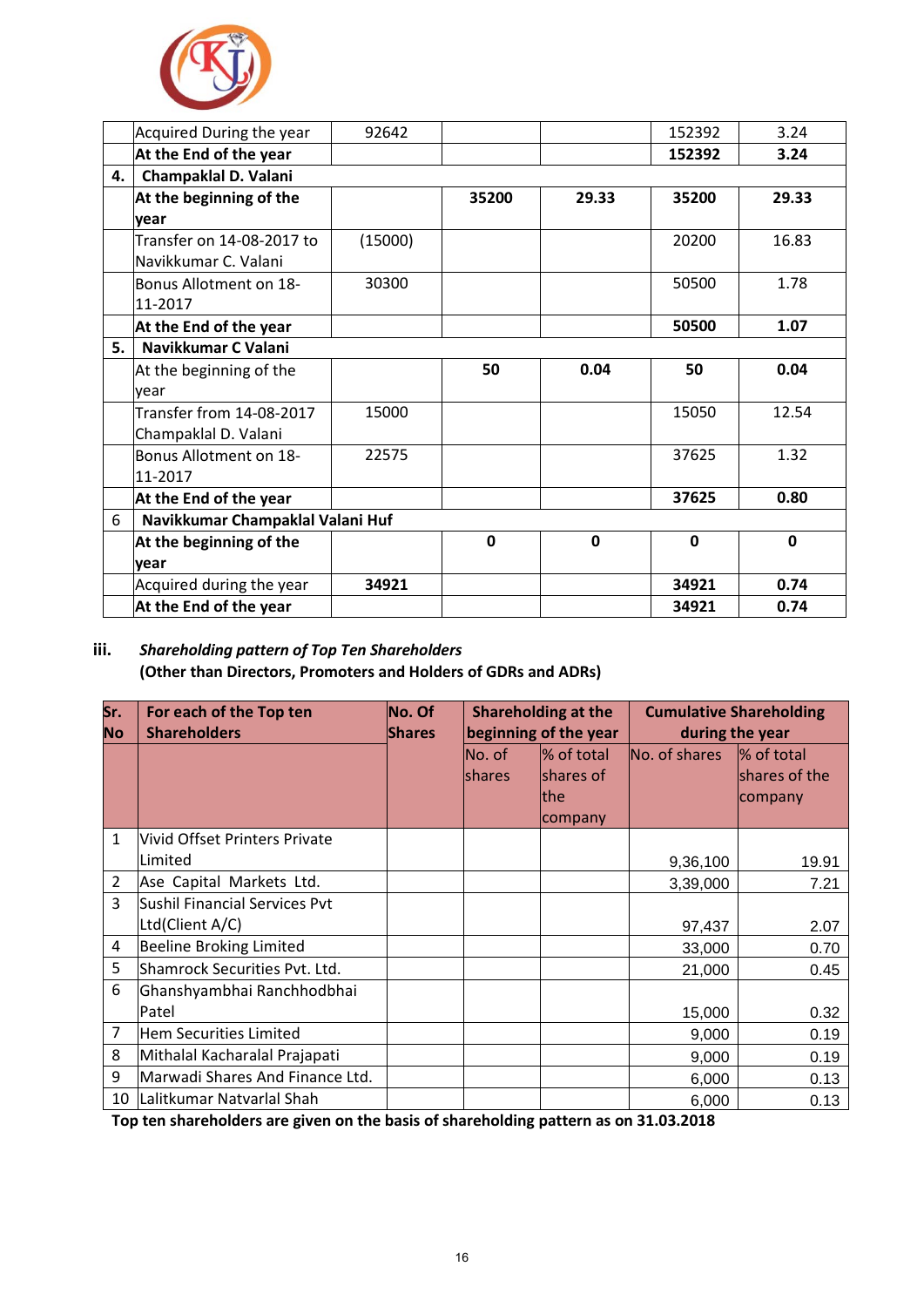| | | | | | | |
|---|---|---|---|---|---|---|
| | Acquired During the year | 92642 | | | 152392 | 3.24 |
| | **At the End of the year** | | | | **152392** | **3.24** |
| **4.** | **Champaklal D. Valani** | | | | | |
| | **At the beginning of the year** | | **35200** | **29.33** | **35200** | **29.33** |
| | Transfer on 14-08-2017 to Navikkumar C. Valani | (15000) | | | 20200 | 16.83 |
| | Bonus Allotment on 18-11-2017 | 30300 | | | 50500 | 1.78 |
| | **At the End of the year** | | | | **50500** | **1.07** |
| **5.** | **Navikkumar C Valani** | | | | | |
| | At the beginning of the year | | **50** | **0.04** | **50** | **0.04** |
| | Transfer from 14-08-2017 Champaklal D. Valani | 15000 | | | 15050 | 12.54 |
| | Bonus Allotment on 18-11-2017 | 22575 | | | 37625 | 1.32 |
| | **At the End of the year** | | | | **37625** | **0.80** |
| 6 | **Navikkumar Champaklal Valani Huf** | | | | | |
| | **At the beginning of the year** | | **0** | **0** | **0** | **0** |
| | Acquired during the year | **34921** | | | **34921** | **0.74** |
| | **At the End of the year** | | | | **34921** | **0.74** |

**iii.** ***Shareholding pattern of Top Ten Shareholders***
**(Other than Directors, Promoters and Holders of GDRs and ADRs)**

| Sr. No | For each of the Top ten Shareholders | No. Of Shares | Shareholding at the beginning of the year | | Cumulative Shareholding during the year | |
|---|---|---|---|---|---|---|
| | | | No. of shares | % of total shares of the company | No. of shares | % of total shares of the company |
| 1 | Vivid Offset Printers Private Limited | | | | 9,36,100 | 19.91 |
| 2 | Ase Capital Markets Ltd. | | | | 3,39,000 | 7.21 |
| 3 | Sushil Financial Services Pvt Ltd(Client A/C) | | | | 97,437 | 2.07 |
| 4 | Beeline Broking Limited | | | | 33,000 | 0.70 |
| 5 | Shamrock Securities Pvt. Ltd. | | | | 21,000 | 0.45 |
| 6 | Ghanshyambhai Ranchhodbhai Patel | | | | 15,000 | 0.32 |
| 7 | Hem Securities Limited | | | | 9,000 | 0.19 |
| 8 | Mithalal Kacharalal Prajapati | | | | 9,000 | 0.19 |
| 9 | Marwadi Shares And Finance Ltd. | | | | 6,000 | 0.13 |
| 10 | Lalitkumar Natvarlal Shah | | | | 6,000 | 0.13 |

**Top ten shareholders are given on the basis of shareholding pattern as on 31.03.2018**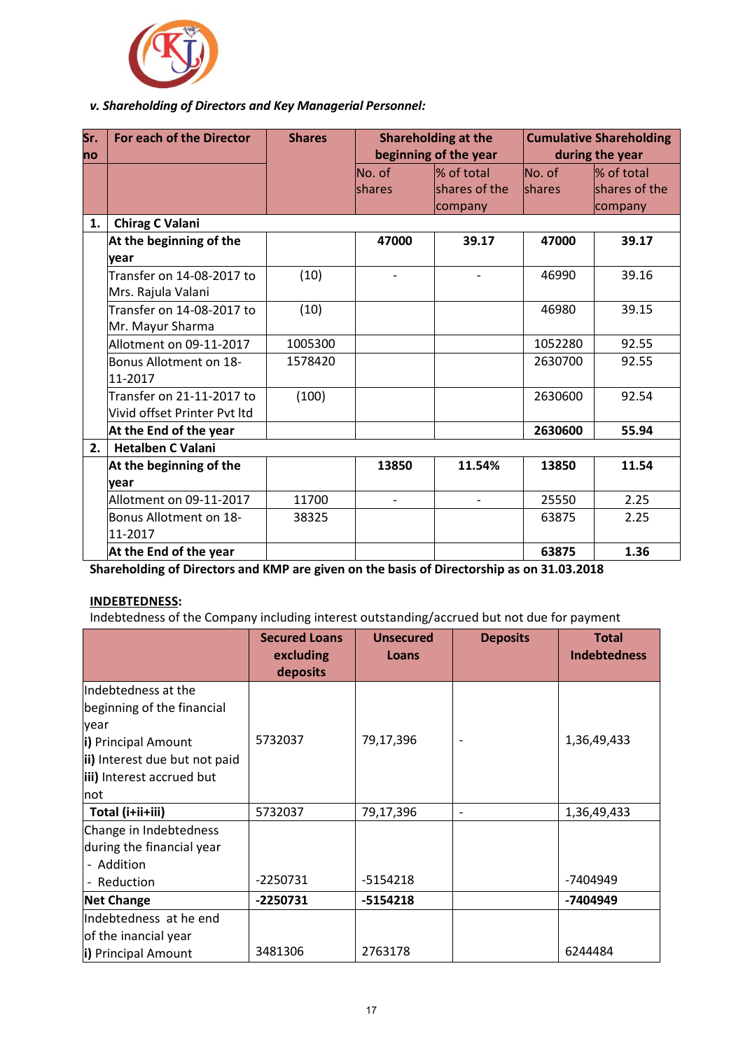*v. Shareholding of Directors and Key Managerial Personnel:*

| Sr. no | For each of the Director | Shares | Shareholding at the beginning of the year | | Cumulative Shareholding during the year | |
|---|---|---|---|---|---|---|
| | | | No. of shares | % of total shares of the company | No. of shares | % of total shares of the company |
| **1.** | **Chirag C Valani** | | | | | |
| | **At the beginning of the year** | | **47000** | **39.17** | **47000** | **39.17** |
| | Transfer on 14-08-2017 to Mrs. Rajula Valani | (10) | - | - | 46990 | 39.16 |
| | Transfer on 14-08-2017 to Mr. Mayur Sharma | (10) | | | 46980 | 39.15 |
| | Allotment on 09-11-2017 | 1005300 | | | 1052280 | 92.55 |
| | Bonus Allotment on 18-11-2017 | 1578420 | | | 2630700 | 92.55 |
| | Transfer on 21-11-2017 to Vivid offset Printer Pvt ltd | (100) | | | 2630600 | 92.54 |
| | **At the End of the year** | | | | **2630600** | **55.94** |
| **2.** | **Hetalben C Valani** | | | | | |
| | **At the beginning of the year** | | **13850** | **11.54%** | **13850** | **11.54** |
| | Allotment on 09-11-2017 | 11700 | - | - | 25550 | 2.25 |
| | Bonus Allotment on 18-11-2017 | 38325 | | | 63875 | 2.25 |
| | **At the End of the year** | | | | **63875** | **1.36** |

**Shareholding of Directors and KMP are given on the basis of Directorship as on 31.03.2018**

**INDEBTEDNESS:**

Indebtedness of the Company including interest outstanding/accrued but not due for payment

| | Secured Loans excluding deposits | Unsecured Loans | Deposits | Total Indebtedness |
|---|---|---|---|---|
| Indebtedness at the beginning of the financial year<br>**i)** Principal Amount<br>**ii)** Interest due but not paid<br>**iii)** Interest accrued but not | 5732037 | 79,17,396 | - | 1,36,49,433 |
| **Total (i+ii+iii)** | 5732037 | 79,17,396 | - | 1,36,49,433 |
| Change in Indebtedness during the financial year<br>- Addition<br>- Reduction | -2250731 | -5154218 | | -7404949 |
| **Net Change** | **-2250731** | **-5154218** | | **-7404949** |
| Indebtedness at he end of the inancial year<br>**i)** Principal Amount | 3481306 | 2763178 | | 6244484 |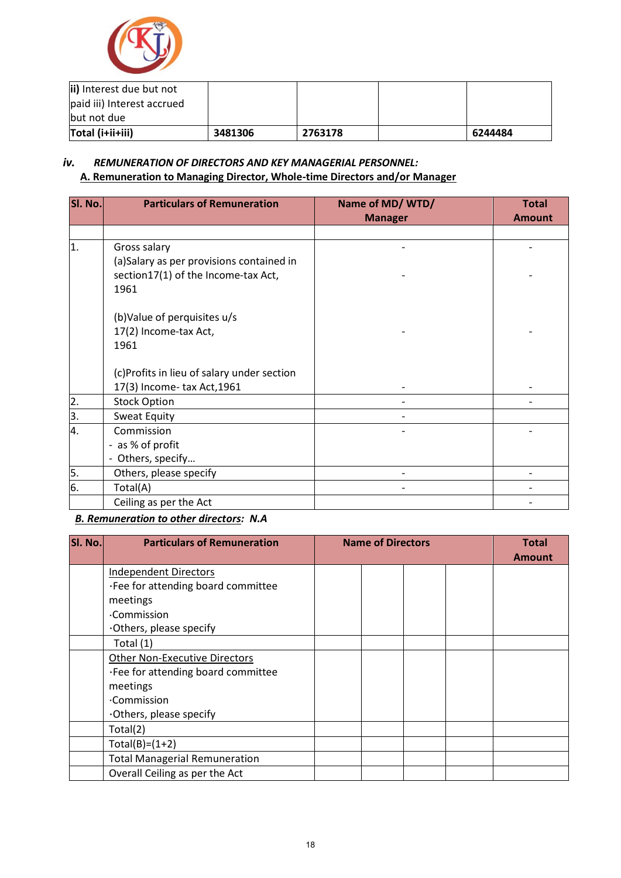| **ii)** Interest due but not paid iii) Interest accrued but not due | | | | |
|---|---|---|---|---|
| **Total (i+ii+iii)** | **3481306** | **2763178** | | **6244484** |

### *iv. REMUNERATION OF DIRECTORS AND KEY MANAGERIAL PERSONNEL:*

**A. Remuneration to Managing Director, Whole-time Directors and/or Manager**

| Sl. No. | Particulars of Remuneration | Name of MD/ WTD/ Manager | Total Amount |
|---|---|---|---|
| | | | |
| 1. | Gross salary<br>(a)Salary as per provisions contained in section17(1) of the Income-tax Act, 1961<br><br>(b)Value of perquisites u/s 17(2) Income-tax Act, 1961<br><br>(c)Profits in lieu of salary under section 17(3) Income- tax Act,1961 | -<br>-<br><br>-<br><br>- | -<br>-<br><br>-<br><br>- |
| 2. | Stock Option | - | - |
| 3. | Sweat Equity | - | |
| 4. | Commission<br>- as % of profit<br>- Others, specify… | - | - |
| 5. | Others, please specify | - | - |
| 6. | Total(A) | - | - |
| | Ceiling as per the Act | | - |

***B. Remuneration to other directors:* N.A**

| Sl. No. | Particulars of Remuneration | Name of Directors | | | | Total Amount |
|---|---|---|---|---|---|---|
| | Independent Directors<br>·Fee for attending board committee meetings<br>·Commission<br>·Others, please specify | | | | | |
| | Total (1) | | | | | |
| | Other Non-Executive Directors<br>·Fee for attending board committee meetings<br>·Commission<br>·Others, please specify | | | | | |
| | Total(2) | | | | | |
| | Total(B)=(1+2) | | | | | |
| | Total Managerial Remuneration | | | | | |
| | Overall Ceiling as per the Act | | | | | |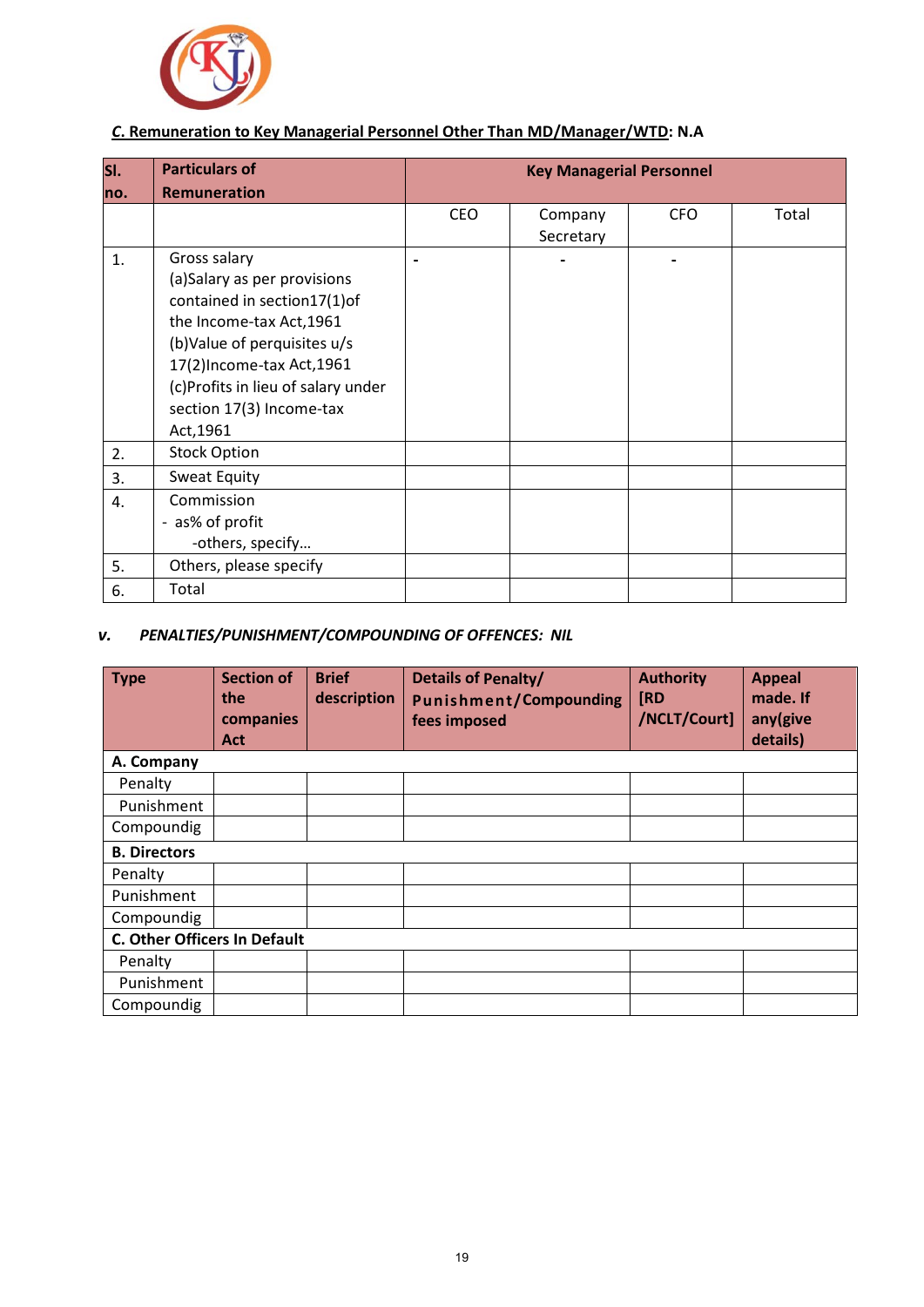**C. Remuneration to Key Managerial Personnel Other Than MD/Manager/WTD: N.A**

| Sl. no. | Particulars of Remuneration | Key Managerial Personnel | | | |
|---|---|---|---|---|---|
| | | CEO | Company Secretary | CFO | Total |
| 1. | Gross salary (a)Salary as per provisions contained in section17(1)of the Income-tax Act,1961 (b)Value of perquisites u/s 17(2)Income-tax Act,1961 (c)Profits in lieu of salary under section 17(3) Income-tax Act,1961 | - | - | - | |
| 2. | Stock Option | | | | |
| 3. | Sweat Equity | | | | |
| 4. | Commission - as% of profit -others, specify… | | | | |
| 5. | Others, please specify | | | | |
| 6. | Total | | | | |

***v. PENALTIES/PUNISHMENT/COMPOUNDING OF OFFENCES: NIL***

| Type | Section of the companies Act | Brief description | Details of Penalty/ Punishment/Compounding fees imposed | Authority [RD /NCLT/Court] | Appeal made. If any(give details) |
|---|---|---|---|---|---|
| **A. Company** | | | | | |
| Penalty | | | | | |
| Punishment | | | | | |
| Compoundig | | | | | |
| **B. Directors** | | | | | |
| Penalty | | | | | |
| Punishment | | | | | |
| Compoundig | | | | | |
| **C. Other Officers In Default** | | | | | |
| Penalty | | | | | |
| Punishment | | | | | |
| Compoundig | | | | | |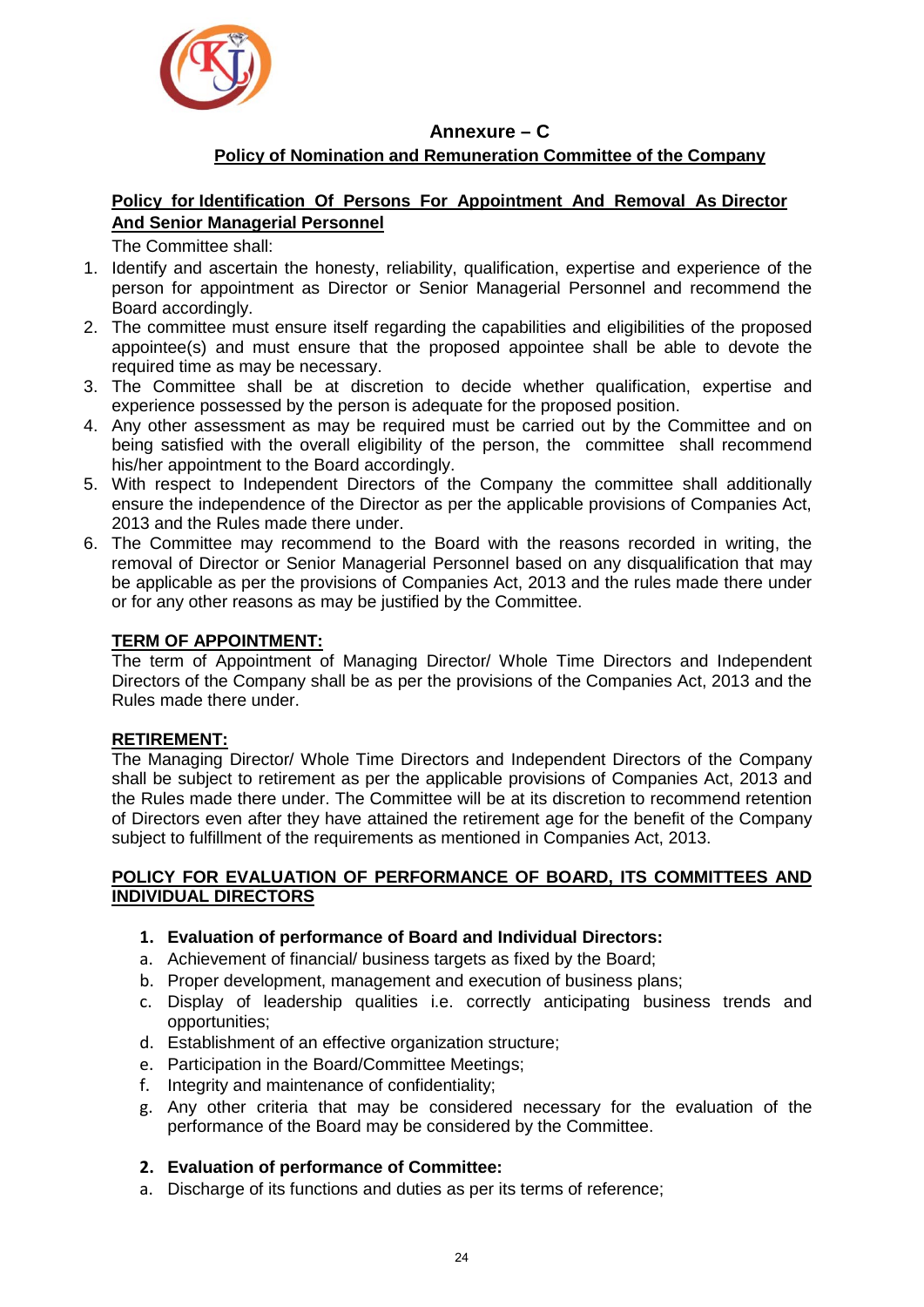# Annexure – C

## Policy of Nomination and Remuneration Committee of the Company

### Policy for Identification Of Persons For Appointment And Removal As Director And Senior Managerial Personnel

The Committee shall:

1. Identify and ascertain the honesty, reliability, qualification, expertise and experience of the person for appointment as Director or Senior Managerial Personnel and recommend the Board accordingly.
2. The committee must ensure itself regarding the capabilities and eligibilities of the proposed appointee(s) and must ensure that the proposed appointee shall be able to devote the required time as may be necessary.
3. The Committee shall be at discretion to decide whether qualification, expertise and experience possessed by the person is adequate for the proposed position.
4. Any other assessment as may be required must be carried out by the Committee and on being satisfied with the overall eligibility of the person, the committee shall recommend his/her appointment to the Board accordingly.
5. With respect to Independent Directors of the Company the committee shall additionally ensure the independence of the Director as per the applicable provisions of Companies Act, 2013 and the Rules made there under.
6. The Committee may recommend to the Board with the reasons recorded in writing, the removal of Director or Senior Managerial Personnel based on any disqualification that may be applicable as per the provisions of Companies Act, 2013 and the rules made there under or for any other reasons as may be justified by the Committee.

### TERM OF APPOINTMENT:

The term of Appointment of Managing Director/ Whole Time Directors and Independent Directors of the Company shall be as per the provisions of the Companies Act, 2013 and the Rules made there under.

### RETIREMENT:

The Managing Director/ Whole Time Directors and Independent Directors of the Company shall be subject to retirement as per the applicable provisions of Companies Act, 2013 and the Rules made there under. The Committee will be at its discretion to recommend retention of Directors even after they have attained the retirement age for the benefit of the Company subject to fulfillment of the requirements as mentioned in Companies Act, 2013.

### POLICY FOR EVALUATION OF PERFORMANCE OF BOARD, ITS COMMITTEES AND INDIVIDUAL DIRECTORS

**1. Evaluation of performance of Board and Individual Directors:**

a. Achievement of financial/ business targets as fixed by the Board;
b. Proper development, management and execution of business plans;
c. Display of leadership qualities i.e. correctly anticipating business trends and opportunities;
d. Establishment of an effective organization structure;
e. Participation in the Board/Committee Meetings;
f. Integrity and maintenance of confidentiality;
g. Any other criteria that may be considered necessary for the evaluation of the performance of the Board may be considered by the Committee.

**2. Evaluation of performance of Committee:**

a. Discharge of its functions and duties as per its terms of reference;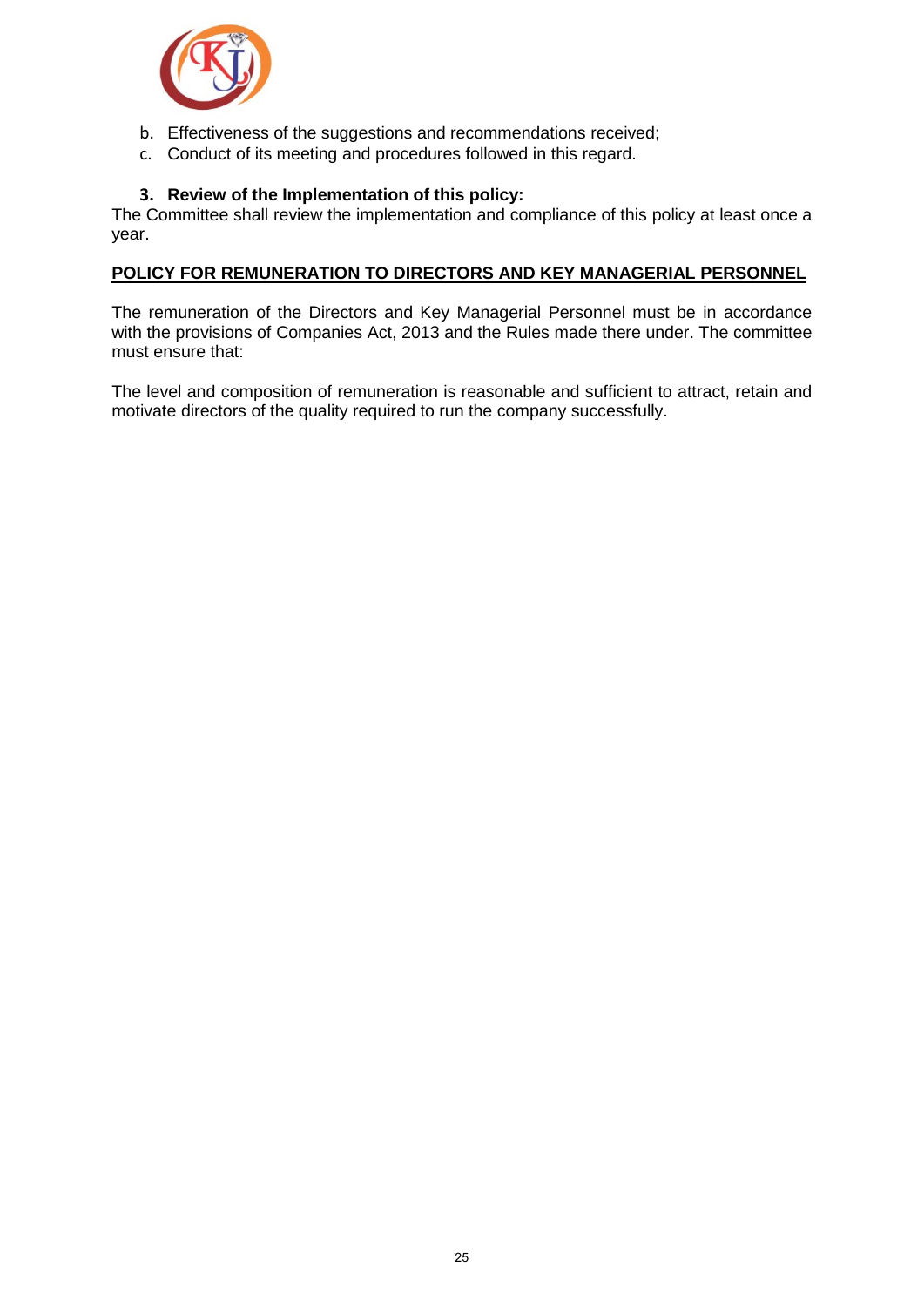b. Effectiveness of the suggestions and recommendations received;
c. Conduct of its meeting and procedures followed in this regard.

### 3. Review of the Implementation of this policy:

The Committee shall review the implementation and compliance of this policy at least once a year.

## POLICY FOR REMUNERATION TO DIRECTORS AND KEY MANAGERIAL PERSONNEL

The remuneration of the Directors and Key Managerial Personnel must be in accordance with the provisions of Companies Act, 2013 and the Rules made there under. The committee must ensure that:

The level and composition of remuneration is reasonable and sufficient to attract, retain and motivate directors of the quality required to run the company successfully.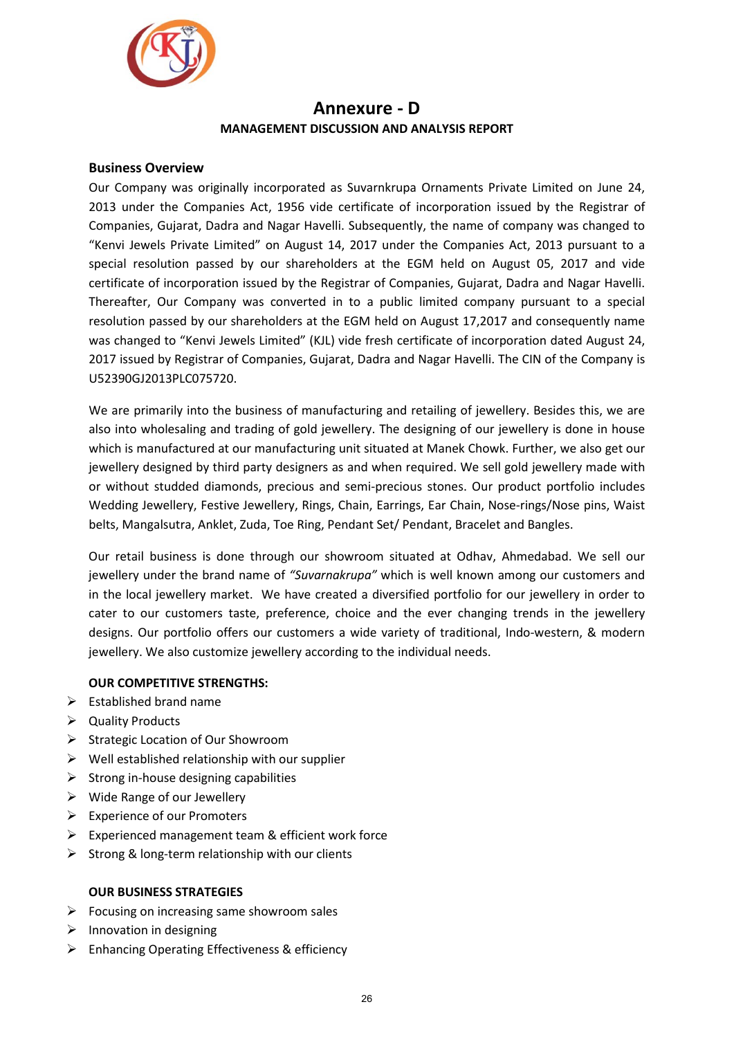# Annexure - D

## MANAGEMENT DISCUSSION AND ANALYSIS REPORT

### Business Overview

Our Company was originally incorporated as Suvarnkrupa Ornaments Private Limited on June 24, 2013 under the Companies Act, 1956 vide certificate of incorporation issued by the Registrar of Companies, Gujarat, Dadra and Nagar Havelli. Subsequently, the name of company was changed to "Kenvi Jewels Private Limited" on August 14, 2017 under the Companies Act, 2013 pursuant to a special resolution passed by our shareholders at the EGM held on August 05, 2017 and vide certificate of incorporation issued by the Registrar of Companies, Gujarat, Dadra and Nagar Havelli. Thereafter, Our Company was converted in to a public limited company pursuant to a special resolution passed by our shareholders at the EGM held on August 17,2017 and consequently name was changed to "Kenvi Jewels Limited" (KJL) vide fresh certificate of incorporation dated August 24, 2017 issued by Registrar of Companies, Gujarat, Dadra and Nagar Havelli. The CIN of the Company is U52390GJ2013PLC075720.

We are primarily into the business of manufacturing and retailing of jewellery. Besides this, we are also into wholesaling and trading of gold jewellery. The designing of our jewellery is done in house which is manufactured at our manufacturing unit situated at Manek Chowk. Further, we also get our jewellery designed by third party designers as and when required. We sell gold jewellery made with or without studded diamonds, precious and semi-precious stones. Our product portfolio includes Wedding Jewellery, Festive Jewellery, Rings, Chain, Earrings, Ear Chain, Nose-rings/Nose pins, Waist belts, Mangalsutra, Anklet, Zuda, Toe Ring, Pendant Set/ Pendant, Bracelet and Bangles.

Our retail business is done through our showroom situated at Odhav, Ahmedabad. We sell our jewellery under the brand name of *"Suvarnakrupa"* which is well known among our customers and in the local jewellery market. We have created a diversified portfolio for our jewellery in order to cater to our customers taste, preference, choice and the ever changing trends in the jewellery designs. Our portfolio offers our customers a wide variety of traditional, Indo-western, & modern jewellery. We also customize jewellery according to the individual needs.

**OUR COMPETITIVE STRENGTHS:**

- Established brand name
- Quality Products
- Strategic Location of Our Showroom
- Well established relationship with our supplier
- Strong in-house designing capabilities
- Wide Range of our Jewellery
- Experience of our Promoters
- Experienced management team & efficient work force
- Strong & long-term relationship with our clients

**OUR BUSINESS STRATEGIES**

- Focusing on increasing same showroom sales
- Innovation in designing
- Enhancing Operating Effectiveness & efficiency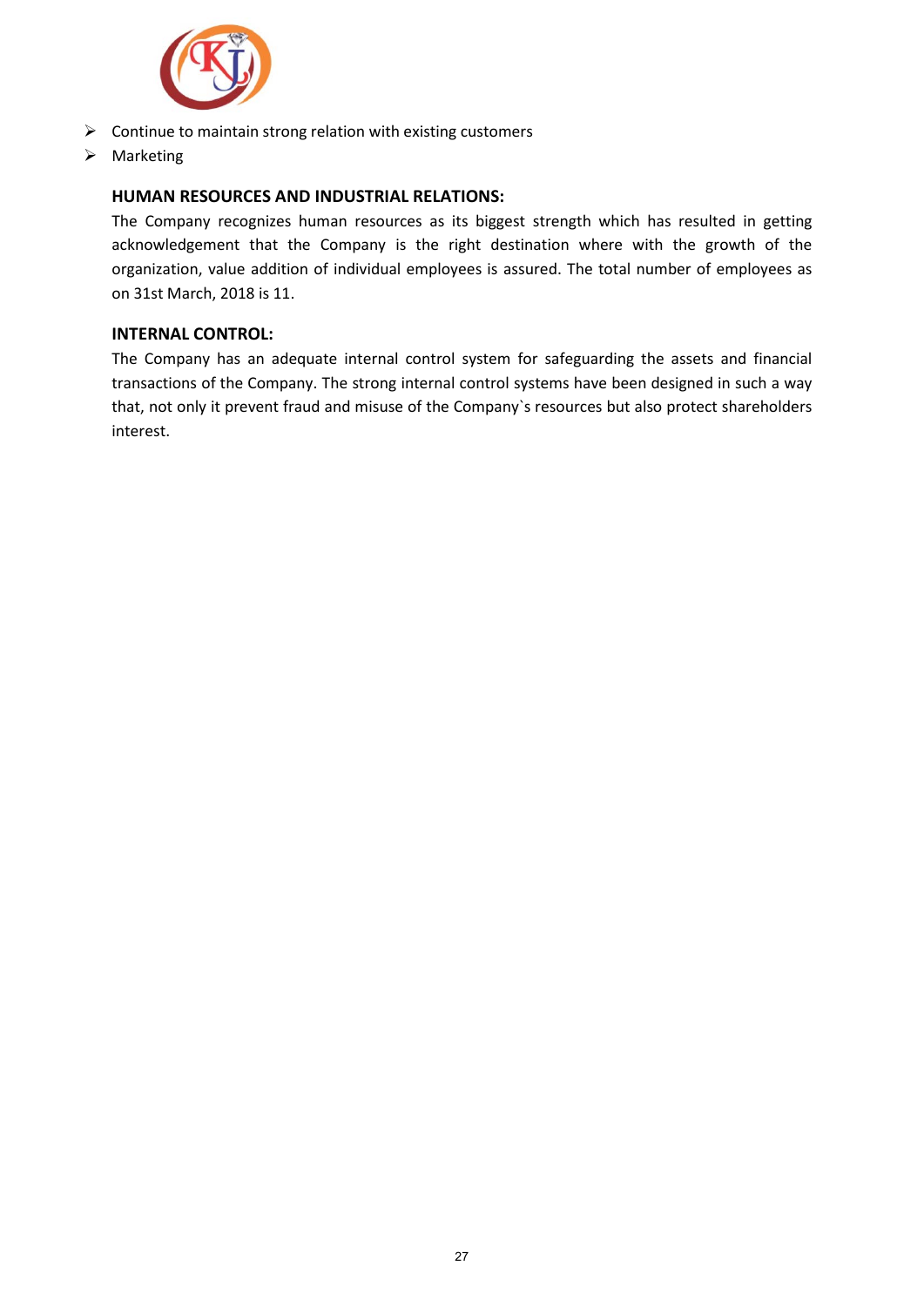- Continue to maintain strong relation with existing customers
- Marketing

**HUMAN RESOURCES AND INDUSTRIAL RELATIONS:**

The Company recognizes human resources as its biggest strength which has resulted in getting acknowledgement that the Company is the right destination where with the growth of the organization, value addition of individual employees is assured. The total number of employees as on 31st March, 2018 is 11.

**INTERNAL CONTROL:**

The Company has an adequate internal control system for safeguarding the assets and financial transactions of the Company. The strong internal control systems have been designed in such a way that, not only it prevent fraud and misuse of the Company`s resources but also protect shareholders interest.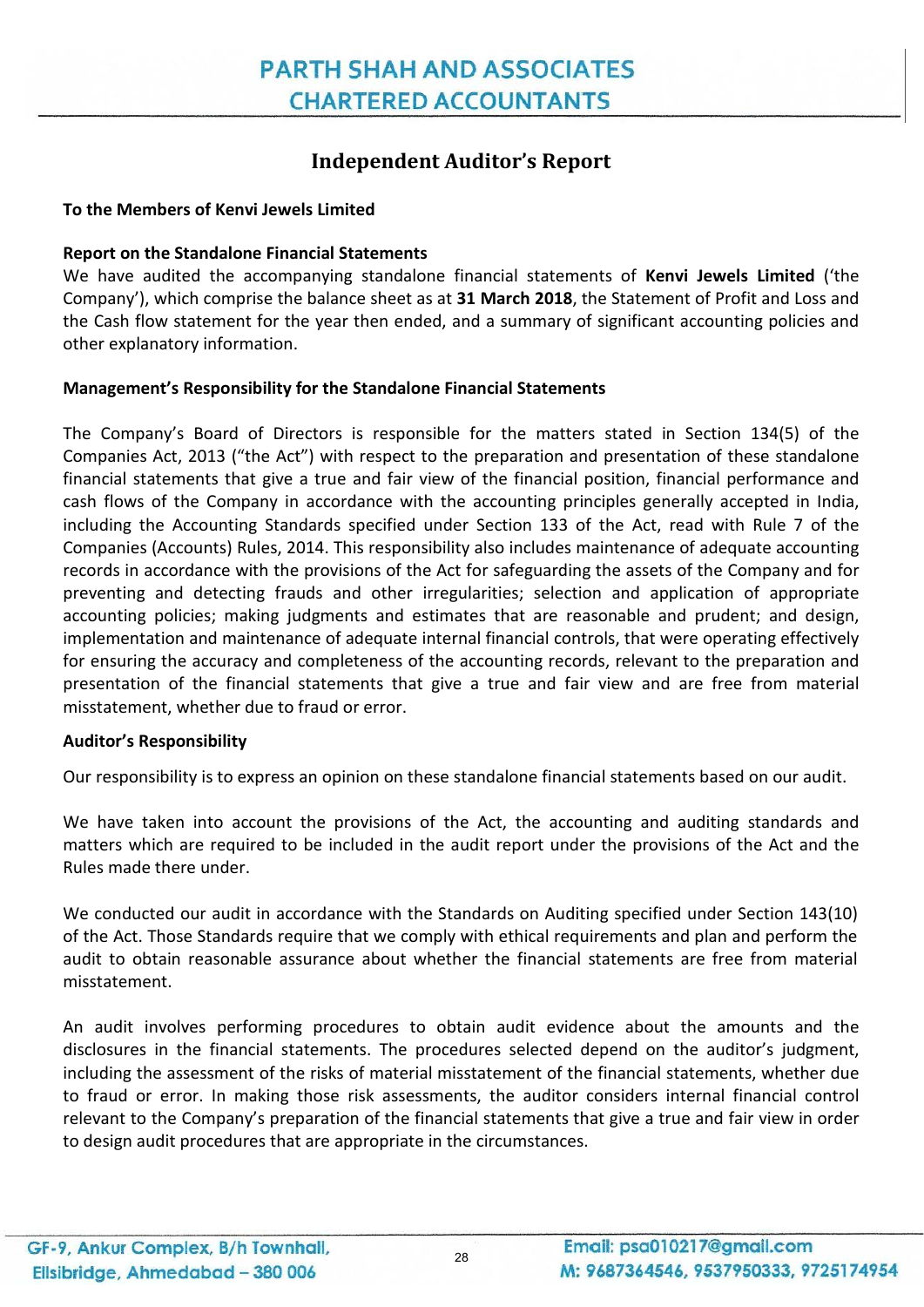# Independent Auditor's Report

**To the Members of Kenvi Jewels Limited**

**Report on the Standalone Financial Statements**

We have audited the accompanying standalone financial statements of **Kenvi Jewels Limited** ('the Company'), which comprise the balance sheet as at **31 March 2018**, the Statement of Profit and Loss and the Cash flow statement for the year then ended, and a summary of significant accounting policies and other explanatory information.

**Management's Responsibility for the Standalone Financial Statements**

The Company's Board of Directors is responsible for the matters stated in Section 134(5) of the Companies Act, 2013 ("the Act") with respect to the preparation and presentation of these standalone financial statements that give a true and fair view of the financial position, financial performance and cash flows of the Company in accordance with the accounting principles generally accepted in India, including the Accounting Standards specified under Section 133 of the Act, read with Rule 7 of the Companies (Accounts) Rules, 2014. This responsibility also includes maintenance of adequate accounting records in accordance with the provisions of the Act for safeguarding the assets of the Company and for preventing and detecting frauds and other irregularities; selection and application of appropriate accounting policies; making judgments and estimates that are reasonable and prudent; and design, implementation and maintenance of adequate internal financial controls, that were operating effectively for ensuring the accuracy and completeness of the accounting records, relevant to the preparation and presentation of the financial statements that give a true and fair view and are free from material misstatement, whether due to fraud or error.

**Auditor's Responsibility**

Our responsibility is to express an opinion on these standalone financial statements based on our audit.

We have taken into account the provisions of the Act, the accounting and auditing standards and matters which are required to be included in the audit report under the provisions of the Act and the Rules made there under.

We conducted our audit in accordance with the Standards on Auditing specified under Section 143(10) of the Act. Those Standards require that we comply with ethical requirements and plan and perform the audit to obtain reasonable assurance about whether the financial statements are free from material misstatement.

An audit involves performing procedures to obtain audit evidence about the amounts and the disclosures in the financial statements. The procedures selected depend on the auditor's judgment, including the assessment of the risks of material misstatement of the financial statements, whether due to fraud or error. In making those risk assessments, the auditor considers internal financial control relevant to the Company's preparation of the financial statements that give a true and fair view in order to design audit procedures that are appropriate in the circumstances.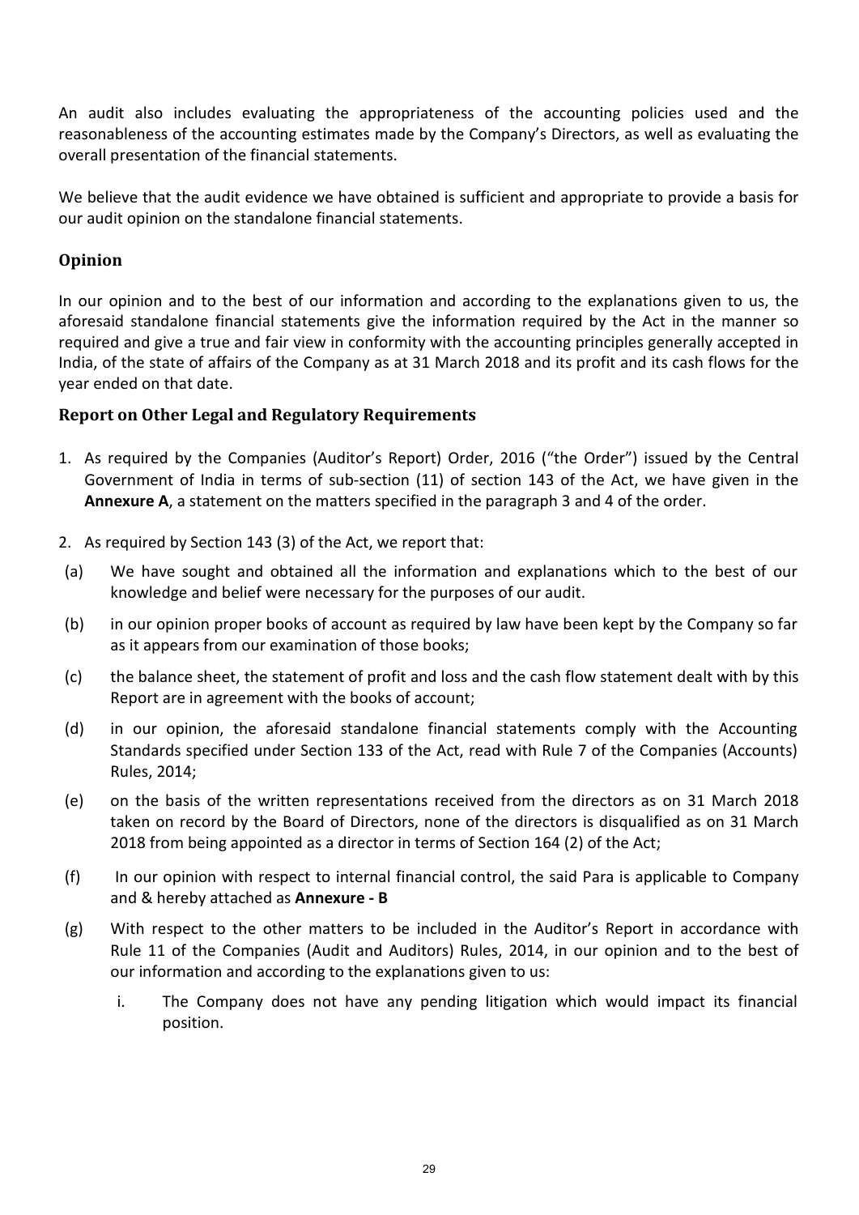An audit also includes evaluating the appropriateness of the accounting policies used and the reasonableness of the accounting estimates made by the Company's Directors, as well as evaluating the overall presentation of the financial statements.

We believe that the audit evidence we have obtained is sufficient and appropriate to provide a basis for our audit opinion on the standalone financial statements.

## Opinion

In our opinion and to the best of our information and according to the explanations given to us, the aforesaid standalone financial statements give the information required by the Act in the manner so required and give a true and fair view in conformity with the accounting principles generally accepted in India, of the state of affairs of the Company as at 31 March 2018 and its profit and its cash flows for the year ended on that date.

## Report on Other Legal and Regulatory Requirements

1. As required by the Companies (Auditor's Report) Order, 2016 ("the Order") issued by the Central Government of India in terms of sub-section (11) of section 143 of the Act, we have given in the **Annexure A**, a statement on the matters specified in the paragraph 3 and 4 of the order.
2. As required by Section 143 (3) of the Act, we report that:

(a) We have sought and obtained all the information and explanations which to the best of our knowledge and belief were necessary for the purposes of our audit.

(b) in our opinion proper books of account as required by law have been kept by the Company so far as it appears from our examination of those books;

(c) the balance sheet, the statement of profit and loss and the cash flow statement dealt with by this Report are in agreement with the books of account;

(d) in our opinion, the aforesaid standalone financial statements comply with the Accounting Standards specified under Section 133 of the Act, read with Rule 7 of the Companies (Accounts) Rules, 2014;

(e) on the basis of the written representations received from the directors as on 31 March 2018 taken on record by the Board of Directors, none of the directors is disqualified as on 31 March 2018 from being appointed as a director in terms of Section 164 (2) of the Act;

(f) In our opinion with respect to internal financial control, the said Para is applicable to Company and & hereby attached as **Annexure - B**

(g) With respect to the other matters to be included in the Auditor's Report in accordance with Rule 11 of the Companies (Audit and Auditors) Rules, 2014, in our opinion and to the best of our information and according to the explanations given to us:

   i. The Company does not have any pending litigation which would impact its financial position.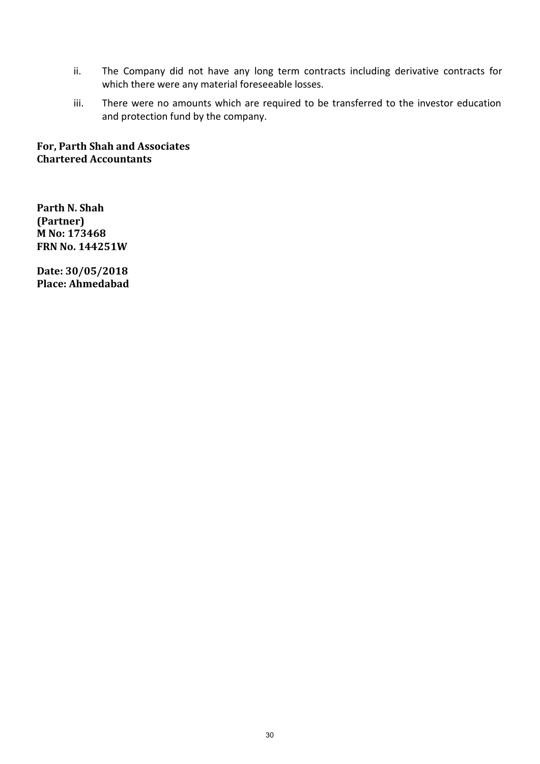ii. The Company did not have any long term contracts including derivative contracts for which there were any material foreseeable losses.

iii. There were no amounts which are required to be transferred to the investor education and protection fund by the company.

**For, Parth Shah and Associates**
**Chartered Accountants**

**Parth N. Shah**
**(Partner)**
**M No: 173468**
**FRN No. 144251W**

**Date: 30/05/2018**
**Place: Ahmedabad**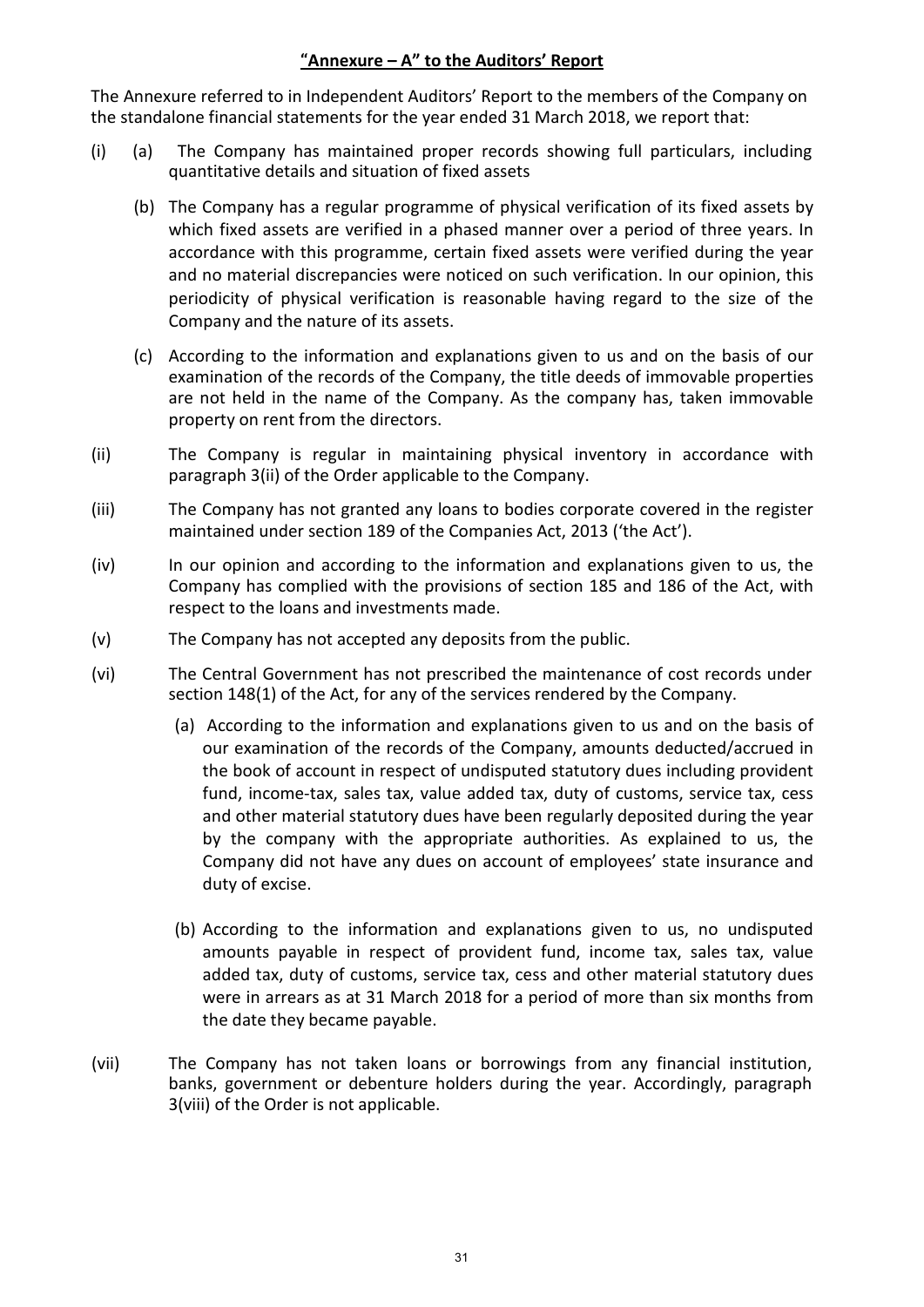## "Annexure – A" to the Auditors' Report

The Annexure referred to in Independent Auditors' Report to the members of the Company on the standalone financial statements for the year ended 31 March 2018, we report that:

(i) (a) The Company has maintained proper records showing full particulars, including quantitative details and situation of fixed assets

(b) The Company has a regular programme of physical verification of its fixed assets by which fixed assets are verified in a phased manner over a period of three years. In accordance with this programme, certain fixed assets were verified during the year and no material discrepancies were noticed on such verification. In our opinion, this periodicity of physical verification is reasonable having regard to the size of the Company and the nature of its assets.

(c) According to the information and explanations given to us and on the basis of our examination of the records of the Company, the title deeds of immovable properties are not held in the name of the Company. As the company has, taken immovable property on rent from the directors.

(ii) The Company is regular in maintaining physical inventory in accordance with paragraph 3(ii) of the Order applicable to the Company.

(iii) The Company has not granted any loans to bodies corporate covered in the register maintained under section 189 of the Companies Act, 2013 ('the Act').

(iv) In our opinion and according to the information and explanations given to us, the Company has complied with the provisions of section 185 and 186 of the Act, with respect to the loans and investments made.

(v) The Company has not accepted any deposits from the public.

(vi) The Central Government has not prescribed the maintenance of cost records under section 148(1) of the Act, for any of the services rendered by the Company.

(a) According to the information and explanations given to us and on the basis of our examination of the records of the Company, amounts deducted/accrued in the book of account in respect of undisputed statutory dues including provident fund, income-tax, sales tax, value added tax, duty of customs, service tax, cess and other material statutory dues have been regularly deposited during the year by the company with the appropriate authorities. As explained to us, the Company did not have any dues on account of employees' state insurance and duty of excise.

(b) According to the information and explanations given to us, no undisputed amounts payable in respect of provident fund, income tax, sales tax, value added tax, duty of customs, service tax, cess and other material statutory dues were in arrears as at 31 March 2018 for a period of more than six months from the date they became payable.

(vii) The Company has not taken loans or borrowings from any financial institution, banks, government or debenture holders during the year. Accordingly, paragraph 3(viii) of the Order is not applicable.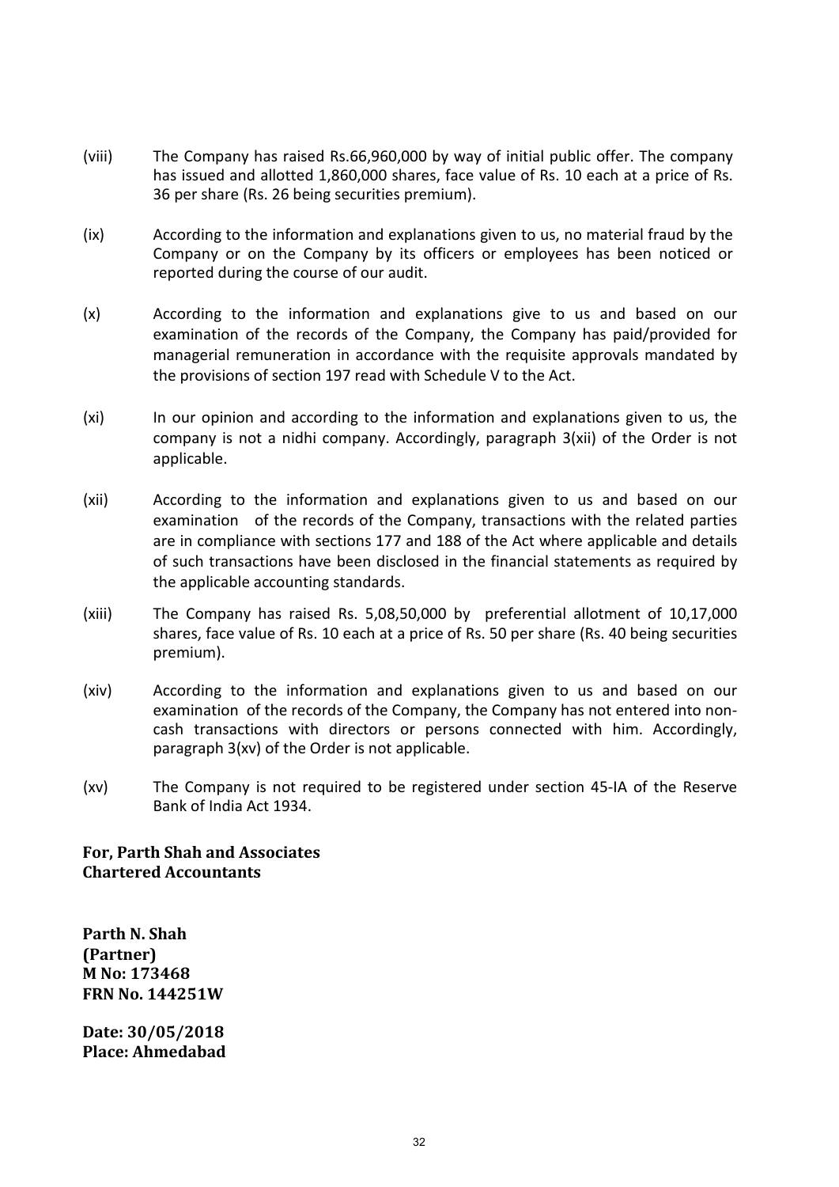(viii) The Company has raised Rs.66,960,000 by way of initial public offer. The company has issued and allotted 1,860,000 shares, face value of Rs. 10 each at a price of Rs. 36 per share (Rs. 26 being securities premium).

(ix) According to the information and explanations given to us, no material fraud by the Company or on the Company by its officers or employees has been noticed or reported during the course of our audit.

(x) According to the information and explanations give to us and based on our examination of the records of the Company, the Company has paid/provided for managerial remuneration in accordance with the requisite approvals mandated by the provisions of section 197 read with Schedule V to the Act.

(xi) In our opinion and according to the information and explanations given to us, the company is not a nidhi company. Accordingly, paragraph 3(xii) of the Order is not applicable.

(xii) According to the information and explanations given to us and based on our examination of the records of the Company, transactions with the related parties are in compliance with sections 177 and 188 of the Act where applicable and details of such transactions have been disclosed in the financial statements as required by the applicable accounting standards.

(xiii) The Company has raised Rs. 5,08,50,000 by preferential allotment of 10,17,000 shares, face value of Rs. 10 each at a price of Rs. 50 per share (Rs. 40 being securities premium).

(xiv) According to the information and explanations given to us and based on our examination of the records of the Company, the Company has not entered into non-cash transactions with directors or persons connected with him. Accordingly, paragraph 3(xv) of the Order is not applicable.

(xv) The Company is not required to be registered under section 45-IA of the Reserve Bank of India Act 1934.

**For, Parth Shah and Associates**
**Chartered Accountants**

**Parth N. Shah**
**(Partner)**
**M No: 173468**
**FRN No. 144251W**

**Date: 30/05/2018**
**Place: Ahmedabad**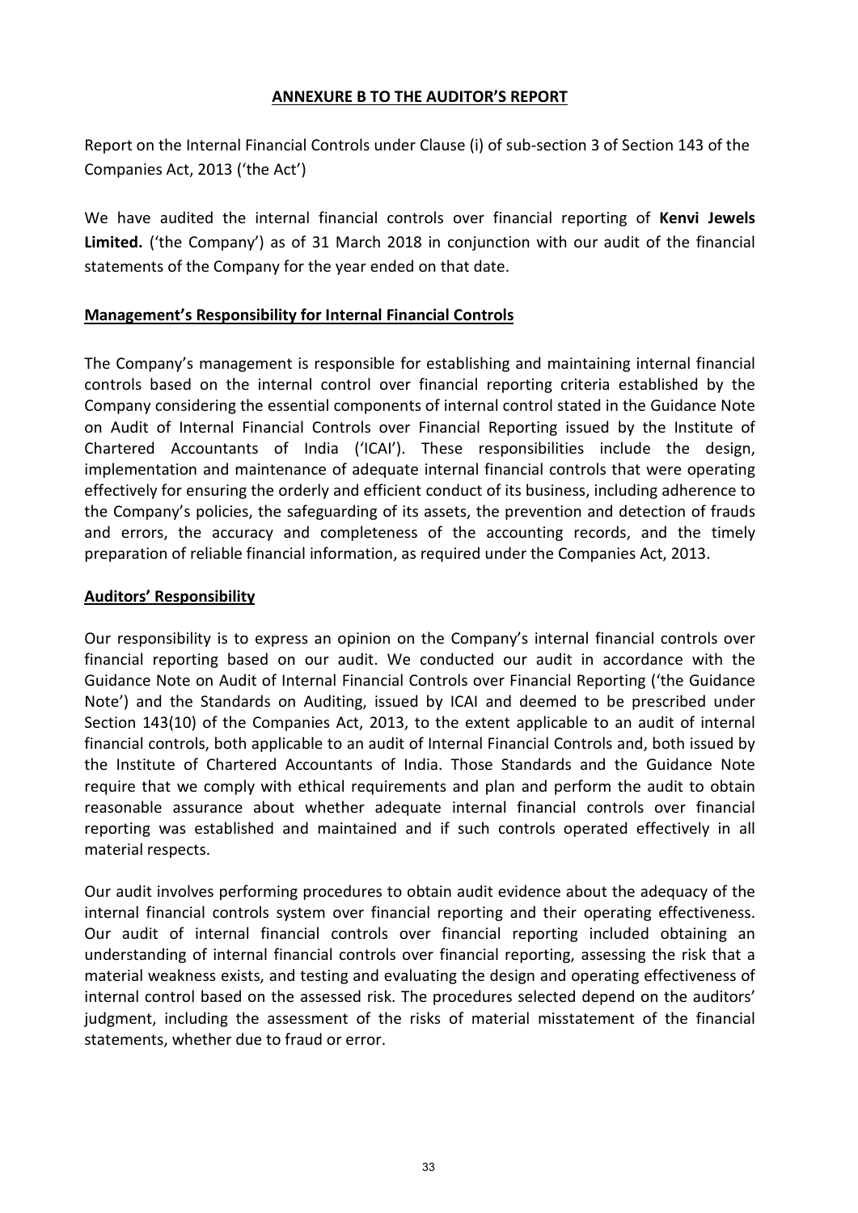## ANNEXURE B TO THE AUDITOR'S REPORT

Report on the Internal Financial Controls under Clause (i) of sub-section 3 of Section 143 of the Companies Act, 2013 ('the Act')

We have audited the internal financial controls over financial reporting of **Kenvi Jewels Limited.** ('the Company') as of 31 March 2018 in conjunction with our audit of the financial statements of the Company for the year ended on that date.

### Management's Responsibility for Internal Financial Controls

The Company's management is responsible for establishing and maintaining internal financial controls based on the internal control over financial reporting criteria established by the Company considering the essential components of internal control stated in the Guidance Note on Audit of Internal Financial Controls over Financial Reporting issued by the Institute of Chartered Accountants of India ('ICAI'). These responsibilities include the design, implementation and maintenance of adequate internal financial controls that were operating effectively for ensuring the orderly and efficient conduct of its business, including adherence to the Company's policies, the safeguarding of its assets, the prevention and detection of frauds and errors, the accuracy and completeness of the accounting records, and the timely preparation of reliable financial information, as required under the Companies Act, 2013.

### Auditors' Responsibility

Our responsibility is to express an opinion on the Company's internal financial controls over financial reporting based on our audit. We conducted our audit in accordance with the Guidance Note on Audit of Internal Financial Controls over Financial Reporting ('the Guidance Note') and the Standards on Auditing, issued by ICAI and deemed to be prescribed under Section 143(10) of the Companies Act, 2013, to the extent applicable to an audit of internal financial controls, both applicable to an audit of Internal Financial Controls and, both issued by the Institute of Chartered Accountants of India. Those Standards and the Guidance Note require that we comply with ethical requirements and plan and perform the audit to obtain reasonable assurance about whether adequate internal financial controls over financial reporting was established and maintained and if such controls operated effectively in all material respects.

Our audit involves performing procedures to obtain audit evidence about the adequacy of the internal financial controls system over financial reporting and their operating effectiveness. Our audit of internal financial controls over financial reporting included obtaining an understanding of internal financial controls over financial reporting, assessing the risk that a material weakness exists, and testing and evaluating the design and operating effectiveness of internal control based on the assessed risk. The procedures selected depend on the auditors' judgment, including the assessment of the risks of material misstatement of the financial statements, whether due to fraud or error.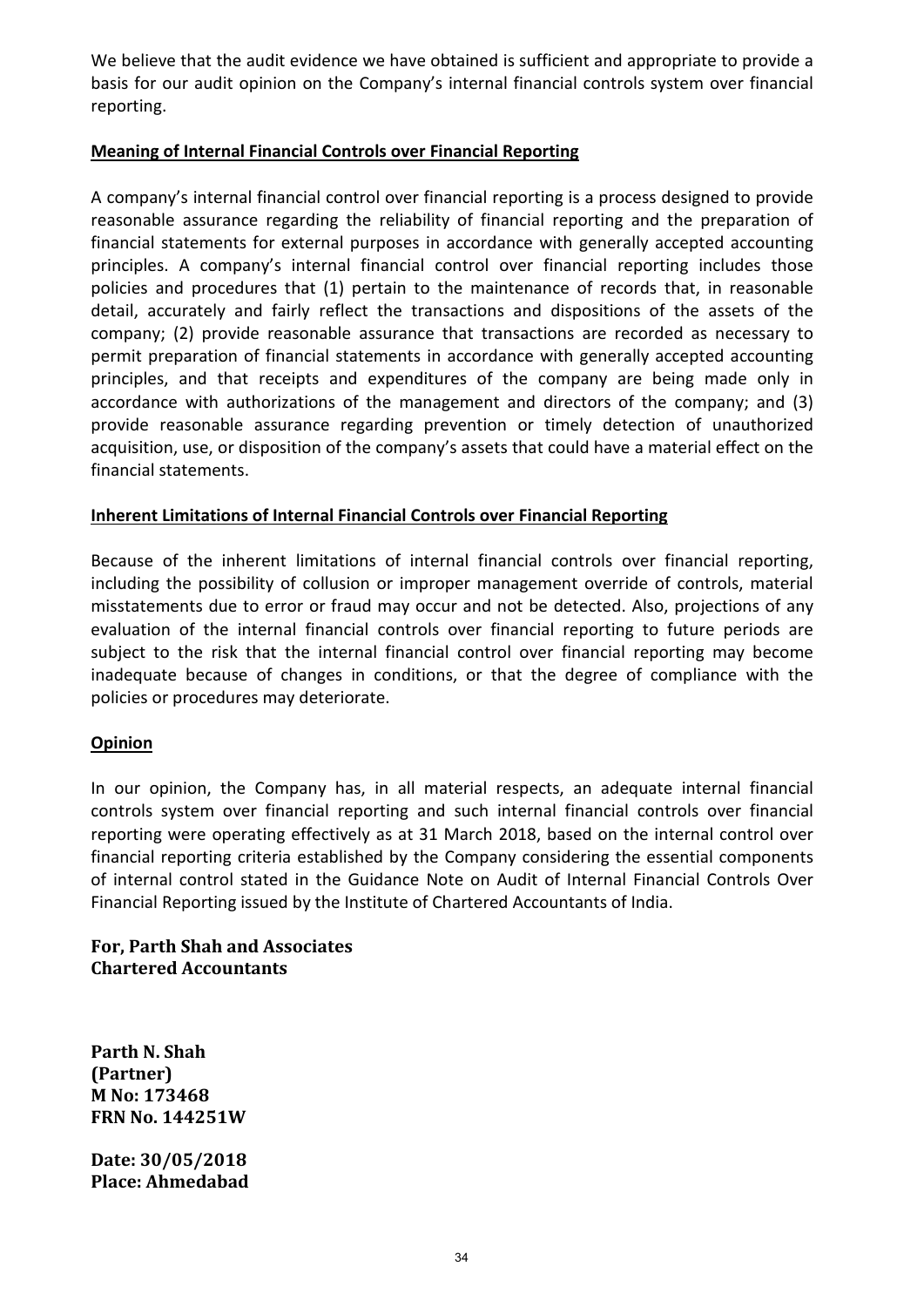We believe that the audit evidence we have obtained is sufficient and appropriate to provide a basis for our audit opinion on the Company's internal financial controls system over financial reporting.

**Meaning of Internal Financial Controls over Financial Reporting**

A company's internal financial control over financial reporting is a process designed to provide reasonable assurance regarding the reliability of financial reporting and the preparation of financial statements for external purposes in accordance with generally accepted accounting principles. A company's internal financial control over financial reporting includes those policies and procedures that (1) pertain to the maintenance of records that, in reasonable detail, accurately and fairly reflect the transactions and dispositions of the assets of the company; (2) provide reasonable assurance that transactions are recorded as necessary to permit preparation of financial statements in accordance with generally accepted accounting principles, and that receipts and expenditures of the company are being made only in accordance with authorizations of the management and directors of the company; and (3) provide reasonable assurance regarding prevention or timely detection of unauthorized acquisition, use, or disposition of the company's assets that could have a material effect on the financial statements.

**Inherent Limitations of Internal Financial Controls over Financial Reporting**

Because of the inherent limitations of internal financial controls over financial reporting, including the possibility of collusion or improper management override of controls, material misstatements due to error or fraud may occur and not be detected. Also, projections of any evaluation of the internal financial controls over financial reporting to future periods are subject to the risk that the internal financial control over financial reporting may become inadequate because of changes in conditions, or that the degree of compliance with the policies or procedures may deteriorate.

**Opinion**

In our opinion, the Company has, in all material respects, an adequate internal financial controls system over financial reporting and such internal financial controls over financial reporting were operating effectively as at 31 March 2018, based on the internal control over financial reporting criteria established by the Company considering the essential components of internal control stated in the Guidance Note on Audit of Internal Financial Controls Over Financial Reporting issued by the Institute of Chartered Accountants of India.

**For, Parth Shah and Associates**
**Chartered Accountants**

**Parth N. Shah**
**(Partner)**
**M No: 173468**
**FRN No. 144251W**

**Date: 30/05/2018**
**Place: Ahmedabad**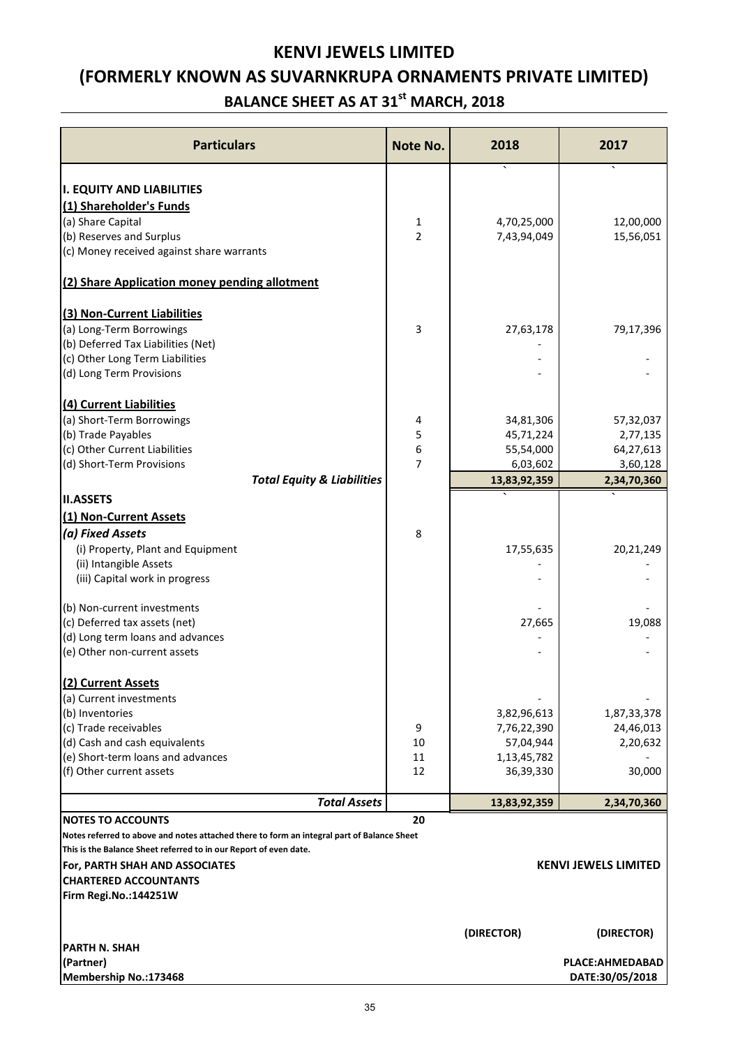# KENVI JEWELS LIMITED

# (FORMERLY KNOWN AS SUVARNKRUPA ORNAMENTS PRIVATE LIMITED)

## BALANCE SHEET AS AT 31st MARCH, 2018

| Particulars | Note No. | 2018 | 2017 |
|---|---|---|---|
| | | ` | ` |
| **I. EQUITY AND LIABILITIES** | | | |
| **(1) Shareholder's Funds** | | | |
| (a) Share Capital | 1 | 4,70,25,000 | 12,00,000 |
| (b) Reserves and Surplus | 2 | 7,43,94,049 | 15,56,051 |
| (c) Money received against share warrants | | | |
| **(2) Share Application money pending allotment** | | | |
| **(3) Non-Current Liabilities** | | | |
| (a) Long-Term Borrowings | 3 | 27,63,178 | 79,17,396 |
| (b) Deferred Tax Liabilities (Net) | | - | |
| (c) Other Long Term Liabilities | | - | - |
| (d) Long Term Provisions | | - | - |
| **(4) Current Liabilities** | | | |
| (a) Short-Term Borrowings | 4 | 34,81,306 | 57,32,037 |
| (b) Trade Payables | 5 | 45,71,224 | 2,77,135 |
| (c) Other Current Liabilities | 6 | 55,54,000 | 64,27,613 |
| (d) Short-Term Provisions | 7 | 6,03,602 | 3,60,128 |
| ***Total Equity & Liabilities*** | | **13,83,92,359** | **2,34,70,360** |
| | | ` | ` |
| **II.ASSETS** | | | |
| **(1) Non-Current Assets** | | | |
| ***(a) Fixed Assets*** | 8 | | |
| (i) Property, Plant and Equipment | | 17,55,635 | 20,21,249 |
| (ii) Intangible Assets | | - | - |
| (iii) Capital work in progress | | - | - |
| (b) Non-current investments | | - | - |
| (c) Deferred tax assets (net) | | 27,665 | 19,088 |
| (d) Long term loans and advances | | - | - |
| (e) Other non-current assets | | - | - |
| **(2) Current Assets** | | | |
| (a) Current investments | | - | - |
| (b) Inventories | | 3,82,96,613 | 1,87,33,378 |
| (c) Trade receivables | 9 | 7,76,22,390 | 24,46,013 |
| (d) Cash and cash equivalents | 10 | 57,04,944 | 2,20,632 |
| (e) Short-term loans and advances | 11 | 1,13,45,782 | - |
| (f) Other current assets | 12 | 36,39,330 | 30,000 |
| ***Total Assets*** | | **13,83,92,359** | **2,34,70,360** |
| **NOTES TO ACCOUNTS** | **20** | | |

**Notes referred to above and notes attached there to form an integral part of Balance Sheet**

**This is the Balance Sheet referred to in our Report of even date.**

**For, PARTH SHAH AND ASSOCIATES**
**CHARTERED ACCOUNTANTS**
**Firm Regi.No.:144251W**

**KENVI JEWELS LIMITED**

**(DIRECTOR)** **(DIRECTOR)**

**PARTH N. SHAH**
**(Partner)**
**Membership No.:173468**

**PLACE:AHMEDABAD**
**DATE:30/05/2018**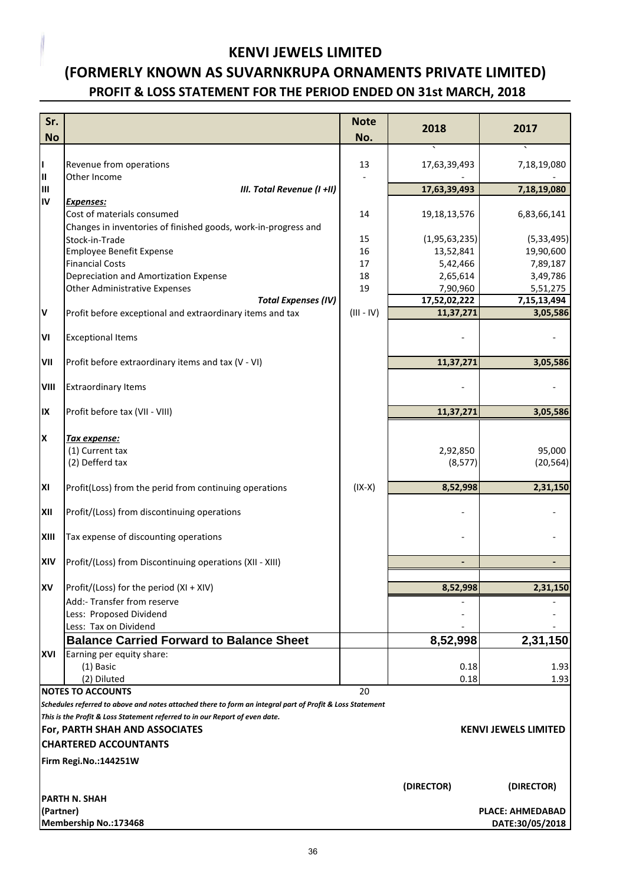# KENVI JEWELS LIMITED

# (FORMERLY KNOWN AS SUVARNKRUPA ORNAMENTS PRIVATE LIMITED)

## PROFIT & LOSS STATEMENT FOR THE PERIOD ENDED ON 31st MARCH, 2018

| Sr. No | | Note No. | 2018 | 2017 |
|---|---|---|---|---|
| | | | ` | ` |
| I | Revenue from operations | 13 | 17,63,39,493 | 7,18,19,080 |
| II | Other Income | - | - | - |
| III | *III. Total Revenue (I +II)* | | 17,63,39,493 | 7,18,19,080 |
| IV | ***Expenses:*** | | | |
| | Cost of materials consumed | 14 | 19,18,13,576 | 6,83,66,141 |
| | Changes in inventories of finished goods, work-in-progress and Stock-in-Trade | 15 | (1,95,63,235) | (5,33,495) |
| | Employee Benefit Expense | 16 | 13,52,841 | 19,90,600 |
| | Financial Costs | 17 | 5,42,466 | 7,89,187 |
| | Depreciation and Amortization Expense | 18 | 2,65,614 | 3,49,786 |
| | Other Administrative Expenses | 19 | 7,90,960 | 5,51,275 |
| | *Total Expenses (IV)* | | 17,52,02,222 | 7,15,13,494 |
| V | Profit before exceptional and extraordinary items and tax | (III - IV) | 11,37,271 | 3,05,586 |
| VI | Exceptional Items | | - | - |
| VII | Profit before extraordinary items and tax (V - VI) | | 11,37,271 | 3,05,586 |
| VIII | Extraordinary Items | | - | - |
| IX | Profit before tax (VII - VIII) | | 11,37,271 | 3,05,586 |
| X | ***Tax expense:*** | | | |
| | (1) Current tax | | 2,92,850 | 95,000 |
| | (2) Defferd tax | | (8,577) | (20,564) |
| XI | Profit(Loss) from the perid from continuing operations | (IX-X) | 8,52,998 | 2,31,150 |
| XII | Profit/(Loss) from discontinuing operations | | - | - |
| XIII | Tax expense of discounting operations | | - | - |
| XIV | Profit/(Loss) from Discontinuing operations (XII - XIII) | | - | - |
| XV | Profit/(Loss) for the period (XI + XIV) | | 8,52,998 | 2,31,150 |
| | Add:- Transfer from reserve | | - | - |
| | Less: Proposed Dividend | | - | - |
| | Less: Tax on Dividend | | - | - |
| | **Balance Carried Forward to Balance Sheet** | | **8,52,998** | **2,31,150** |
| XVI | Earning per equity share: | | | |
| | (1) Basic | | 0.18 | 1.93 |
| | (2) Diluted | | 0.18 | 1.93 |
| | **NOTES TO ACCOUNTS** | 20 | | |

***Schedules referred to above and notes attached there to form an integral part of Profit & Loss Statement***

***This is the Profit & Loss Statement referred to in our Report of even date.***

**For, PARTH SHAH AND ASSOCIATES**
**CHARTERED ACCOUNTANTS**
**Firm Regi.No.:144251W**

**PARTH N. SHAH**
**(Partner)**
**Membership No.:173468**

**KENVI JEWELS LIMITED**

**(DIRECTOR)** **(DIRECTOR)**

**PLACE: AHMEDABAD**
**DATE:30/05/2018**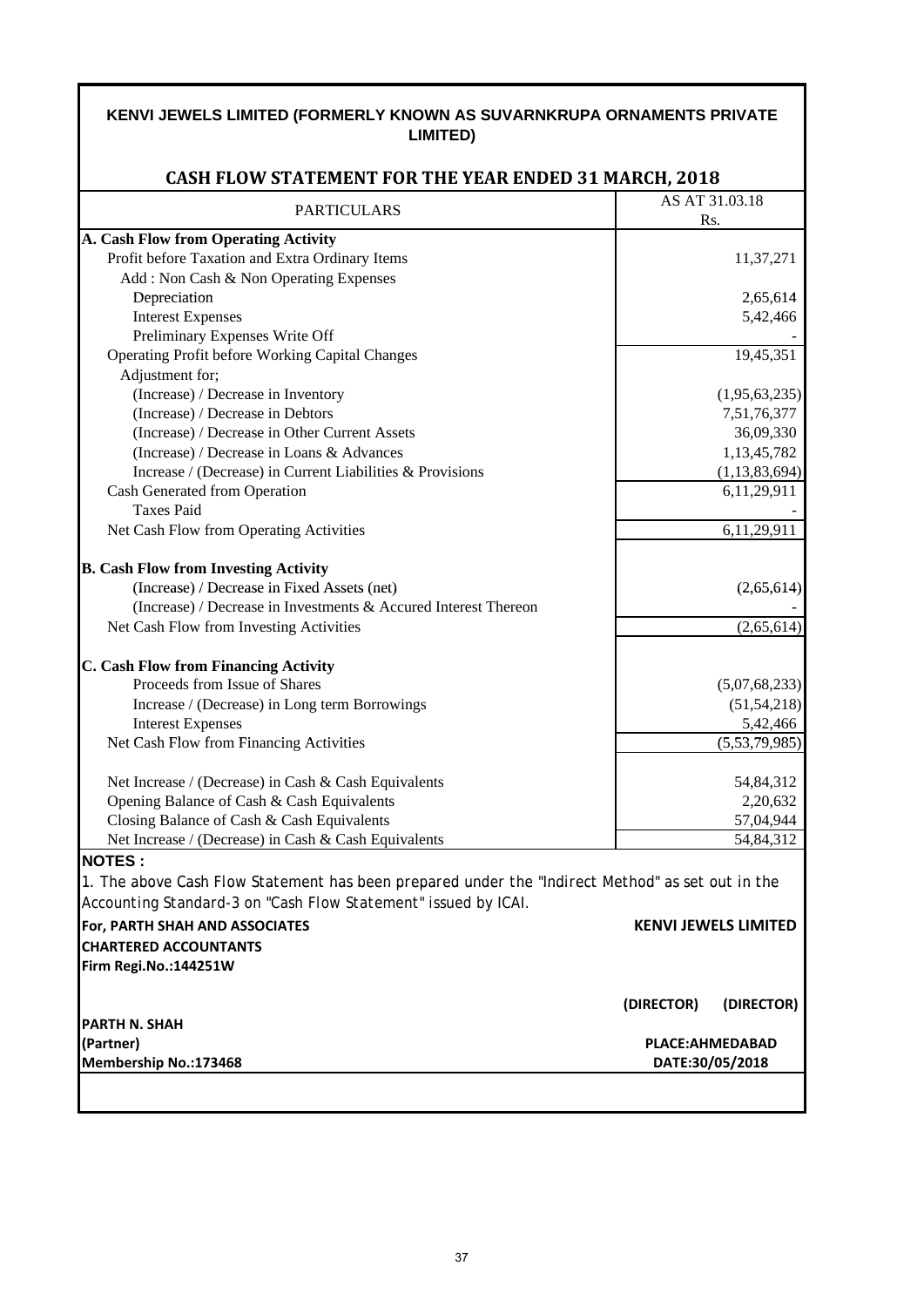# KENVI JEWELS LIMITED (FORMERLY KNOWN AS SUVARNKRUPA ORNAMENTS PRIVATE LIMITED)

## CASH FLOW STATEMENT FOR THE YEAR ENDED 31 MARCH, 2018

| PARTICULARS | AS AT 31.03.18 Rs. |
|---|---|
| **A. Cash Flow from Operating Activity** | |
| Profit before Taxation and Extra Ordinary Items | 11,37,271 |
| Add : Non Cash & Non Operating Expenses | |
| Depreciation | 2,65,614 |
| Interest Expenses | 5,42,466 |
| Preliminary Expenses Write Off | - |
| Operating Profit before Working Capital Changes | 19,45,351 |
| Adjustment for; | |
| (Increase) / Decrease in Inventory | (1,95,63,235) |
| (Increase) / Decrease in Debtors | 7,51,76,377 |
| (Increase) / Decrease in Other Current Assets | 36,09,330 |
| (Increase) / Decrease in Loans & Advances | 1,13,45,782 |
| Increase / (Decrease) in Current Liabilities & Provisions | (1,13,83,694) |
| Cash Generated from Operation | 6,11,29,911 |
| Taxes Paid | - |
| Net Cash Flow from Operating Activities | 6,11,29,911 |
| **B. Cash Flow from Investing Activity** | |
| (Increase) / Decrease in Fixed Assets (net) | (2,65,614) |
| (Increase) / Decrease in Investments & Accured Interest Thereon | - |
| Net Cash Flow from Investing Activities | (2,65,614) |
| **C. Cash Flow from Financing Activity** | |
| Proceeds from Issue of Shares | (5,07,68,233) |
| Increase / (Decrease) in Long term Borrowings | (51,54,218) |
| Interest Expenses | 5,42,466 |
| Net Cash Flow from Financing Activities | (5,53,79,985) |
| Net Increase / (Decrease) in Cash & Cash Equivalents | 54,84,312 |
| Opening Balance of Cash & Cash Equivalents | 2,20,632 |
| Closing Balance of Cash & Cash Equivalents | 57,04,944 |
| Net Increase / (Decrease) in Cash & Cash Equivalents | 54,84,312 |

**NOTES :**

1. The above Cash Flow Statement has been prepared under the "Indirect Method" as set out in the Accounting Standard-3 on "Cash Flow Statement" issued by ICAI.

**For, PARTH SHAH AND ASSOCIATES**
**CHARTERED ACCOUNTANTS**
**Firm Regi.No.:144251W**

**PARTH N. SHAH**
**(Partner)**
**Membership No.:173468**

**KENVI JEWELS LIMITED**

**(DIRECTOR)** **(DIRECTOR)**

**PLACE:AHMEDABAD**
**DATE:30/05/2018**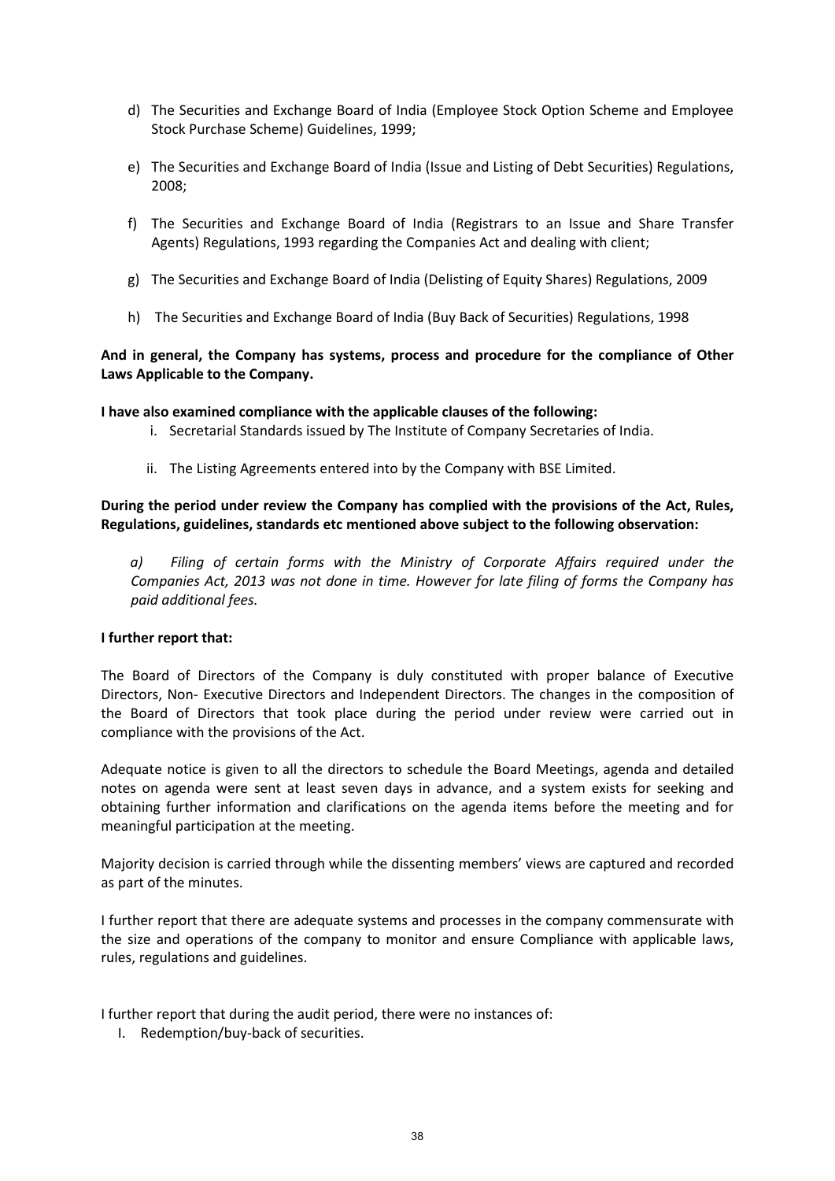d) The Securities and Exchange Board of India (Employee Stock Option Scheme and Employee Stock Purchase Scheme) Guidelines, 1999;

e) The Securities and Exchange Board of India (Issue and Listing of Debt Securities) Regulations, 2008;

f) The Securities and Exchange Board of India (Registrars to an Issue and Share Transfer Agents) Regulations, 1993 regarding the Companies Act and dealing with client;

g) The Securities and Exchange Board of India (Delisting of Equity Shares) Regulations, 2009

h) The Securities and Exchange Board of India (Buy Back of Securities) Regulations, 1998

**And in general, the Company has systems, process and procedure for the compliance of Other Laws Applicable to the Company.**

**I have also examined compliance with the applicable clauses of the following:**

i. Secretarial Standards issued by The Institute of Company Secretaries of India.

ii. The Listing Agreements entered into by the Company with BSE Limited.

**During the period under review the Company has complied with the provisions of the Act, Rules, Regulations, guidelines, standards etc mentioned above subject to the following observation:**

*a) Filing of certain forms with the Ministry of Corporate Affairs required under the Companies Act, 2013 was not done in time. However for late filing of forms the Company has paid additional fees.*

**I further report that:**

The Board of Directors of the Company is duly constituted with proper balance of Executive Directors, Non- Executive Directors and Independent Directors. The changes in the composition of the Board of Directors that took place during the period under review were carried out in compliance with the provisions of the Act.

Adequate notice is given to all the directors to schedule the Board Meetings, agenda and detailed notes on agenda were sent at least seven days in advance, and a system exists for seeking and obtaining further information and clarifications on the agenda items before the meeting and for meaningful participation at the meeting.

Majority decision is carried through while the dissenting members' views are captured and recorded as part of the minutes.

I further report that there are adequate systems and processes in the company commensurate with the size and operations of the company to monitor and ensure Compliance with applicable laws, rules, regulations and guidelines.

I further report that during the audit period, there were no instances of:

I. Redemption/buy-back of securities.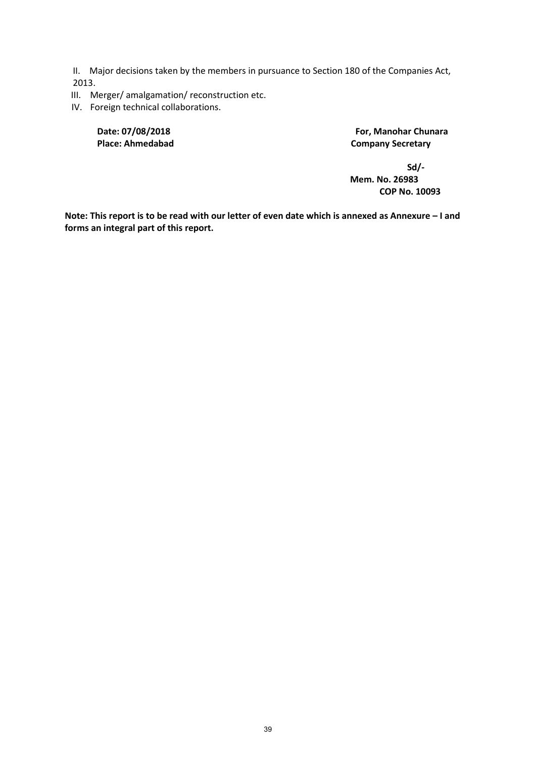II. Major decisions taken by the members in pursuance to Section 180 of the Companies Act, 2013.

III. Merger/ amalgamation/ reconstruction etc.

IV. Foreign technical collaborations.

**Date: 07/08/2018**
**Place: Ahmedabad**

**For, Manohar Chunara**
**Company Secretary**

**Sd/-**
**Mem. No. 26983**
**COP No. 10093**

**Note: This report is to be read with our letter of even date which is annexed as Annexure – I and forms an integral part of this report.**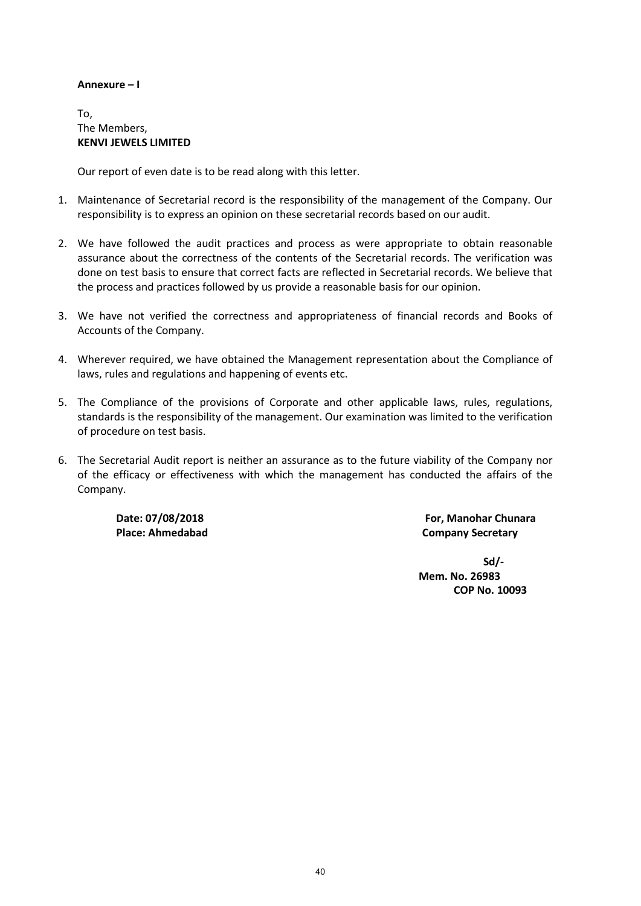**Annexure – I**

To,
The Members,
**KENVI JEWELS LIMITED**

Our report of even date is to be read along with this letter.

1. Maintenance of Secretarial record is the responsibility of the management of the Company. Our responsibility is to express an opinion on these secretarial records based on our audit.

2. We have followed the audit practices and process as were appropriate to obtain reasonable assurance about the correctness of the contents of the Secretarial records. The verification was done on test basis to ensure that correct facts are reflected in Secretarial records. We believe that the process and practices followed by us provide a reasonable basis for our opinion.

3. We have not verified the correctness and appropriateness of financial records and Books of Accounts of the Company.

4. Wherever required, we have obtained the Management representation about the Compliance of laws, rules and regulations and happening of events etc.

5. The Compliance of the provisions of Corporate and other applicable laws, rules, regulations, standards is the responsibility of the management. Our examination was limited to the verification of procedure on test basis.

6. The Secretarial Audit report is neither an assurance as to the future viability of the Company nor of the efficacy or effectiveness with which the management has conducted the affairs of the Company.

**Date: 07/08/2018**
**Place: Ahmedabad**

**For, Manohar Chunara**
**Company Secretary**

**Sd/-**
**Mem. No. 26983**
**COP No. 10093**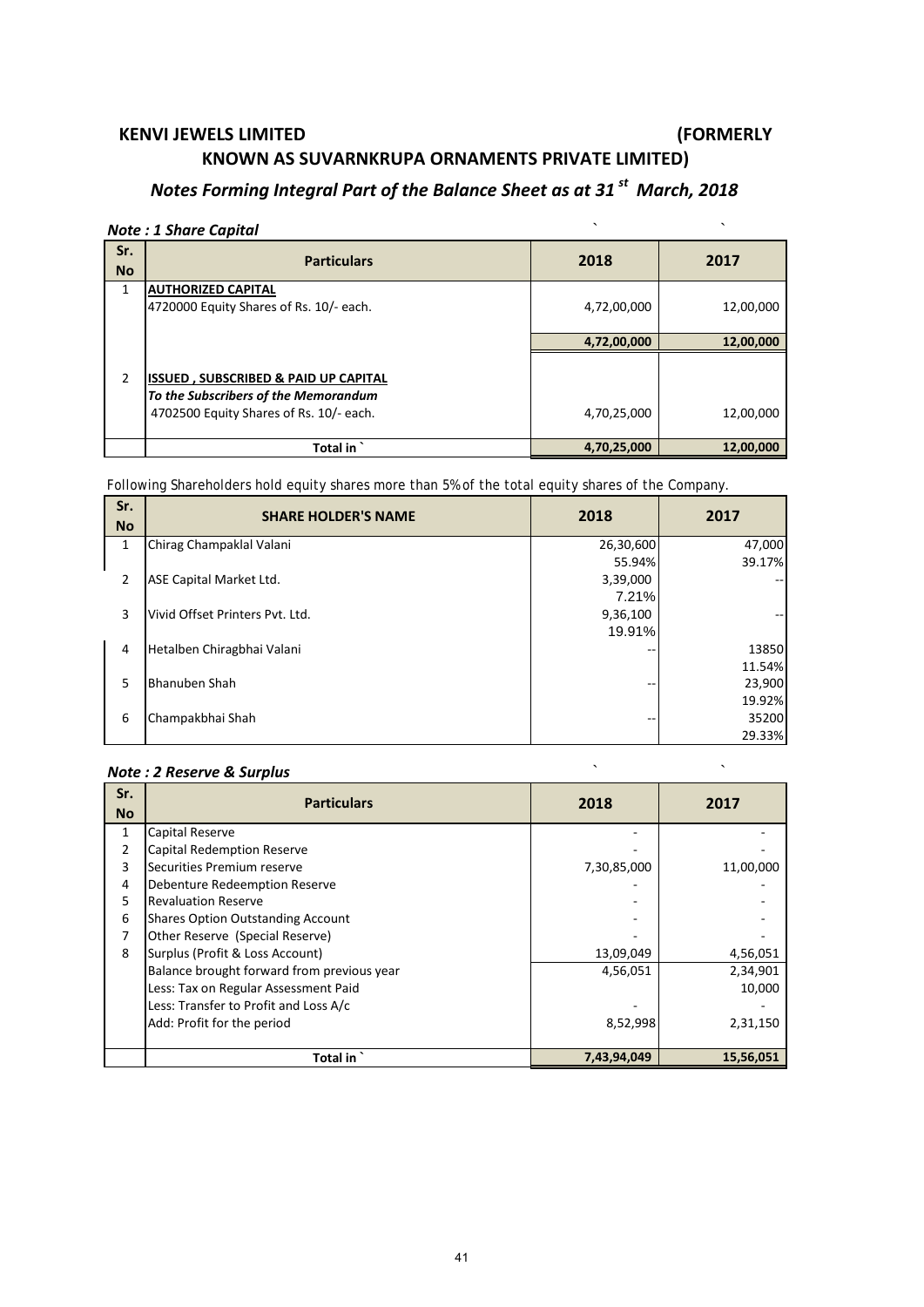# KENVI JEWELS LIMITED (FORMERLY KNOWN AS SUVARNKRUPA ORNAMENTS PRIVATE LIMITED)

## *Notes Forming Integral Part of the Balance Sheet as at 31st March, 2018*

### *Note : 1 Share Capital*

| Sr. No | Particulars | 2018 | 2017 |
|---|---|---|---|
| 1 | **AUTHORIZED CAPITAL** | | |
| | 4720000 Equity Shares of Rs. 10/- each. | 4,72,00,000 | 12,00,000 |
| | | 4,72,00,000 | 12,00,000 |
| 2 | **ISSUED , SUBSCRIBED & PAID UP CAPITAL** | | |
| | *To the Subscribers of the Memorandum* | | |
| | 4702500 Equity Shares of Rs. 10/- each. | 4,70,25,000 | 12,00,000 |
| | **Total in `** | **4,70,25,000** | **12,00,000** |

Following Shareholders hold equity shares more than 5% of the total equity shares of the Company.

| Sr. No | SHARE HOLDER'S NAME | 2018 | 2017 |
|---|---|---|---|
| 1 | Chirag Champaklal Valani | 26,30,600 | 47,000 |
| | | 55.94% | 39.17% |
| 2 | ASE Capital Market Ltd. | 3,39,000 | -- |
| | | 7.21% | |
| 3 | Vivid Offset Printers Pvt. Ltd. | 9,36,100 | -- |
| | | 19.91% | |
| 4 | Hetalben Chiragbhai Valani | -- | 13850 |
| | | | 11.54% |
| 5 | Bhanuben Shah | -- | 23,900 |
| | | | 19.92% |
| 6 | Champakbhai Shah | -- | 35200 |
| | | | 29.33% |

### *Note : 2 Reserve & Surplus*

| Sr. No | Particulars | 2018 | 2017 |
|---|---|---|---|
| 1 | Capital Reserve | - | - |
| 2 | Capital Redemption Reserve | - | - |
| 3 | Securities Premium reserve | 7,30,85,000 | 11,00,000 |
| 4 | Debenture Redeemption Reserve | - | - |
| 5 | Revaluation Reserve | - | - |
| 6 | Shares Option Outstanding Account | - | - |
| 7 | Other Reserve (Special Reserve) | - | - |
| 8 | Surplus (Profit & Loss Account) | 13,09,049 | 4,56,051 |
| | Balance brought forward from previous year | 4,56,051 | 2,34,901 |
| | Less: Tax on Regular Assessment Paid | | 10,000 |
| | Less: Transfer to Profit and Loss A/c | - | - |
| | Add: Profit for the period | 8,52,998 | 2,31,150 |
| | **Total in `** | **7,43,94,049** | **15,56,051** |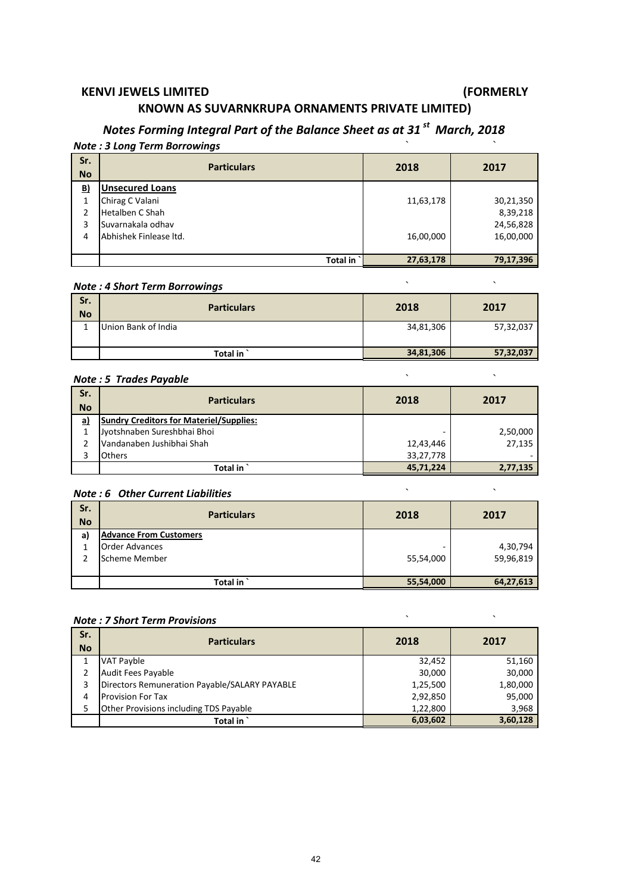# KENVI JEWELS LIMITED (FORMERLY KNOWN AS SUVARNKRUPA ORNAMENTS PRIVATE LIMITED)

## *Notes Forming Integral Part of the Balance Sheet as at 31st March, 2018*

### *Note : 3 Long Term Borrowings*

| Sr. No | Particulars | 2018 | 2017 |
|---|---|---|---|
| B) | **Unsecured Loans** | | |
| 1 | Chirag C Valani | 11,63,178 | 30,21,350 |
| 2 | Hetalben C Shah | | 8,39,218 |
| 3 | Suvarnakala odhav | | 24,56,828 |
| 4 | Abhishek Finlease ltd. | 16,00,000 | 16,00,000 |
| | **Total in `** | **27,63,178** | **79,17,396** |

### *Note : 4 Short Term Borrowings*

| Sr. No | Particulars | 2018 | 2017 |
|---|---|---|---|
| 1 | Union Bank of India | 34,81,306 | 57,32,037 |
| | **Total in `** | **34,81,306** | **57,32,037** |

### *Note : 5 Trades Payable*

| Sr. No | Particulars | 2018 | 2017 |
|---|---|---|---|
| a) | **Sundry Creditors for Materiel/Supplies:** | | |
| 1 | Jyotshnaben Sureshbhai Bhoi | - | 2,50,000 |
| 2 | Vandanaben Jushibhai Shah | 12,43,446 | 27,135 |
| 3 | Others | 33,27,778 | - |
| | **Total in `** | **45,71,224** | **2,77,135** |

### *Note : 6 Other Current Liabilities*

| Sr. No | Particulars | 2018 | 2017 |
|---|---|---|---|
| a) | **Advance From Customers** | | |
| 1 | Order Advances | - | 4,30,794 |
| 2 | Scheme Member | 55,54,000 | 59,96,819 |
| | **Total in `** | **55,54,000** | **64,27,613** |

### *Note : 7 Short Term Provisions*

| Sr. No | Particulars | 2018 | 2017 |
|---|---|---|---|
| 1 | VAT Payble | 32,452 | 51,160 |
| 2 | Audit Fees Payable | 30,000 | 30,000 |
| 3 | Directors Remuneration Payable/SALARY PAYABLE | 1,25,500 | 1,80,000 |
| 4 | Provision For Tax | 2,92,850 | 95,000 |
| 5 | Other Provisions including TDS Payable | 1,22,800 | 3,968 |
| | **Total in `** | **6,03,602** | **3,60,128** |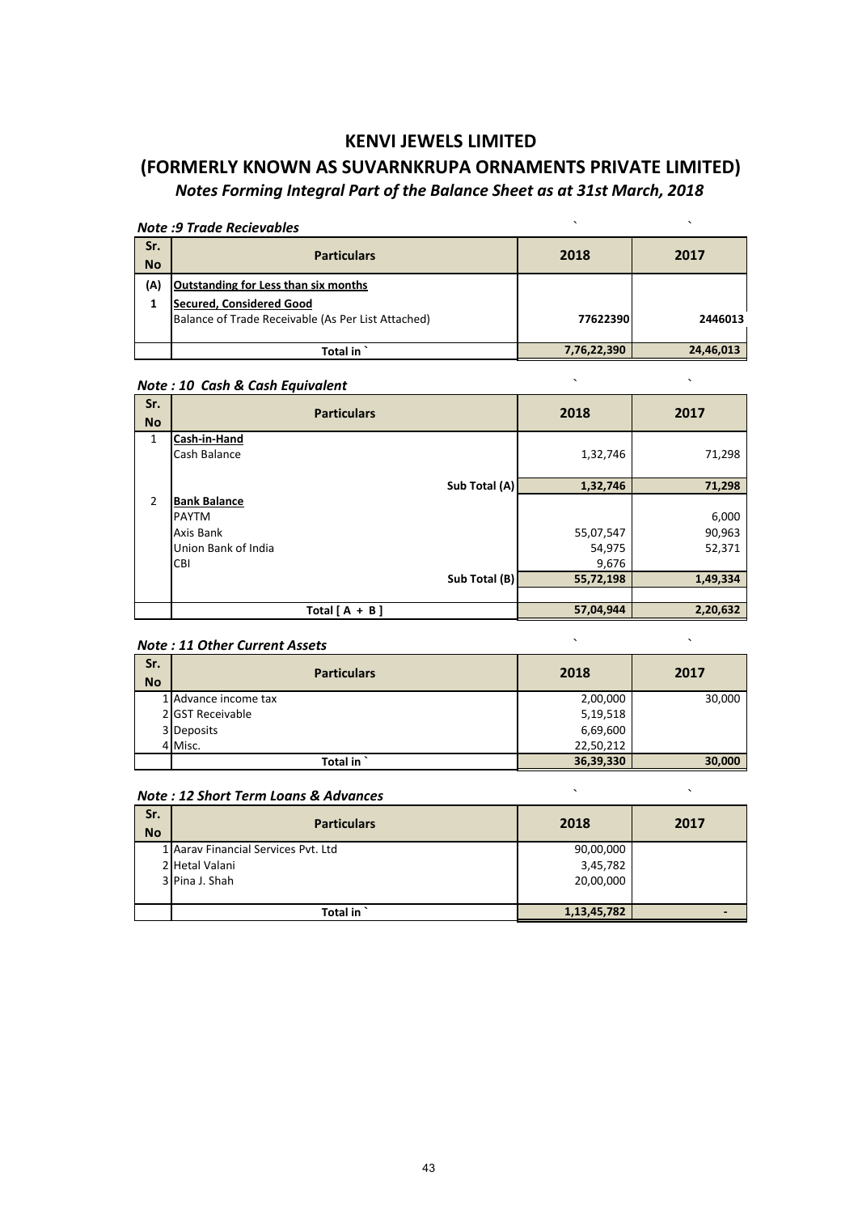# KENVI JEWELS LIMITED

# (FORMERLY KNOWN AS SUVARNKRUPA ORNAMENTS PRIVATE LIMITED)

## *Notes Forming Integral Part of the Balance Sheet as at 31st March, 2018*

### *Note :9 Trade Recievables*

| Sr. No | Particulars | 2018 | 2017 |
|---|---|---|---|
| (A) | **Outstanding for Less than six months** | | |
| 1 | **Secured, Considered Good** | | |
| | Balance of Trade Receivable (As Per List Attached) | **77622390** | **2446013** |
| | **Total in `** | **7,76,22,390** | **24,46,013** |

### *Note : 10 Cash & Cash Equivalent*

| Sr. No | Particulars | 2018 | 2017 |
|---|---|---|---|
| 1 | **Cash-in-Hand** | | |
| | Cash Balance | 1,32,746 | 71,298 |
| | **Sub Total (A)** | **1,32,746** | **71,298** |
| 2 | **Bank Balance** | | |
| | PAYTM | | 6,000 |
| | Axis Bank | 55,07,547 | 90,963 |
| | Union Bank of India | 54,975 | 52,371 |
| | CBI | 9,676 | |
| | **Sub Total (B)** | **55,72,198** | **1,49,334** |
| | **Total [ A + B ]** | **57,04,944** | **2,20,632** |

### *Note : 11 Other Current Assets*

| Sr. No | Particulars | 2018 | 2017 |
|---|---|---|---|
| 1 | Advance income tax | 2,00,000 | 30,000 |
| 2 | GST Receivable | 5,19,518 | |
| 3 | Deposits | 6,69,600 | |
| 4 | Misc. | 22,50,212 | |
| | **Total in `** | **36,39,330** | **30,000** |

### *Note : 12 Short Term Loans & Advances*

| Sr. No | Particulars | 2018 | 2017 |
|---|---|---|---|
| 1 | Aarav Financial Services Pvt. Ltd | 90,00,000 | |
| 2 | Hetal Valani | 3,45,782 | |
| 3 | Pina J. Shah | 20,00,000 | |
| | **Total in `** | **1,13,45,782** | **-** |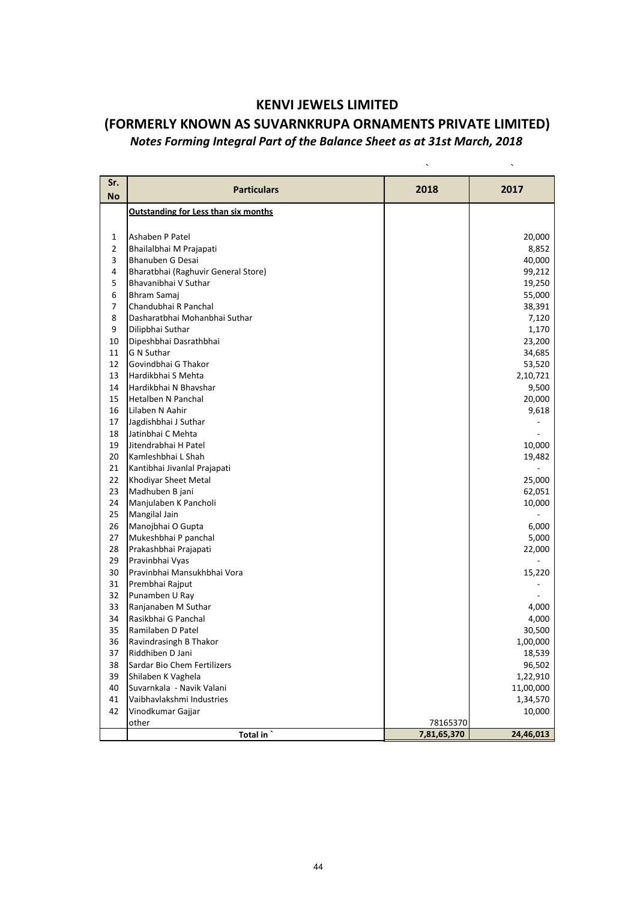# KENVI JEWELS LIMITED

## (FORMERLY KNOWN AS SUVARNKRUPA ORNAMENTS PRIVATE LIMITED)

### *Notes Forming Integral Part of the Balance Sheet as at 31st March, 2018*

| Sr. No | Particulars | 2018 | 2017 |
|---|---|---|---|
| | **Outstanding for Less than six months** | | |
| 1 | Ashaben P Patel | | 20,000 |
| 2 | Bhailalbhai M Prajapati | | 8,852 |
| 3 | Bhanuben G Desai | | 40,000 |
| 4 | Bharatbhai (Raghuvir General Store) | | 99,212 |
| 5 | Bhavanibhai V Suthar | | 19,250 |
| 6 | Bhram Samaj | | 55,000 |
| 7 | Chandubhai R Panchal | | 38,391 |
| 8 | Dasharatbhai Mohanbhai Suthar | | 7,120 |
| 9 | Dilipbhai Suthar | | 1,170 |
| 10 | Dipeshbhai Dasrathbhai | | 23,200 |
| 11 | G N Suthar | | 34,685 |
| 12 | Govindbhai G Thakor | | 53,520 |
| 13 | Hardikbhai S Mehta | | 2,10,721 |
| 14 | Hardikbhai N Bhavshar | | 9,500 |
| 15 | Hetalben N Panchal | | 20,000 |
| 16 | Lilaben N Aahir | | 9,618 |
| 17 | Jagdishbhai J Suthar | | - |
| 18 | Jatinbhai C Mehta | | - |
| 19 | Jitendrabhai H Patel | | 10,000 |
| 20 | Kamleshbhai L Shah | | 19,482 |
| 21 | Kantibhai Jivanlal Prajapati | | - |
| 22 | Khodiyar Sheet Metal | | 25,000 |
| 23 | Madhuben B jani | | 62,051 |
| 24 | Manjulaben K Pancholi | | 10,000 |
| 25 | Mangilal Jain | | - |
| 26 | Manojbhai O Gupta | | 6,000 |
| 27 | Mukeshbhai P panchal | | 5,000 |
| 28 | Prakashbhai Prajapati | | 22,000 |
| 29 | Pravinbhai Vyas | | - |
| 30 | Pravinbhai Mansukhbhai Vora | | 15,220 |
| 31 | Prembhai Rajput | | - |
| 32 | Punamben U Ray | | - |
| 33 | Ranjanaben M Suthar | | 4,000 |
| 34 | Rasikbhai G Panchal | | 4,000 |
| 35 | Ramilaben D Patel | | 30,500 |
| 36 | Ravindrasingh B Thakor | | 1,00,000 |
| 37 | Riddhiben D Jani | | 18,539 |
| 38 | Sardar Bio Chem Fertilizers | | 96,502 |
| 39 | Shilaben K Vaghela | | 1,22,910 |
| 40 | Suvarnkala - Navik Valani | | 11,00,000 |
| 41 | Vaibhavlakshmi Industries | | 1,34,570 |
| 42 | Vinodkumar Gajjar | | 10,000 |
| | other | 78165370 | |
| | **Total in `** | **7,81,65,370** | **24,46,013** |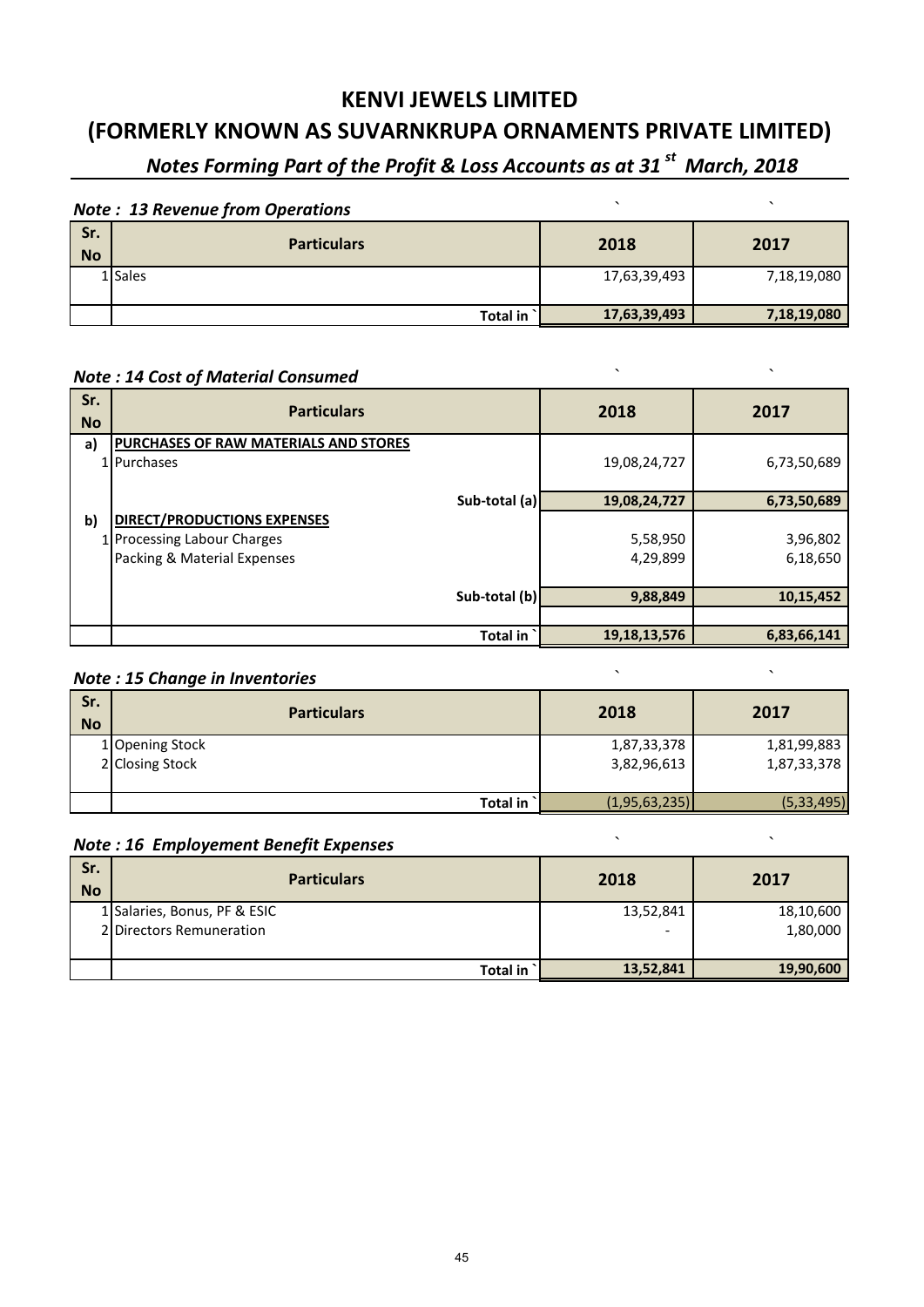# KENVI JEWELS LIMITED

# (FORMERLY KNOWN AS SUVARNKRUPA ORNAMENTS PRIVATE LIMITED)

## *Notes Forming Part of the Profit & Loss Accounts as at 31st March, 2018*

### *Note : 13 Revenue from Operations*

| Sr. No | Particulars | 2018 | 2017 |
|---|---|---|---|
| 1 | Sales | 17,63,39,493 | 7,18,19,080 |
| | **Total in `** | **17,63,39,493** | **7,18,19,080** |

### *Note : 14 Cost of Material Consumed*

| Sr. No | Particulars | 2018 | 2017 |
|---|---|---|---|
| **a)** | **PURCHASES OF RAW MATERIALS AND STORES** | | |
| 1 | Purchases | 19,08,24,727 | 6,73,50,689 |
| | **Sub-total (a)** | **19,08,24,727** | **6,73,50,689** |
| **b)** | **DIRECT/PRODUCTIONS EXPENSES** | | |
| 1 | Processing Labour Charges | 5,58,950 | 3,96,802 |
| | Packing & Material Expenses | 4,29,899 | 6,18,650 |
| | **Sub-total (b)** | **9,88,849** | **10,15,452** |
| | **Total in `** | **19,18,13,576** | **6,83,66,141** |

### *Note : 15 Change in Inventories*

| Sr. No | Particulars | 2018 | 2017 |
|---|---|---|---|
| 1 | Opening Stock | 1,87,33,378 | 1,81,99,883 |
| 2 | Closing Stock | 3,82,96,613 | 1,87,33,378 |
| | **Total in `** | (1,95,63,235) | (5,33,495) |

### *Note : 16 Employement Benefit Expenses*

| Sr. No | Particulars | 2018 | 2017 |
|---|---|---|---|
| 1 | Salaries, Bonus, PF & ESIC | 13,52,841 | 18,10,600 |
| 2 | Directors Remuneration | - | 1,80,000 |
| | **Total in `** | **13,52,841** | **19,90,600** |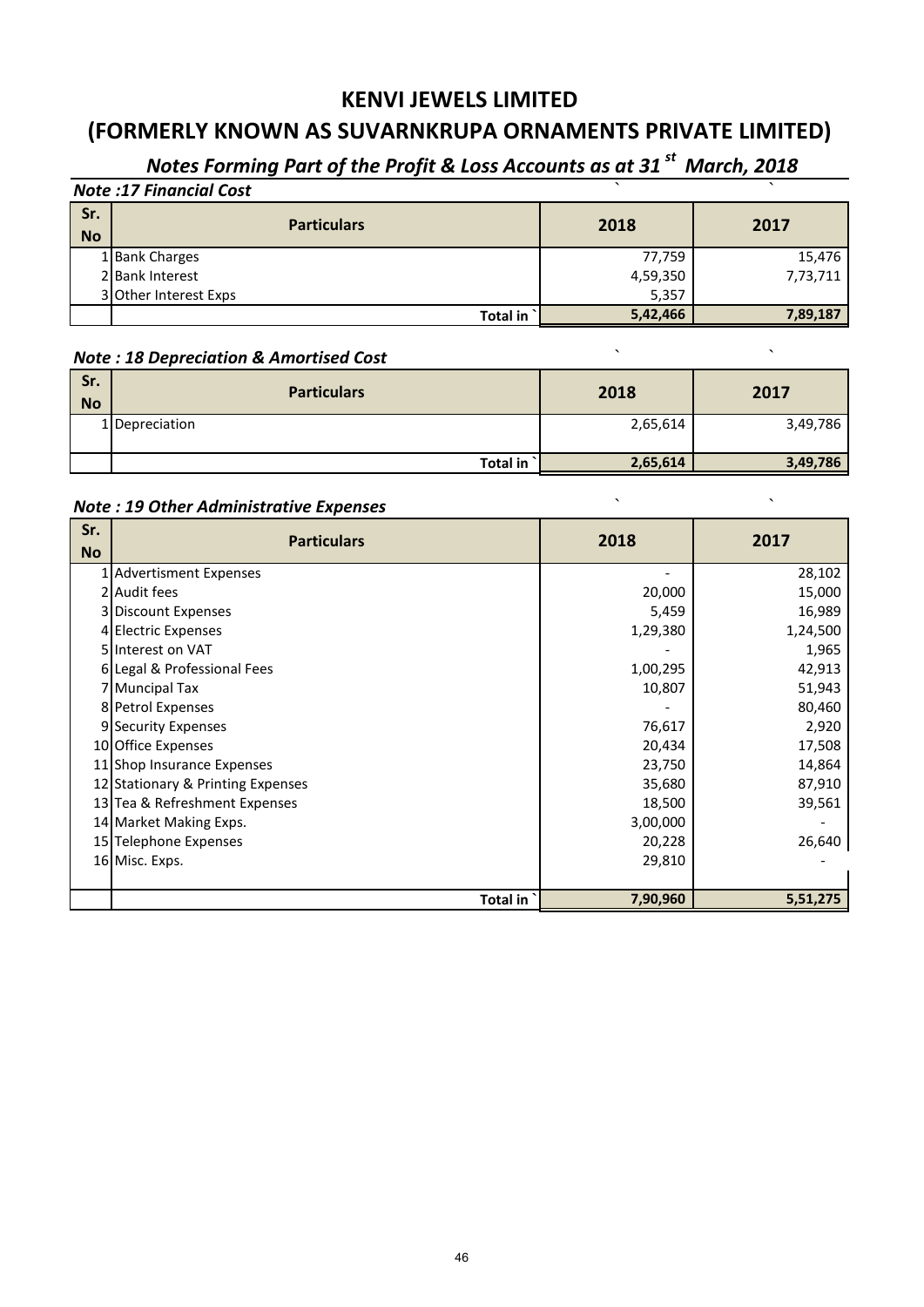# KENVI JEWELS LIMITED

# (FORMERLY KNOWN AS SUVARNKRUPA ORNAMENTS PRIVATE LIMITED)

## *Notes Forming Part of the Profit & Loss Accounts as at 31st March, 2018*

### *Note :17 Financial Cost*

| Sr. No | Particulars | 2018 | 2017 |
|---|---|---|---|
| 1 | Bank Charges | 77,759 | 15,476 |
| 2 | Bank Interest | 4,59,350 | 7,73,711 |
| 3 | Other Interest Exps | 5,357 | |
| | **Total in `** | **5,42,466** | **7,89,187** |

### *Note : 18 Depreciation & Amortised Cost*

| Sr. No | Particulars | 2018 | 2017 |
|---|---|---|---|
| 1 | Depreciation | 2,65,614 | 3,49,786 |
| | **Total in `** | **2,65,614** | **3,49,786** |

### *Note : 19 Other Administrative Expenses*

| Sr. No | Particulars | 2018 | 2017 |
|---|---|---|---|
| 1 | Advertisment Expenses | - | 28,102 |
| 2 | Audit fees | 20,000 | 15,000 |
| 3 | Discount Expenses | 5,459 | 16,989 |
| 4 | Electric Expenses | 1,29,380 | 1,24,500 |
| 5 | Interest on VAT | - | 1,965 |
| 6 | Legal & Professional Fees | 1,00,295 | 42,913 |
| 7 | Muncipal Tax | 10,807 | 51,943 |
| 8 | Petrol Expenses | - | 80,460 |
| 9 | Security Expenses | 76,617 | 2,920 |
| 10 | Office Expenses | 20,434 | 17,508 |
| 11 | Shop Insurance Expenses | 23,750 | 14,864 |
| 12 | Stationary & Printing Expenses | 35,680 | 87,910 |
| 13 | Tea & Refreshment Expenses | 18,500 | 39,561 |
| 14 | Market Making Exps. | 3,00,000 | - |
| 15 | Telephone Expenses | 20,228 | 26,640 |
| 16 | Misc. Exps. | 29,810 | - |
| | **Total in `** | **7,90,960** | **5,51,275** |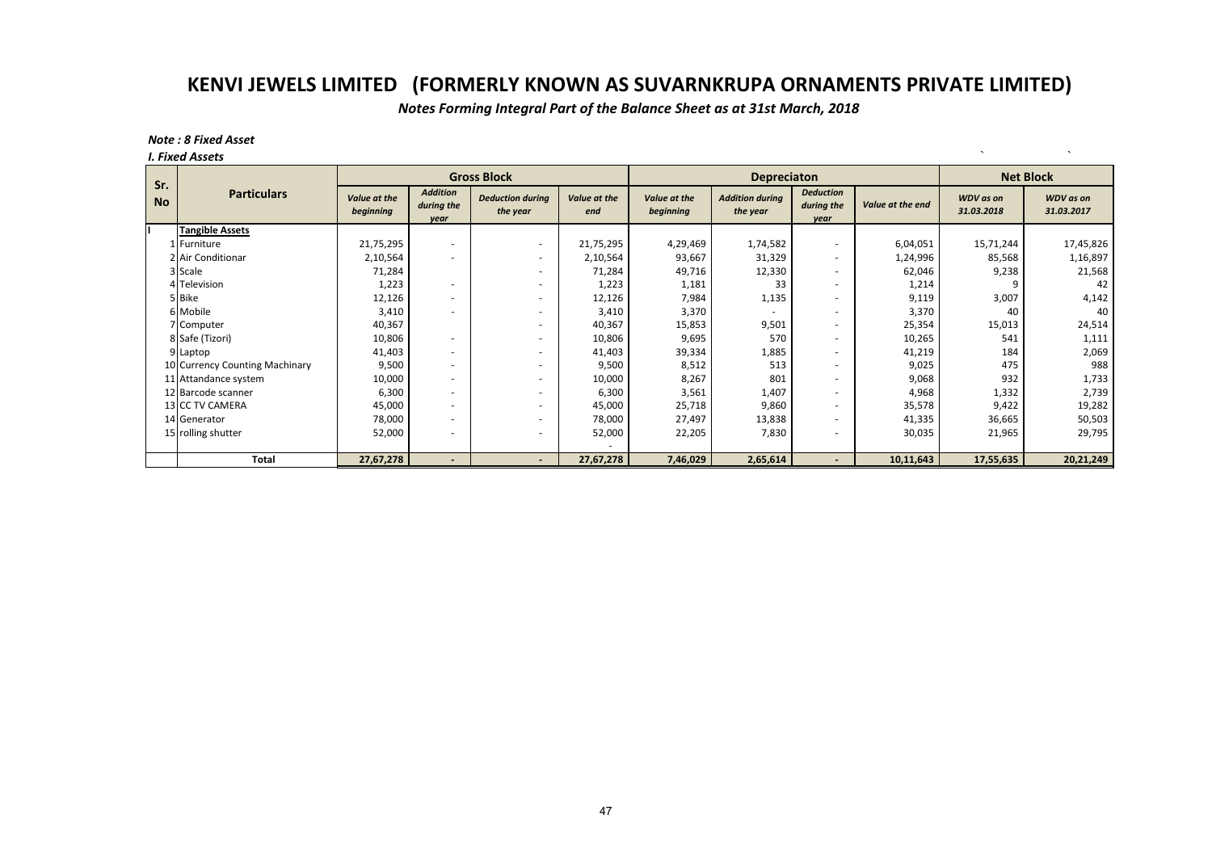# KENVI JEWELS LIMITED (FORMERLY KNOWN AS SUVARNKRUPA ORNAMENTS PRIVATE LIMITED)

*Notes Forming Integral Part of the Balance Sheet as at 31st March, 2018*

***Note : 8 Fixed Asset***

***I. Fixed Assets***

| Sr. No | Particulars | Gross Block | | | | Depreciaton | | | | Net Block | |
|---|---|---|---|---|---|---|---|---|---|---|---|
| | | *Value at the beginning* | *Addition during the year* | *Deduction during the year* | *Value at the end* | *Value at the beginning* | *Addition during the year* | *Deduction during the year* | *Value at the end* | *WDV as on 31.03.2018* | *WDV as on 31.03.2017* |
| I | **Tangible Assets** | | | | | | | | | | |
| 1 | Furniture | 21,75,295 | - | - | 21,75,295 | 4,29,469 | 1,74,582 | - | 6,04,051 | 15,71,244 | 17,45,826 |
| 2 | Air Conditionar | 2,10,564 | - | - | 2,10,564 | 93,667 | 31,329 | - | 1,24,996 | 85,568 | 1,16,897 |
| 3 | Scale | 71,284 | | - | 71,284 | 49,716 | 12,330 | - | 62,046 | 9,238 | 21,568 |
| 4 | Television | 1,223 | - | - | 1,223 | 1,181 | 33 | - | 1,214 | 9 | 42 |
| 5 | Bike | 12,126 | - | - | 12,126 | 7,984 | 1,135 | - | 9,119 | 3,007 | 4,142 |
| 6 | Mobile | 3,410 | - | - | 3,410 | 3,370 | - | - | 3,370 | 40 | 40 |
| 7 | Computer | 40,367 | | - | 40,367 | 15,853 | 9,501 | - | 25,354 | 15,013 | 24,514 |
| 8 | Safe (Tizori) | 10,806 | - | - | 10,806 | 9,695 | 570 | - | 10,265 | 541 | 1,111 |
| 9 | Laptop | 41,403 | - | - | 41,403 | 39,334 | 1,885 | - | 41,219 | 184 | 2,069 |
| 10 | Currency Counting Machinary | 9,500 | - | - | 9,500 | 8,512 | 513 | - | 9,025 | 475 | 988 |
| 11 | Attandance system | 10,000 | - | - | 10,000 | 8,267 | 801 | - | 9,068 | 932 | 1,733 |
| 12 | Barcode scanner | 6,300 | - | - | 6,300 | 3,561 | 1,407 | - | 4,968 | 1,332 | 2,739 |
| 13 | CC TV CAMERA | 45,000 | - | - | 45,000 | 25,718 | 9,860 | - | 35,578 | 9,422 | 19,282 |
| 14 | Generator | 78,000 | - | - | 78,000 | 27,497 | 13,838 | - | 41,335 | 36,665 | 50,503 |
| 15 | rolling shutter | 52,000 | - | - | 52,000 | 22,205 | 7,830 | - | 30,035 | 21,965 | 29,795 |
| | | | | | - | | | | | | |
| | **Total** | **27,67,278** | **-** | **-** | **27,67,278** | **7,46,029** | **2,65,614** | **-** | **10,11,643** | **17,55,635** | **20,21,249** |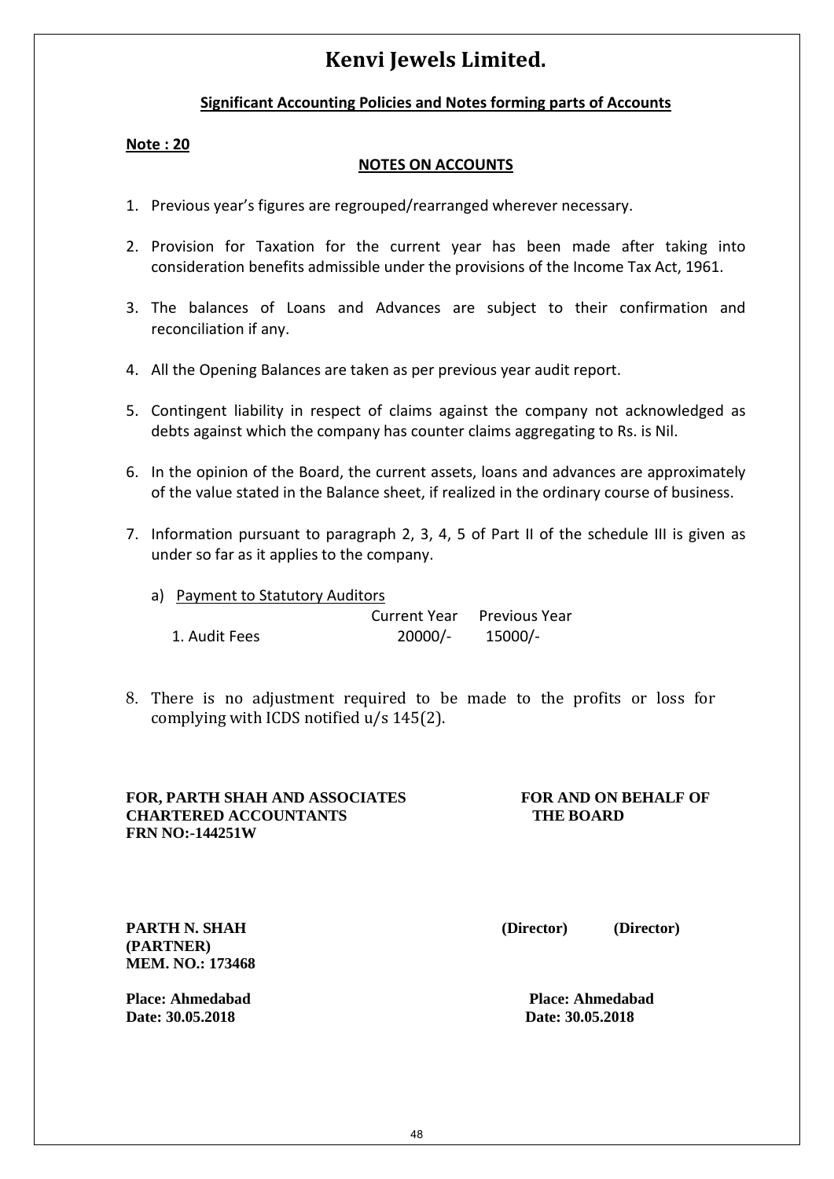# Kenvi Jewels Limited.

## Significant Accounting Policies and Notes forming parts of Accounts

**Note : 20**

### NOTES ON ACCOUNTS

1. Previous year's figures are regrouped/rearranged wherever necessary.

2. Provision for Taxation for the current year has been made after taking into consideration benefits admissible under the provisions of the Income Tax Act, 1961.

3. The balances of Loans and Advances are subject to their confirmation and reconciliation if any.

4. All the Opening Balances are taken as per previous year audit report.

5. Contingent liability in respect of claims against the company not acknowledged as debts against which the company has counter claims aggregating to Rs. is Nil.

6. In the opinion of the Board, the current assets, loans and advances are approximately of the value stated in the Balance sheet, if realized in the ordinary course of business.

7. Information pursuant to paragraph 2, 3, 4, 5 of Part II of the schedule III is given as under so far as it applies to the company.

   a) Payment to Statutory Auditors

   | | Current Year | Previous Year |
   |---|---|---|
   | 1. Audit Fees | 20000/- | 15000/- |

8. There is no adjustment required to be made to the profits or loss for complying with ICDS notified u/s 145(2).

**FOR, PARTH SHAH AND ASSOCIATES**
**CHARTERED ACCOUNTANTS**
**FRN NO:-144251W**

**FOR AND ON BEHALF OF THE BOARD**

**PARTH N. SHAH**
**(PARTNER)**
**MEM. NO.: 173468**

**(Director)** **(Director)**

**Place: Ahmedabad**
**Date: 30.05.2018**

**Place: Ahmedabad**
**Date: 30.05.2018**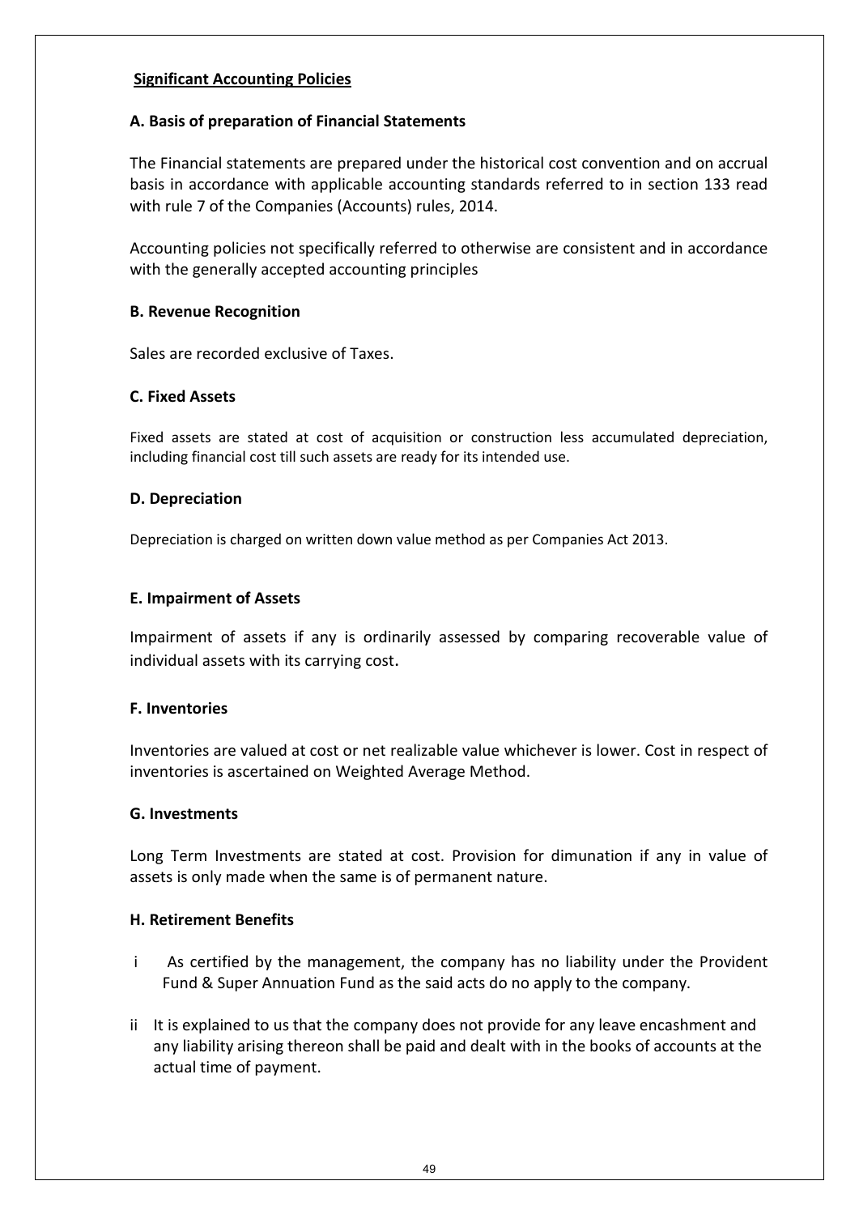## Significant Accounting Policies

### A. Basis of preparation of Financial Statements

The Financial statements are prepared under the historical cost convention and on accrual basis in accordance with applicable accounting standards referred to in section 133 read with rule 7 of the Companies (Accounts) rules, 2014.

Accounting policies not specifically referred to otherwise are consistent and in accordance with the generally accepted accounting principles

### B. Revenue Recognition

Sales are recorded exclusive of Taxes.

### C. Fixed Assets

Fixed assets are stated at cost of acquisition or construction less accumulated depreciation, including financial cost till such assets are ready for its intended use.

### D. Depreciation

Depreciation is charged on written down value method as per Companies Act 2013.

### E. Impairment of Assets

Impairment of assets if any is ordinarily assessed by comparing recoverable value of individual assets with its carrying cost.

### F. Inventories

Inventories are valued at cost or net realizable value whichever is lower. Cost in respect of inventories is ascertained on Weighted Average Method.

### G. Investments

Long Term Investments are stated at cost. Provision for dimunation if any in value of assets is only made when the same is of permanent nature.

### H. Retirement Benefits

i As certified by the management, the company has no liability under the Provident Fund & Super Annuation Fund as the said acts do no apply to the company.

ii It is explained to us that the company does not provide for any leave encashment and any liability arising thereon shall be paid and dealt with in the books of accounts at the actual time of payment.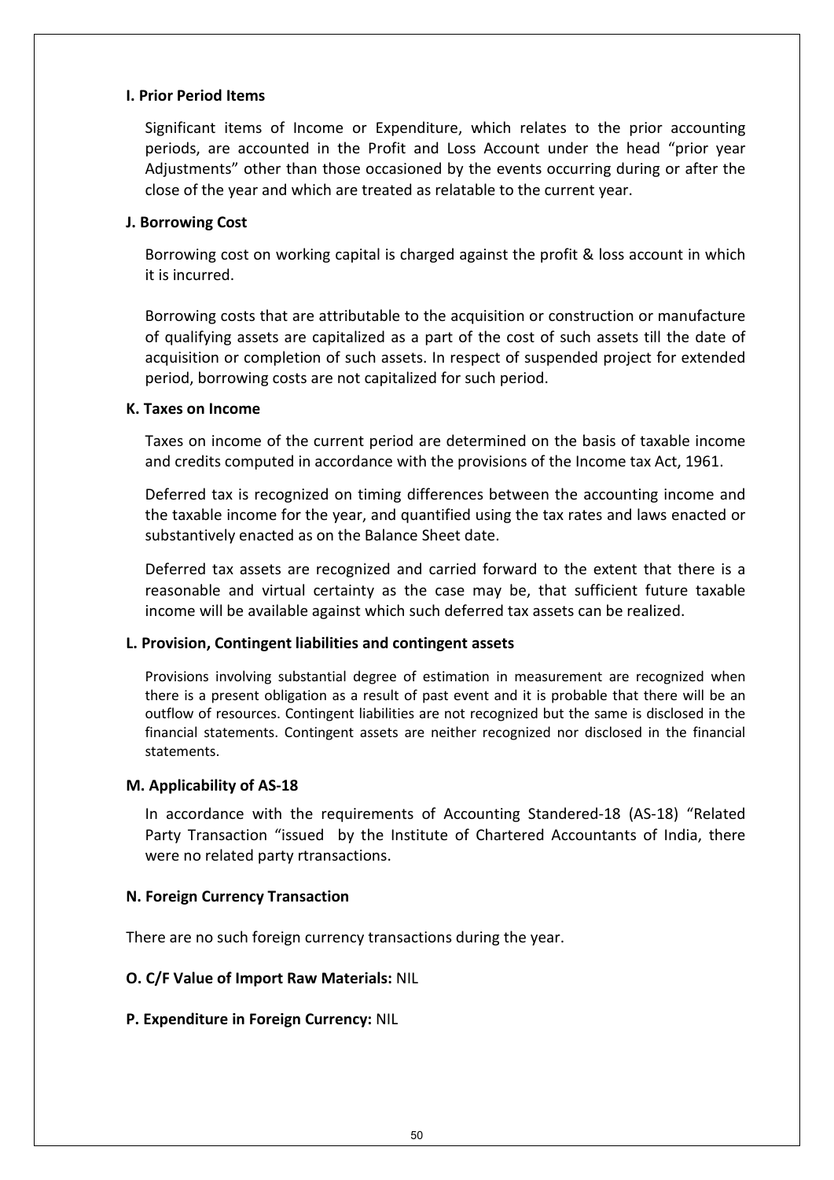**I. Prior Period Items**

Significant items of Income or Expenditure, which relates to the prior accounting periods, are accounted in the Profit and Loss Account under the head "prior year Adjustments" other than those occasioned by the events occurring during or after the close of the year and which are treated as relatable to the current year.

**J. Borrowing Cost**

Borrowing cost on working capital is charged against the profit & loss account in which it is incurred.

Borrowing costs that are attributable to the acquisition or construction or manufacture of qualifying assets are capitalized as a part of the cost of such assets till the date of acquisition or completion of such assets. In respect of suspended project for extended period, borrowing costs are not capitalized for such period.

**K. Taxes on Income**

Taxes on income of the current period are determined on the basis of taxable income and credits computed in accordance with the provisions of the Income tax Act, 1961.

Deferred tax is recognized on timing differences between the accounting income and the taxable income for the year, and quantified using the tax rates and laws enacted or substantively enacted as on the Balance Sheet date.

Deferred tax assets are recognized and carried forward to the extent that there is a reasonable and virtual certainty as the case may be, that sufficient future taxable income will be available against which such deferred tax assets can be realized.

**L. Provision, Contingent liabilities and contingent assets**

Provisions involving substantial degree of estimation in measurement are recognized when there is a present obligation as a result of past event and it is probable that there will be an outflow of resources. Contingent liabilities are not recognized but the same is disclosed in the financial statements. Contingent assets are neither recognized nor disclosed in the financial statements.

**M. Applicability of AS-18**

In accordance with the requirements of Accounting Standered-18 (AS-18) "Related Party Transaction "issued by the Institute of Chartered Accountants of India, there were no related party rtransactions.

**N. Foreign Currency Transaction**

There are no such foreign currency transactions during the year.

**O. C/F Value of Import Raw Materials:** NIL

**P. Expenditure in Foreign Currency:** NIL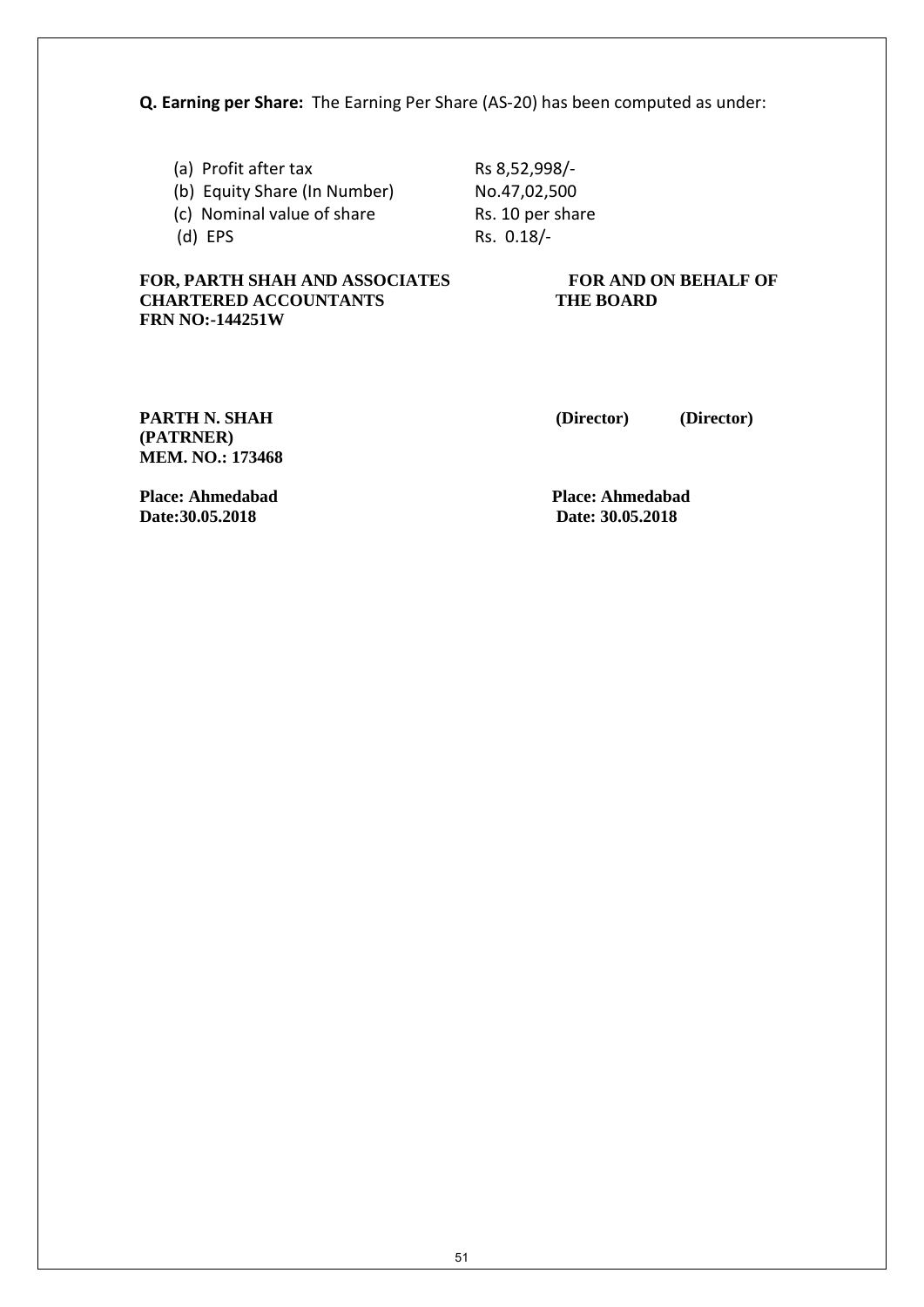**Q. Earning per Share:** The Earning Per Share (AS-20) has been computed as under:

| | |
|---|---|
| (a) Profit after tax | Rs 8,52,998/- |
| (b) Equity Share (In Number) | No.47,02,500 |
| (c) Nominal value of share | Rs. 10 per share |
| (d) EPS | Rs. 0.18/- |

**FOR, PARTH SHAH AND ASSOCIATES**
**CHARTERED ACCOUNTANTS**
**FRN NO:-144251W**

**FOR AND ON BEHALF OF THE BOARD**

**PARTH N. SHAH**
**(PATRNER)**
**MEM. NO.: 173468**

**(Director)** **(Director)**

**Place: Ahmedabad**
**Date:30.05.2018**

**Place: Ahmedabad**
**Date: 30.05.2018**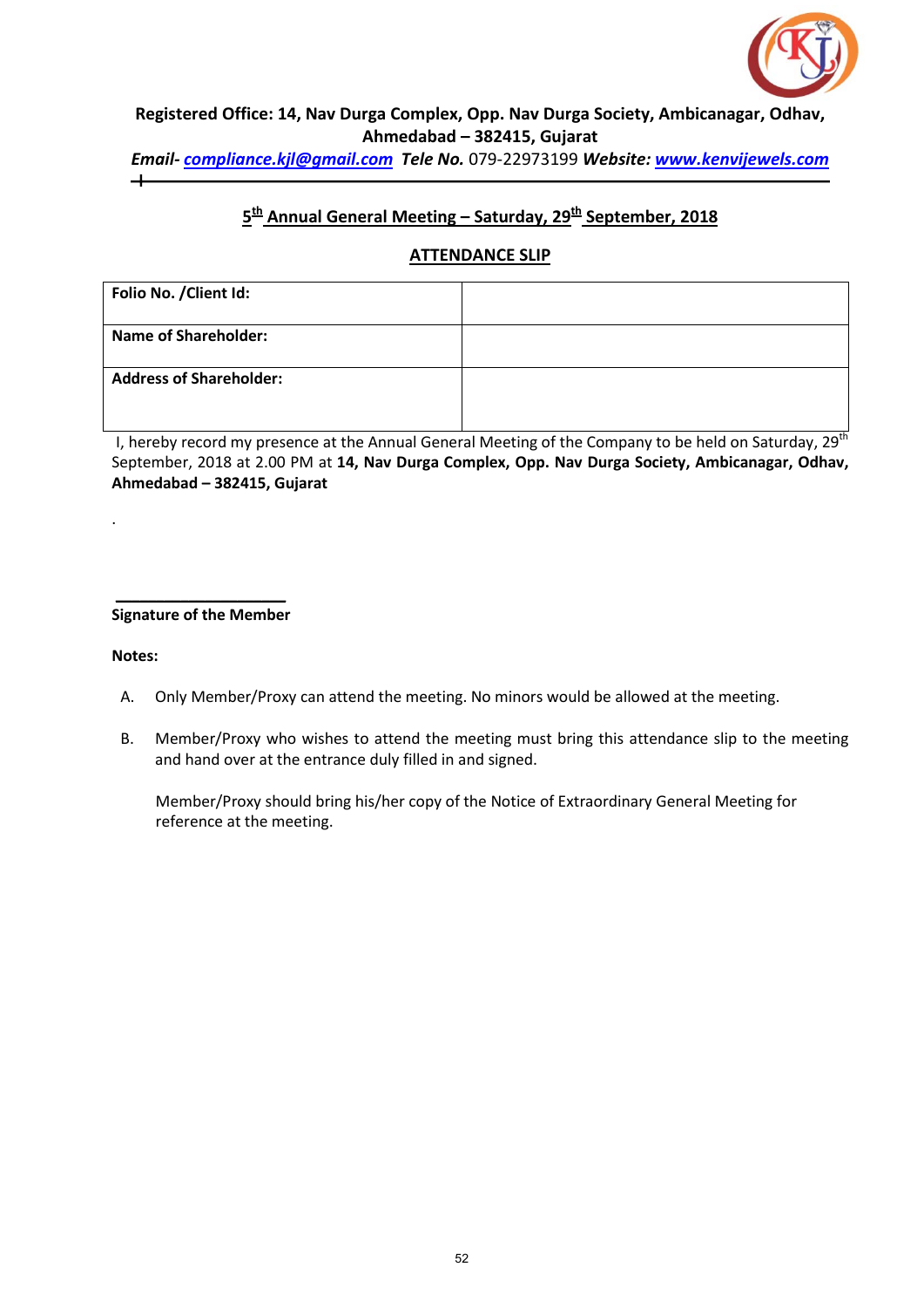**Registered Office: 14, Nav Durga Complex, Opp. Nav Durga Society, Ambicanagar, Odhav, Ahmedabad – 382415, Gujarat**

***Email-*** *compliance.kjl@gmail.com* ***Tele No.*** 079-22973199 ***Website:*** *www.kenvijewels.com*

## 5th Annual General Meeting – Saturday, 29th September, 2018

## ATTENDANCE SLIP

| | |
|---|---|
| **Folio No. /Client Id:** | |
| **Name of Shareholder:** | |
| **Address of Shareholder:** | |

I, hereby record my presence at the Annual General Meeting of the Company to be held on Saturday, 29th September, 2018 at 2.00 PM at **14, Nav Durga Complex, Opp. Nav Durga Society, Ambicanagar, Odhav, Ahmedabad – 382415, Gujarat**

.

**Signature of the Member**

**Notes:**

A. Only Member/Proxy can attend the meeting. No minors would be allowed at the meeting.

B. Member/Proxy who wishes to attend the meeting must bring this attendance slip to the meeting and hand over at the entrance duly filled in and signed.

   Member/Proxy should bring his/her copy of the Notice of Extraordinary General Meeting for reference at the meeting.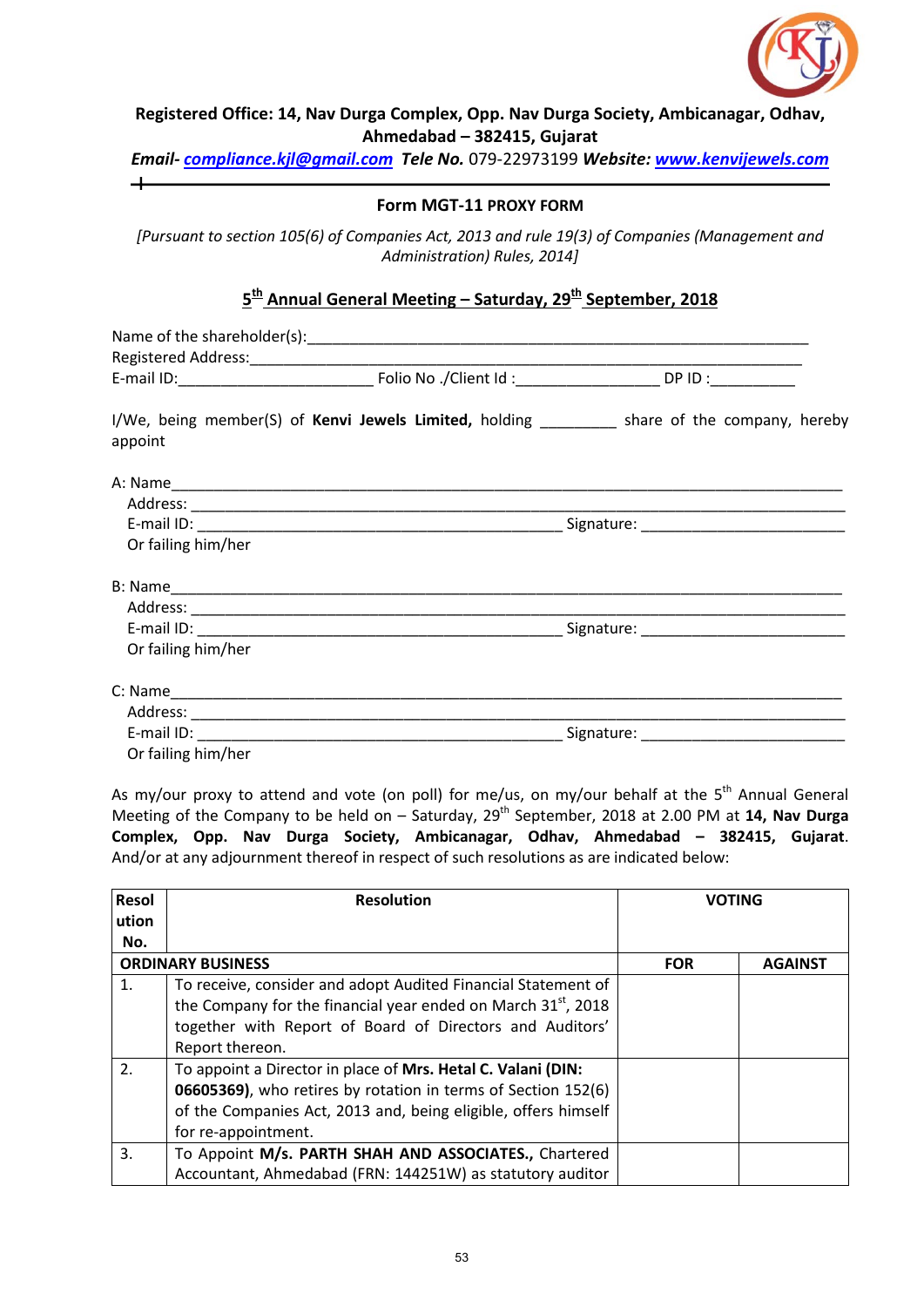**Registered Office: 14, Nav Durga Complex, Opp. Nav Durga Society, Ambicanagar, Odhav, Ahmedabad – 382415, Gujarat**

***Email-* *compliance.kjl@gmail.com* *Tele No.* *079-22973199* *Website:* *www.kenvijewels.com***

### Form MGT-11 PROXY FORM

*[Pursuant to section 105(6) of Companies Act, 2013 and rule 19(3) of Companies (Management and Administration) Rules, 2014]*

### 5th Annual General Meeting – Saturday, 29th September, 2018

Name of the shareholder(s):_______________________________________________________________

Registered Address:______________________________________________________________________

E-mail ID:_______________________ Folio No ./Client Id :________________ DP ID :__________

I/We, being member(S) of **Kenvi Jewels Limited,** holding _________ share of the company, hereby appoint

A: Name_______________________________________________________________________________

Address: ______________________________________________________________________________

E-mail ID: ___________________________________________ Signature: ________________________

Or failing him/her

B: Name_______________________________________________________________________________

Address: ______________________________________________________________________________

E-mail ID: ___________________________________________ Signature: ________________________

Or failing him/her

C: Name_______________________________________________________________________________

Address: ______________________________________________________________________________

E-mail ID: ___________________________________________ Signature: ________________________

Or failing him/her

As my/our proxy to attend and vote (on poll) for me/us, on my/our behalf at the 5th Annual General Meeting of the Company to be held on – Saturday, 29th September, 2018 at 2.00 PM at **14, Nav Durga Complex, Opp. Nav Durga Society, Ambicanagar, Odhav, Ahmedabad – 382415, Gujarat**. And/or at any adjournment thereof in respect of such resolutions as are indicated below:

| Resolution No. | Resolution | VOTING | |
|---|---|---|---|
| **ORDINARY BUSINESS** | | **FOR** | **AGAINST** |
| 1. | To receive, consider and adopt Audited Financial Statement of the Company for the financial year ended on March 31st, 2018 together with Report of Board of Directors and Auditors' Report thereon. | | |
| 2. | To appoint a Director in place of **Mrs. Hetal C. Valani (DIN: 06605369)**, who retires by rotation in terms of Section 152(6) of the Companies Act, 2013 and, being eligible, offers himself for re-appointment. | | |
| 3. | To Appoint **M/s. PARTH SHAH AND ASSOCIATES.,** Chartered Accountant, Ahmedabad (FRN: 144251W) as statutory auditor | | |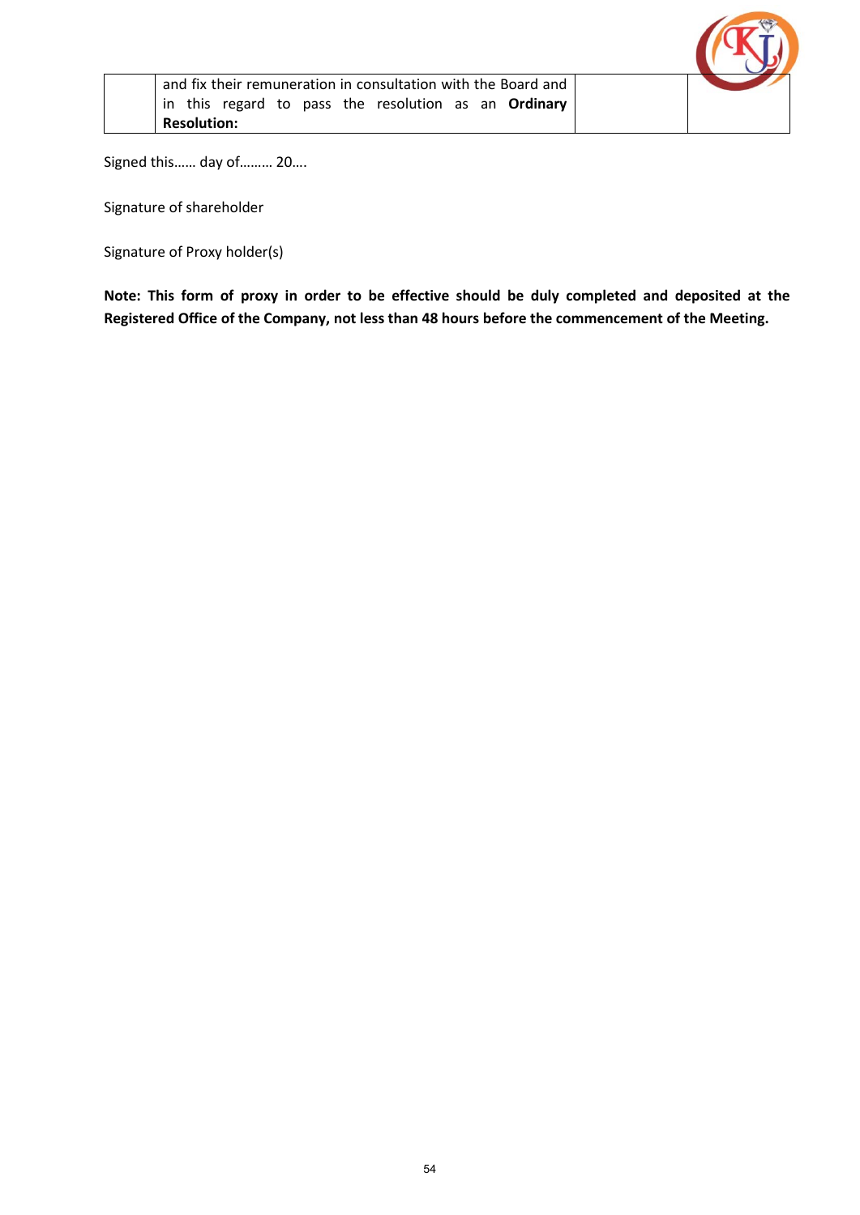|  | and fix their remuneration in consultation with the Board and in this regard to pass the resolution as an **Ordinary Resolution:** |  |  |
|---|---|---|---|

Signed this…… day of……… 20….

Signature of shareholder

Signature of Proxy holder(s)

**Note: This form of proxy in order to be effective should be duly completed and deposited at the Registered Office of the Company, not less than 48 hours before the commencement of the Meeting.**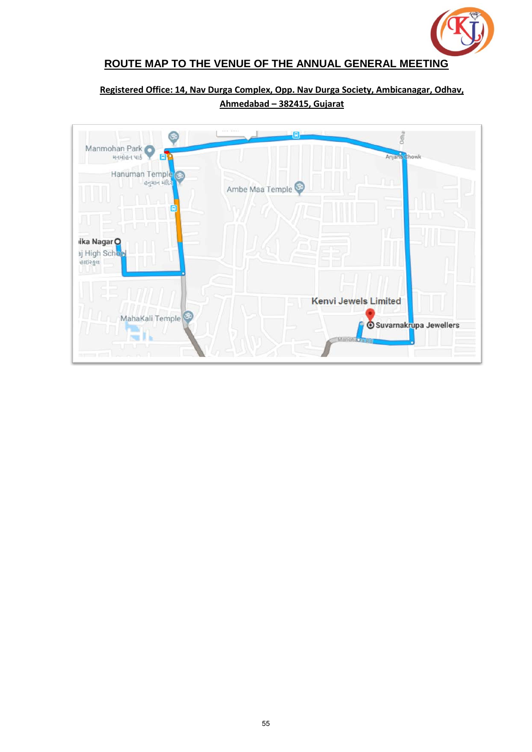# ROUTE MAP TO THE VENUE OF THE ANNUAL GENERAL MEETING

**Registered Office: 14, Nav Durga Complex, Opp. Nav Durga Society, Ambicanagar, Odhav, Ahmedabad – 382415, Gujarat**

Manmohan Park
મનમોહન પાર્ક
Hanuman Temple
હનુમાન મંદિર
Ambe Maa Temple
Anjana Chowk
Odhav
ika Nagar
aj High School
હાઇસ્કૂલ
Kenvi Jewels Limited
Suvarnakrupa Jewellers
MahaKali Temple
Manohar Rd